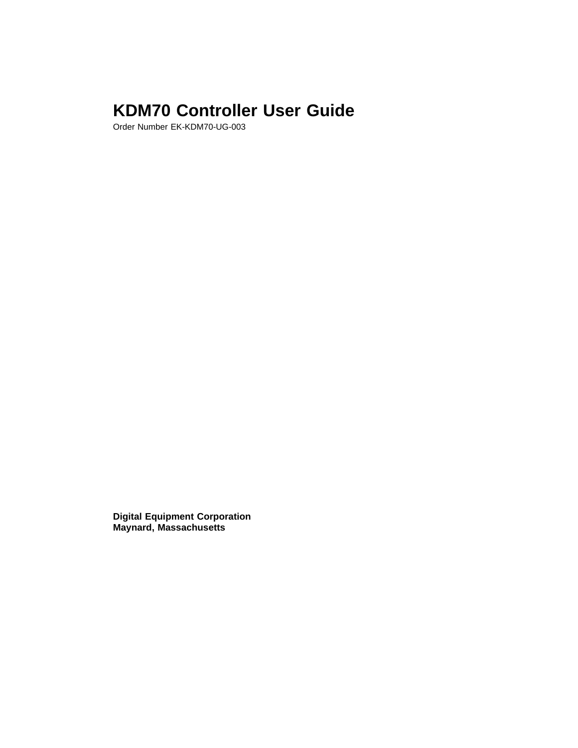# KDM70 Controller User Guide

Order Number EK-KDM70-UG-003

**Digital Equipment Corporation**
**Maynard, Massachusetts**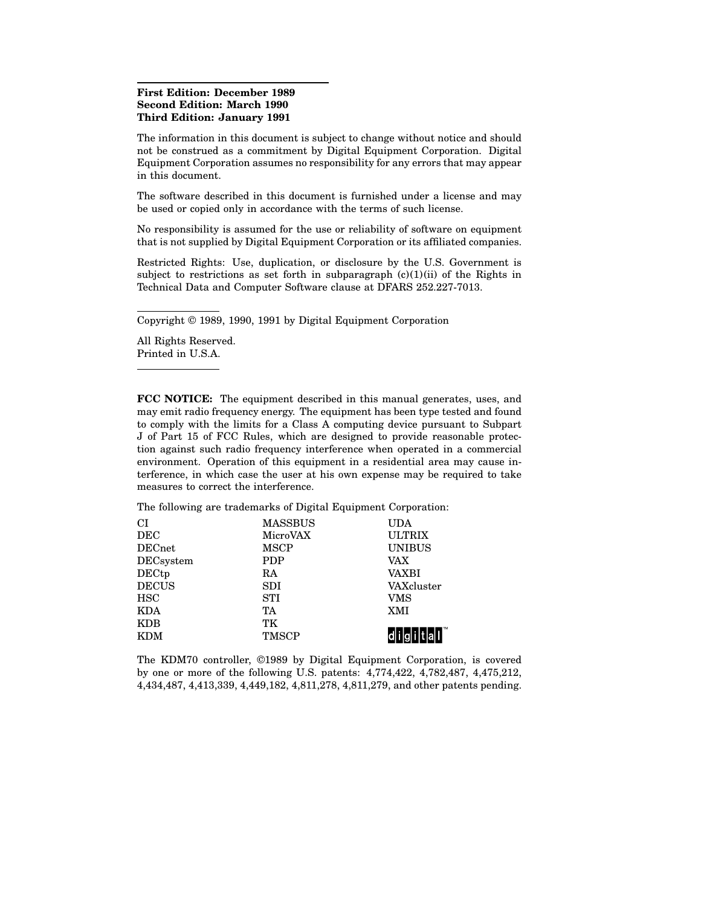**First Edition: December 1989**
**Second Edition: March 1990**
**Third Edition: January 1991**

The information in this document is subject to change without notice and should not be construed as a commitment by Digital Equipment Corporation. Digital Equipment Corporation assumes no responsibility for any errors that may appear in this document.

The software described in this document is furnished under a license and may be used or copied only in accordance with the terms of such license.

No responsibility is assumed for the use or reliability of software on equipment that is not supplied by Digital Equipment Corporation or its affiliated companies.

Restricted Rights: Use, duplication, or disclosure by the U.S. Government is subject to restrictions as set forth in subparagraph (c)(1)(ii) of the Rights in Technical Data and Computer Software clause at DFARS 252.227-7013.

---

Copyright © 1989, 1990, 1991 by Digital Equipment Corporation

All Rights Reserved.
Printed in U.S.A.

---

**FCC NOTICE:** The equipment described in this manual generates, uses, and may emit radio frequency energy. The equipment has been type tested and found to comply with the limits for a Class A computing device pursuant to Subpart J of Part 15 of FCC Rules, which are designed to provide reasonable protection against such radio frequency interference when operated in a commercial environment. Operation of this equipment in a residential area may cause interference, in which case the user at his own expense may be required to take measures to correct the interference.

The following are trademarks of Digital Equipment Corporation:

| | | |
|---|---|---|
| CI | MASSBUS | UDA |
| DEC | MicroVAX | ULTRIX |
| DECnet | MSCP | UNIBUS |
| DECsystem | PDP | VAX |
| DECtp | RA | VAXBI |
| DECUS | SDI | VAXcluster |
| HSC | STI | VMS |
| KDA | TA | XMI |
| KDB | TK | |
| KDM | TMSCP | digital™ |

The KDM70 controller, ©1989 by Digital Equipment Corporation, is covered by one or more of the following U.S. patents: 4,774,422, 4,782,487, 4,475,212, 4,434,487, 4,413,339, 4,449,182, 4,811,278, 4,811,279, and other patents pending.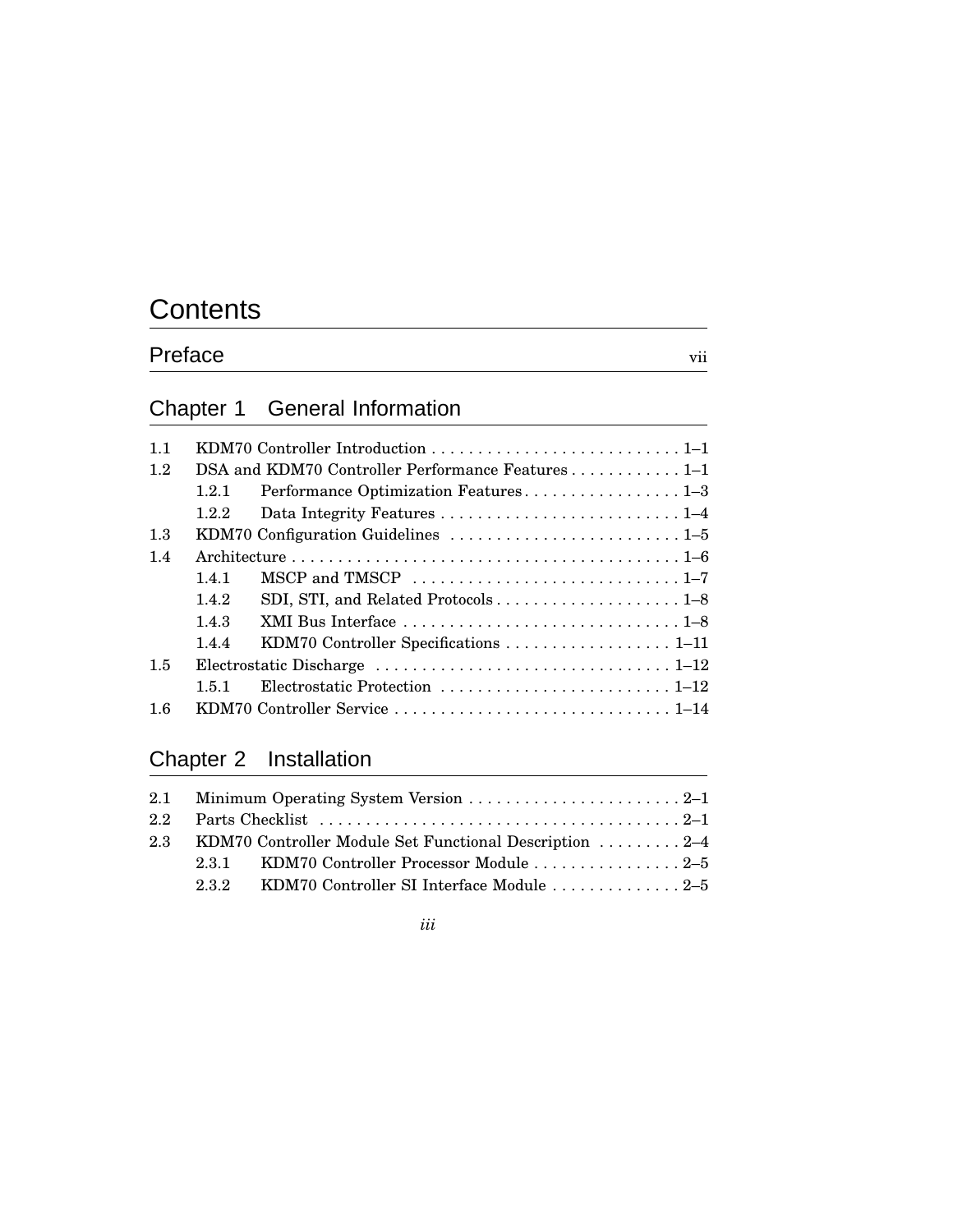# Contents

## Preface vii

## Chapter 1 General Information

| | | |
|---|---|---|
| 1.1 | KDM70 Controller Introduction | 1–1 |
| 1.2 | DSA and KDM70 Controller Performance Features | 1–1 |
| | 1.2.1 Performance Optimization Features | 1–3 |
| | 1.2.2 Data Integrity Features | 1–4 |
| 1.3 | KDM70 Configuration Guidelines | 1–5 |
| 1.4 | Architecture | 1–6 |
| | 1.4.1 MSCP and TMSCP | 1–7 |
| | 1.4.2 SDI, STI, and Related Protocols | 1–8 |
| | 1.4.3 XMI Bus Interface | 1–8 |
| | 1.4.4 KDM70 Controller Specifications | 1–11 |
| 1.5 | Electrostatic Discharge | 1–12 |
| | 1.5.1 Electrostatic Protection | 1–12 |
| 1.6 | KDM70 Controller Service | 1–14 |

## Chapter 2 Installation

| | | |
|---|---|---|
| 2.1 | Minimum Operating System Version | 2–1 |
| 2.2 | Parts Checklist | 2–1 |
| 2.3 | KDM70 Controller Module Set Functional Description | 2–4 |
| | 2.3.1 KDM70 Controller Processor Module | 2–5 |
| | 2.3.2 KDM70 Controller SI Interface Module | 2–5 |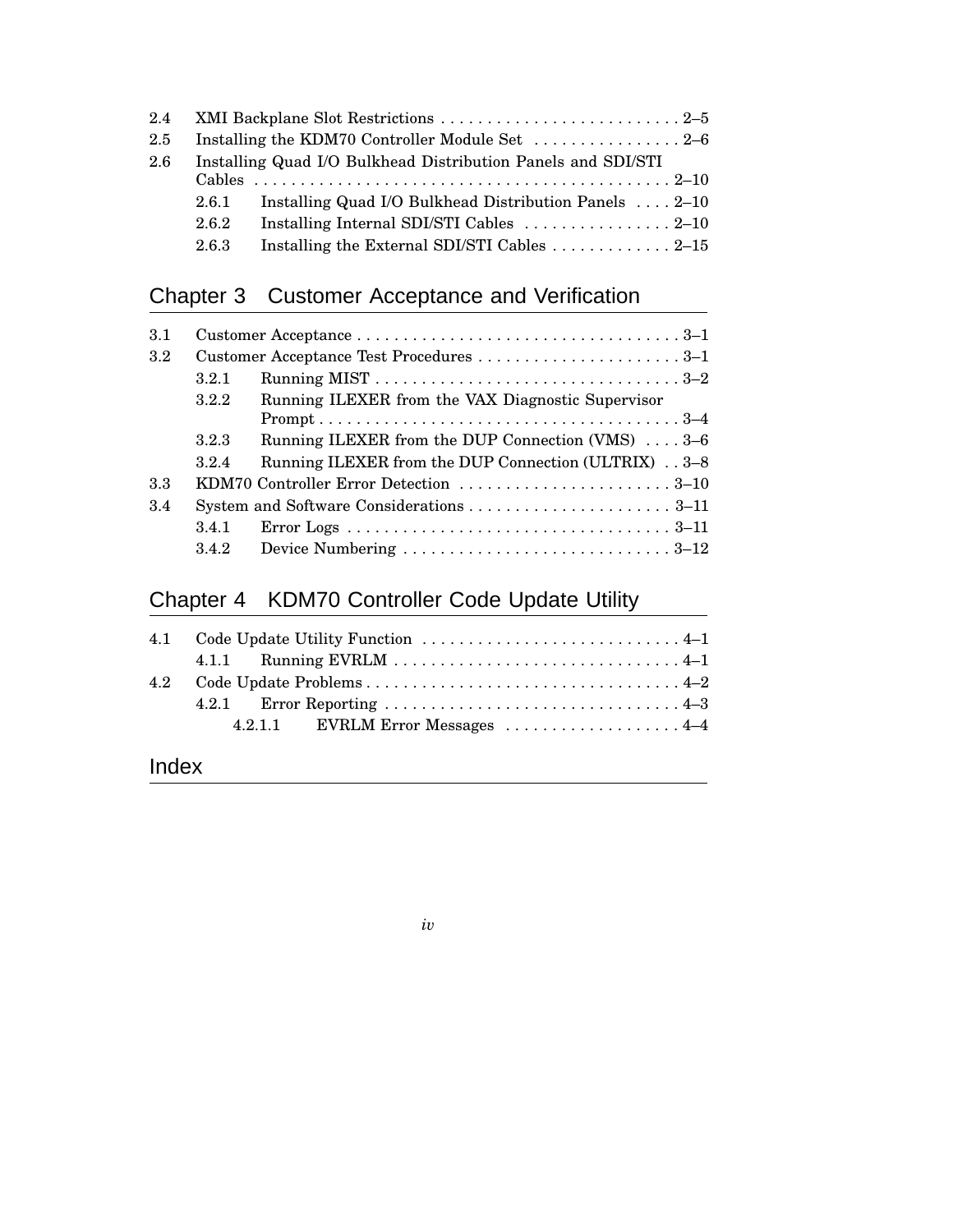| | | |
|---|---|---|
| 2.4 | XMI Backplane Slot Restrictions | 2–5 |
| 2.5 | Installing the KDM70 Controller Module Set | 2–6 |
| 2.6 | Installing Quad I/O Bulkhead Distribution Panels and SDI/STI Cables | 2–10 |
| 2.6.1 | Installing Quad I/O Bulkhead Distribution Panels | 2–10 |
| 2.6.2 | Installing Internal SDI/STI Cables | 2–10 |
| 2.6.3 | Installing the External SDI/STI Cables | 2–15 |

## Chapter 3 Customer Acceptance and Verification

| | | |
|---|---|---|
| 3.1 | Customer Acceptance | 3–1 |
| 3.2 | Customer Acceptance Test Procedures | 3–1 |
| 3.2.1 | Running MIST | 3–2 |
| 3.2.2 | Running ILEXER from the VAX Diagnostic Supervisor Prompt | 3–4 |
| 3.2.3 | Running ILEXER from the DUP Connection (VMS) | 3–6 |
| 3.2.4 | Running ILEXER from the DUP Connection (ULTRIX) | 3–8 |
| 3.3 | KDM70 Controller Error Detection | 3–10 |
| 3.4 | System and Software Considerations | 3–11 |
| 3.4.1 | Error Logs | 3–11 |
| 3.4.2 | Device Numbering | 3–12 |

## Chapter 4 KDM70 Controller Code Update Utility

| | | |
|---|---|---|
| 4.1 | Code Update Utility Function | 4–1 |
| 4.1.1 | Running EVRLM | 4–1 |
| 4.2 | Code Update Problems | 4–2 |
| 4.2.1 | Error Reporting | 4–3 |
| 4.2.1.1 | EVRLM Error Messages | 4–4 |

## Index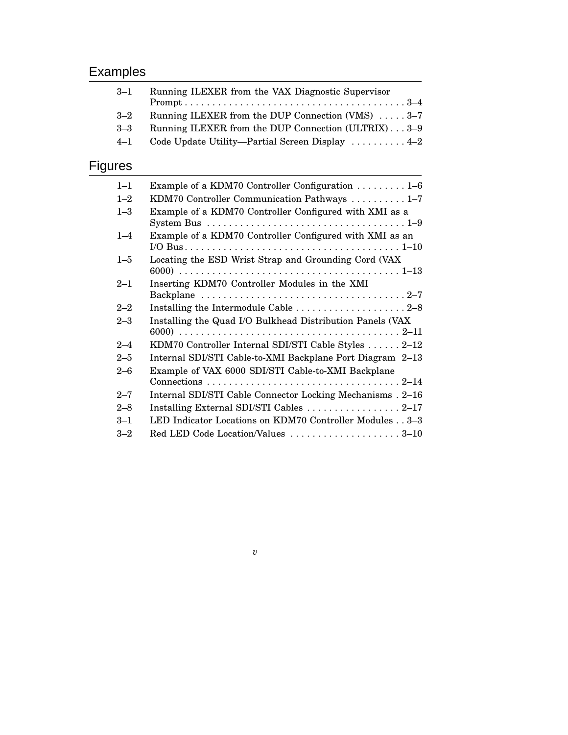## Examples

| | | |
|---|---|---|
| 3–1 | Running ILEXER from the VAX Diagnostic Supervisor Prompt | 3–4 |
| 3–2 | Running ILEXER from the DUP Connection (VMS) | 3–7 |
| 3–3 | Running ILEXER from the DUP Connection (ULTRIX) | 3–9 |
| 4–1 | Code Update Utility—Partial Screen Display | 4–2 |

## Figures

| | | |
|---|---|---|
| 1–1 | Example of a KDM70 Controller Configuration | 1–6 |
| 1–2 | KDM70 Controller Communication Pathways | 1–7 |
| 1–3 | Example of a KDM70 Controller Configured with XMI as a System Bus | 1–9 |
| 1–4 | Example of a KDM70 Controller Configured with XMI as an I/O Bus | 1–10 |
| 1–5 | Locating the ESD Wrist Strap and Grounding Cord (VAX 6000) | 1–13 |
| 2–1 | Inserting KDM70 Controller Modules in the XMI Backplane | 2–7 |
| 2–2 | Installing the Intermodule Cable | 2–8 |
| 2–3 | Installing the Quad I/O Bulkhead Distribution Panels (VAX 6000) | 2–11 |
| 2–4 | KDM70 Controller Internal SDI/STI Cable Styles | 2–12 |
| 2–5 | Internal SDI/STI Cable-to-XMI Backplane Port Diagram | 2–13 |
| 2–6 | Example of VAX 6000 SDI/STI Cable-to-XMI Backplane Connections | 2–14 |
| 2–7 | Internal SDI/STI Cable Connector Locking Mechanisms | 2–16 |
| 2–8 | Installing External SDI/STI Cables | 2–17 |
| 3–1 | LED Indicator Locations on KDM70 Controller Modules | 3–3 |
| 3–2 | Red LED Code Location/Values | 3–10 |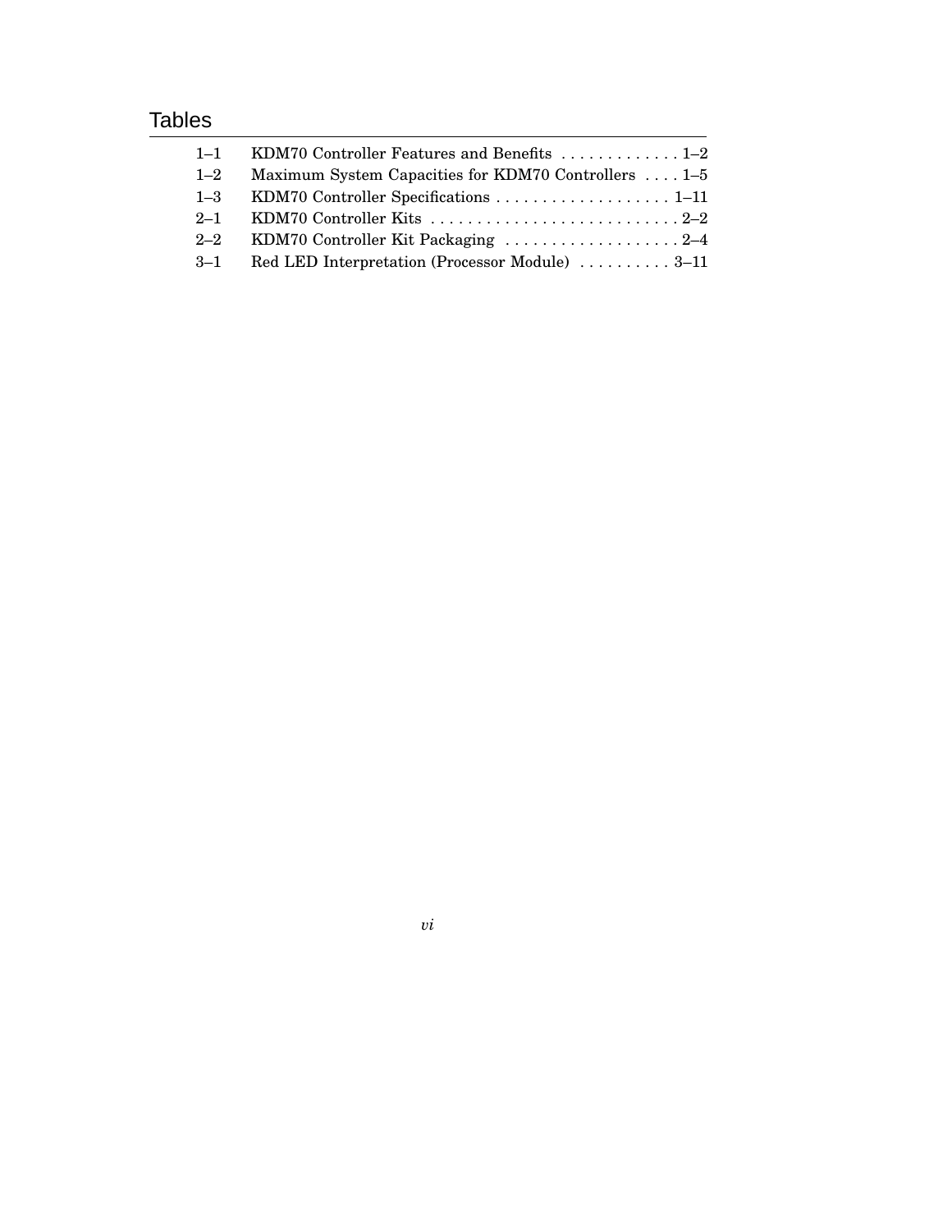# Tables

| | | |
|---|---|---|
| 1–1 | KDM70 Controller Features and Benefits | 1–2 |
| 1–2 | Maximum System Capacities for KDM70 Controllers | 1–5 |
| 1–3 | KDM70 Controller Specifications | 1–11 |
| 2–1 | KDM70 Controller Kits | 2–2 |
| 2–2 | KDM70 Controller Kit Packaging | 2–4 |
| 3–1 | Red LED Interpretation (Processor Module) | 3–11 |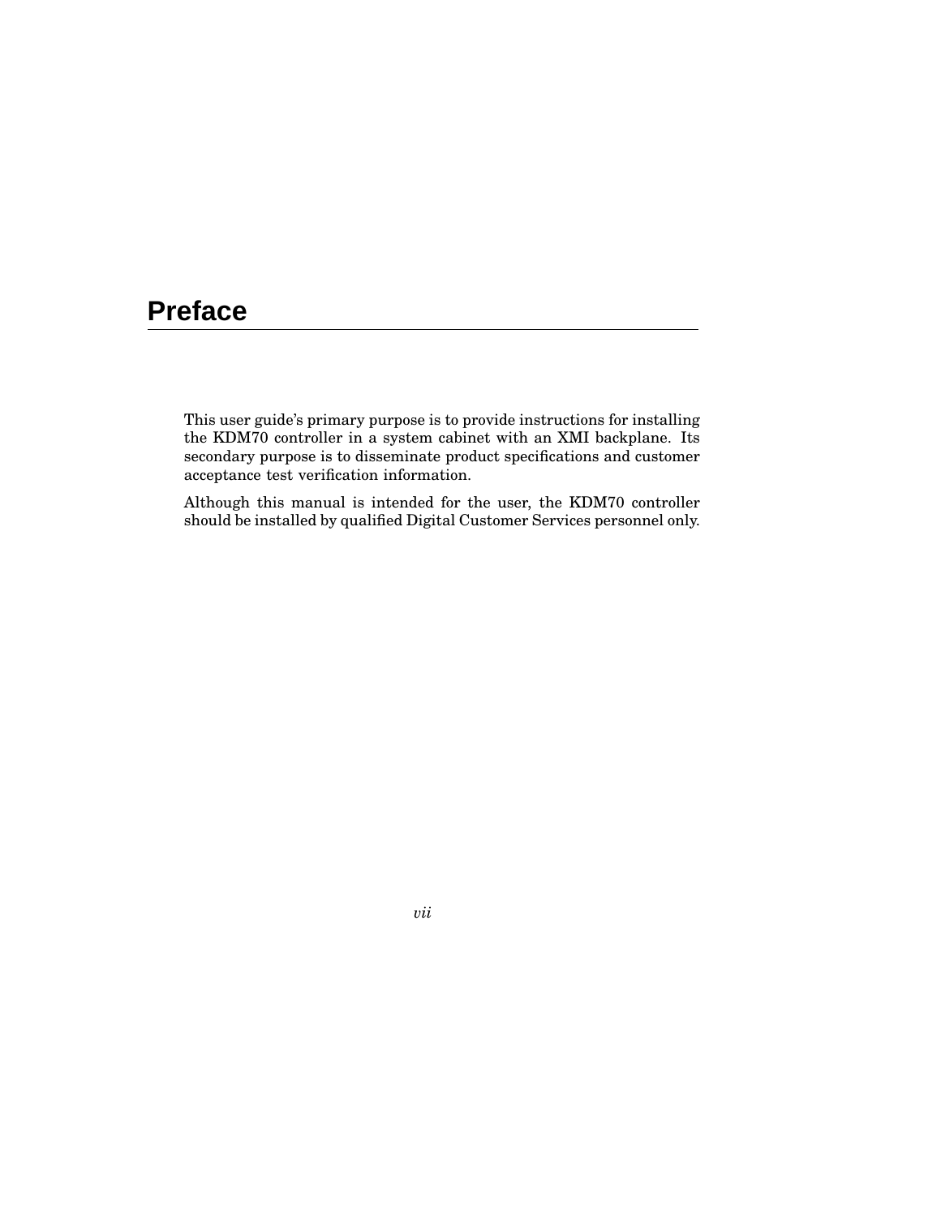# Preface

This user guide's primary purpose is to provide instructions for installing the KDM70 controller in a system cabinet with an XMI backplane. Its secondary purpose is to disseminate product specifications and customer acceptance test verification information.

Although this manual is intended for the user, the KDM70 controller should be installed by qualified Digital Customer Services personnel only.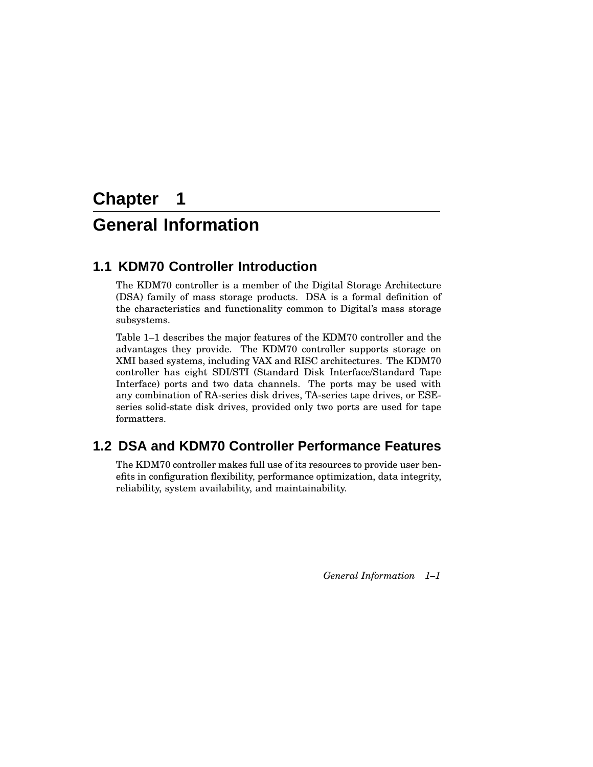# Chapter 1

# General Information

## 1.1 KDM70 Controller Introduction

The KDM70 controller is a member of the Digital Storage Architecture (DSA) family of mass storage products. DSA is a formal definition of the characteristics and functionality common to Digital's mass storage subsystems.

Table 1–1 describes the major features of the KDM70 controller and the advantages they provide. The KDM70 controller supports storage on XMI based systems, including VAX and RISC architectures. The KDM70 controller has eight SDI/STI (Standard Disk Interface/Standard Tape Interface) ports and two data channels. The ports may be used with any combination of RA-series disk drives, TA-series tape drives, or ESE-series solid-state disk drives, provided only two ports are used for tape formatters.

## 1.2 DSA and KDM70 Controller Performance Features

The KDM70 controller makes full use of its resources to provide user benefits in configuration flexibility, performance optimization, data integrity, reliability, system availability, and maintainability.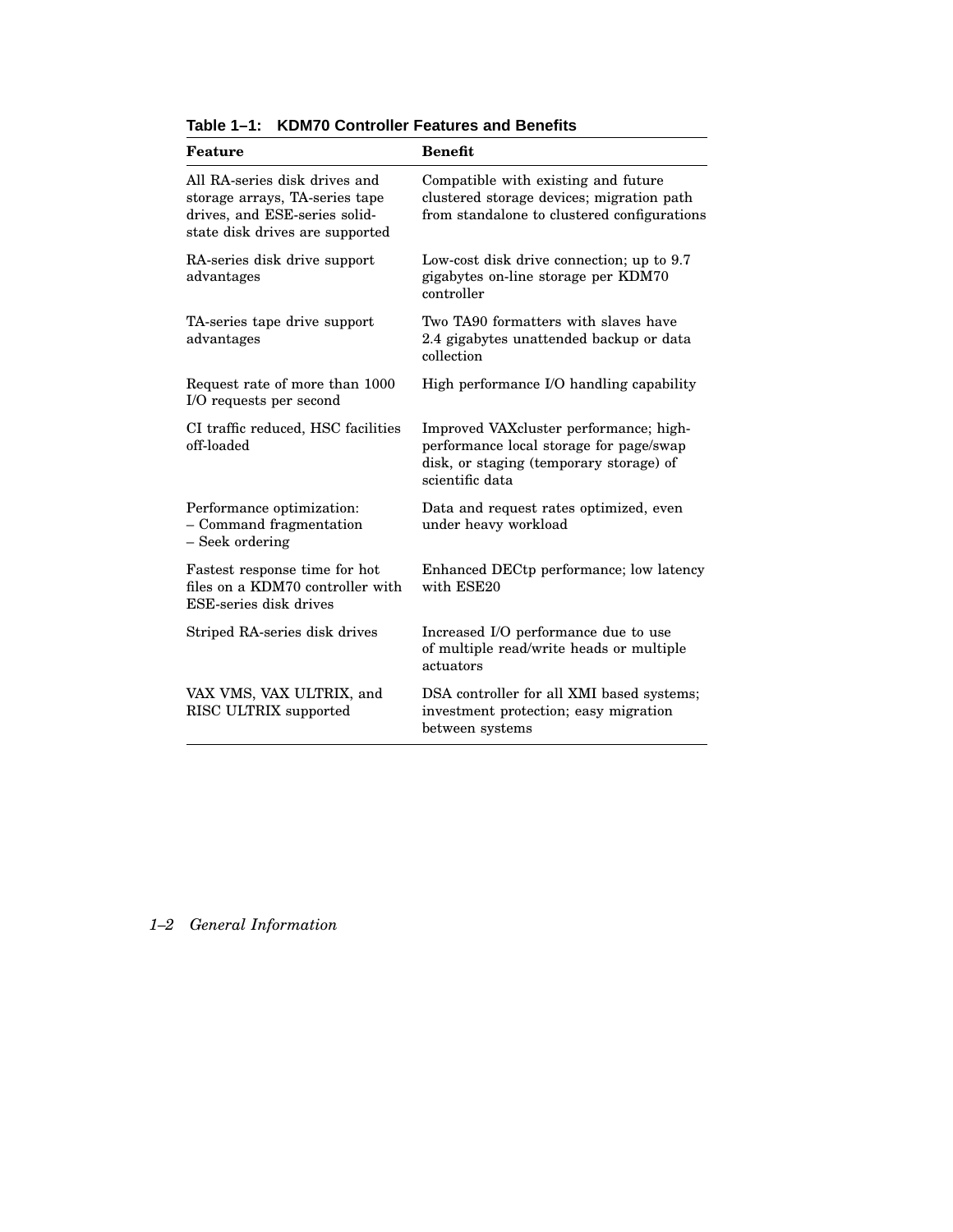**Table 1–1: KDM70 Controller Features and Benefits**

| Feature | Benefit |
|---|---|
| All RA-series disk drives and storage arrays, TA-series tape drives, and ESE-series solid-state disk drives are supported | Compatible with existing and future clustered storage devices; migration path from standalone to clustered configurations |
| RA-series disk drive support advantages | Low-cost disk drive connection; up to 9.7 gigabytes on-line storage per KDM70 controller |
| TA-series tape drive support advantages | Two TA90 formatters with slaves have 2.4 gigabytes unattended backup or data collection |
| Request rate of more than 1000 I/O requests per second | High performance I/O handling capability |
| CI traffic reduced, HSC facilities off-loaded | Improved VAXcluster performance; high-performance local storage for page/swap disk, or staging (temporary storage) of scientific data |
| Performance optimization:<br>– Command fragmentation<br>– Seek ordering | Data and request rates optimized, even under heavy workload |
| Fastest response time for hot files on a KDM70 controller with ESE-series disk drives | Enhanced DECtp performance; low latency with ESE20 |
| Striped RA-series disk drives | Increased I/O performance due to use of multiple read/write heads or multiple actuators |
| VAX VMS, VAX ULTRIX, and RISC ULTRIX supported | DSA controller for all XMI based systems; investment protection; easy migration between systems |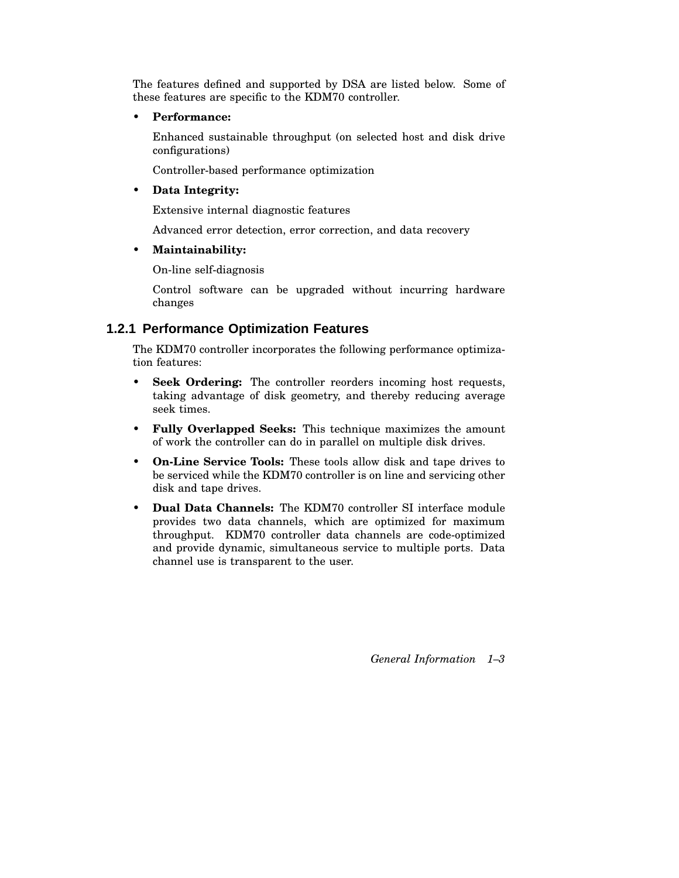The features defined and supported by DSA are listed below. Some of these features are specific to the KDM70 controller.

- **Performance:**

  Enhanced sustainable throughput (on selected host and disk drive configurations)

  Controller-based performance optimization

- **Data Integrity:**

  Extensive internal diagnostic features

  Advanced error detection, error correction, and data recovery

- **Maintainability:**

  On-line self-diagnosis

  Control software can be upgraded without incurring hardware changes

### 1.2.1 Performance Optimization Features

The KDM70 controller incorporates the following performance optimization features:

- **Seek Ordering:** The controller reorders incoming host requests, taking advantage of disk geometry, and thereby reducing average seek times.
- **Fully Overlapped Seeks:** This technique maximizes the amount of work the controller can do in parallel on multiple disk drives.
- **On-Line Service Tools:** These tools allow disk and tape drives to be serviced while the KDM70 controller is on line and servicing other disk and tape drives.
- **Dual Data Channels:** The KDM70 controller SI interface module provides two data channels, which are optimized for maximum throughput. KDM70 controller data channels are code-optimized and provide dynamic, simultaneous service to multiple ports. Data channel use is transparent to the user.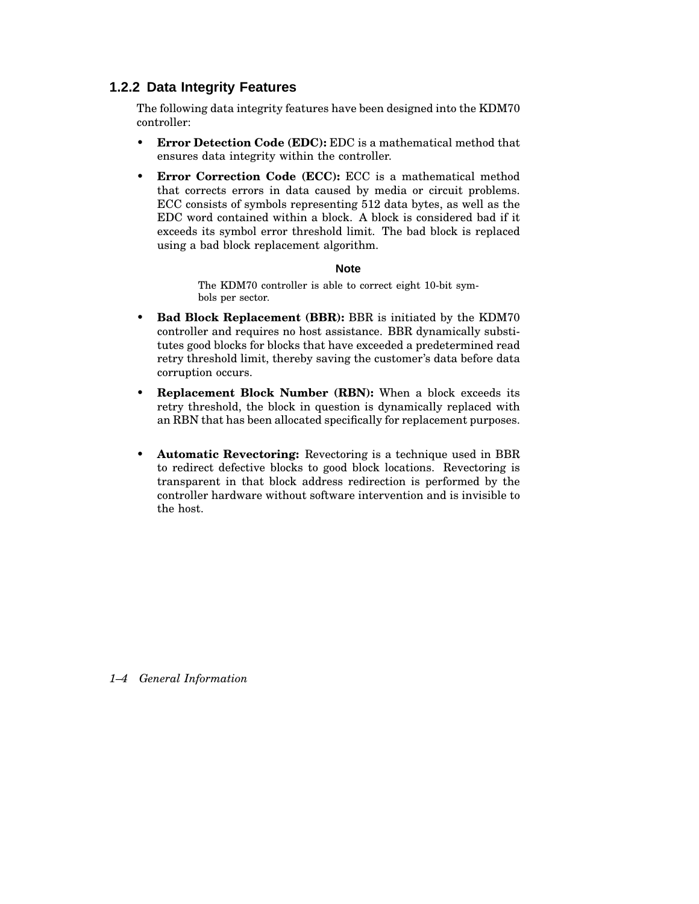### 1.2.2 Data Integrity Features

The following data integrity features have been designed into the KDM70 controller:

- **Error Detection Code (EDC):** EDC is a mathematical method that ensures data integrity within the controller.
- **Error Correction Code (ECC):** ECC is a mathematical method that corrects errors in data caused by media or circuit problems. ECC consists of symbols representing 512 data bytes, as well as the EDC word contained within a block. A block is considered bad if it exceeds its symbol error threshold limit. The bad block is replaced using a bad block replacement algorithm.

  **Note**

  The KDM70 controller is able to correct eight 10-bit symbols per sector.

- **Bad Block Replacement (BBR):** BBR is initiated by the KDM70 controller and requires no host assistance. BBR dynamically substitutes good blocks for blocks that have exceeded a predetermined read retry threshold limit, thereby saving the customer's data before data corruption occurs.
- **Replacement Block Number (RBN):** When a block exceeds its retry threshold, the block in question is dynamically replaced with an RBN that has been allocated specifically for replacement purposes.
- **Automatic Revectoring:** Revectoring is a technique used in BBR to redirect defective blocks to good block locations. Revectoring is transparent in that block address redirection is performed by the controller hardware without software intervention and is invisible to the host.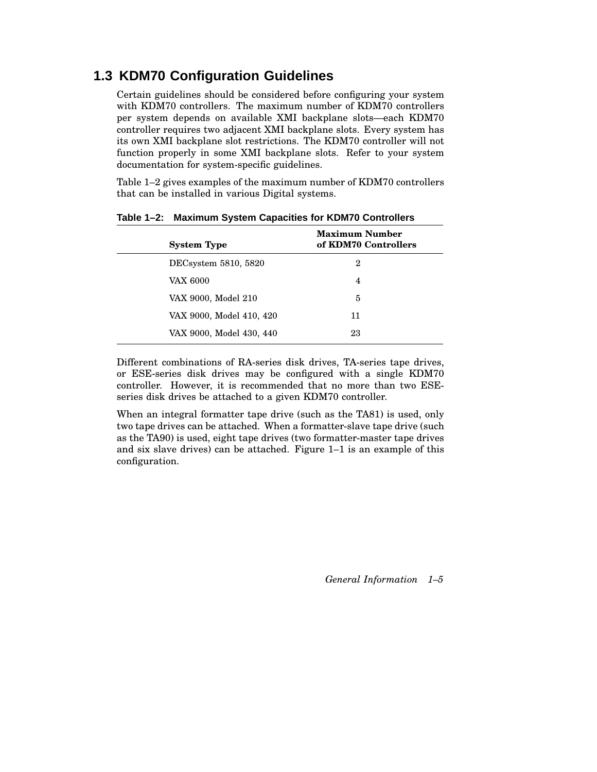## 1.3 KDM70 Configuration Guidelines

Certain guidelines should be considered before configuring your system with KDM70 controllers. The maximum number of KDM70 controllers per system depends on available XMI backplane slots—each KDM70 controller requires two adjacent XMI backplane slots. Every system has its own XMI backplane slot restrictions. The KDM70 controller will not function properly in some XMI backplane slots. Refer to your system documentation for system-specific guidelines.

Table 1–2 gives examples of the maximum number of KDM70 controllers that can be installed in various Digital systems.

**Table 1–2: Maximum System Capacities for KDM70 Controllers**

| System Type | Maximum Number of KDM70 Controllers |
|---|---|
| DECsystem 5810, 5820 | 2 |
| VAX 6000 | 4 |
| VAX 9000, Model 210 | 5 |
| VAX 9000, Model 410, 420 | 11 |
| VAX 9000, Model 430, 440 | 23 |

Different combinations of RA-series disk drives, TA-series tape drives, or ESE-series disk drives may be configured with a single KDM70 controller. However, it is recommended that no more than two ESE-series disk drives be attached to a given KDM70 controller.

When an integral formatter tape drive (such as the TA81) is used, only two tape drives can be attached. When a formatter-slave tape drive (such as the TA90) is used, eight tape drives (two formatter-master tape drives and six slave drives) can be attached. Figure 1–1 is an example of this configuration.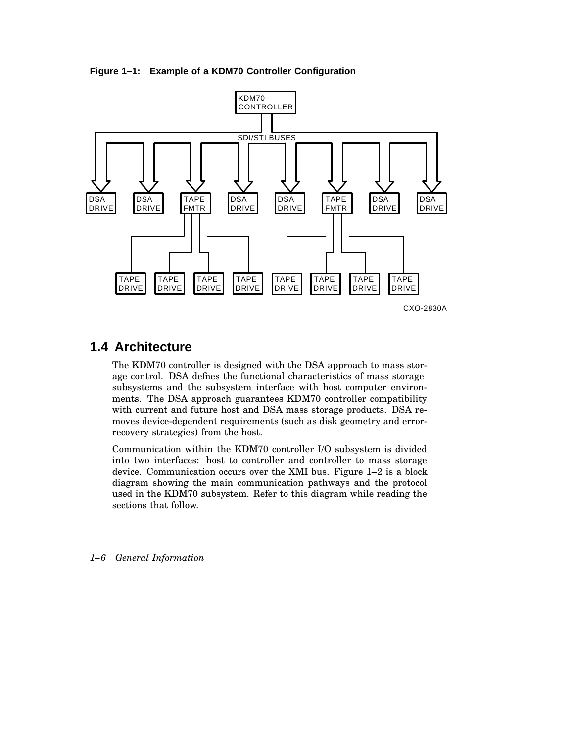**Figure 1–1: Example of a KDM70 Controller Configuration**

## 1.4 Architecture

The KDM70 controller is designed with the DSA approach to mass storage control. DSA defines the functional characteristics of mass storage subsystems and the subsystem interface with host computer environments. The DSA approach guarantees KDM70 controller compatibility with current and future host and DSA mass storage products. DSA removes device-dependent requirements (such as disk geometry and error-recovery strategies) from the host.

Communication within the KDM70 controller I/O subsystem is divided into two interfaces: host to controller and controller to mass storage device. Communication occurs over the XMI bus. Figure 1–2 is a block diagram showing the main communication pathways and the protocol used in the KDM70 subsystem. Refer to this diagram while reading the sections that follow.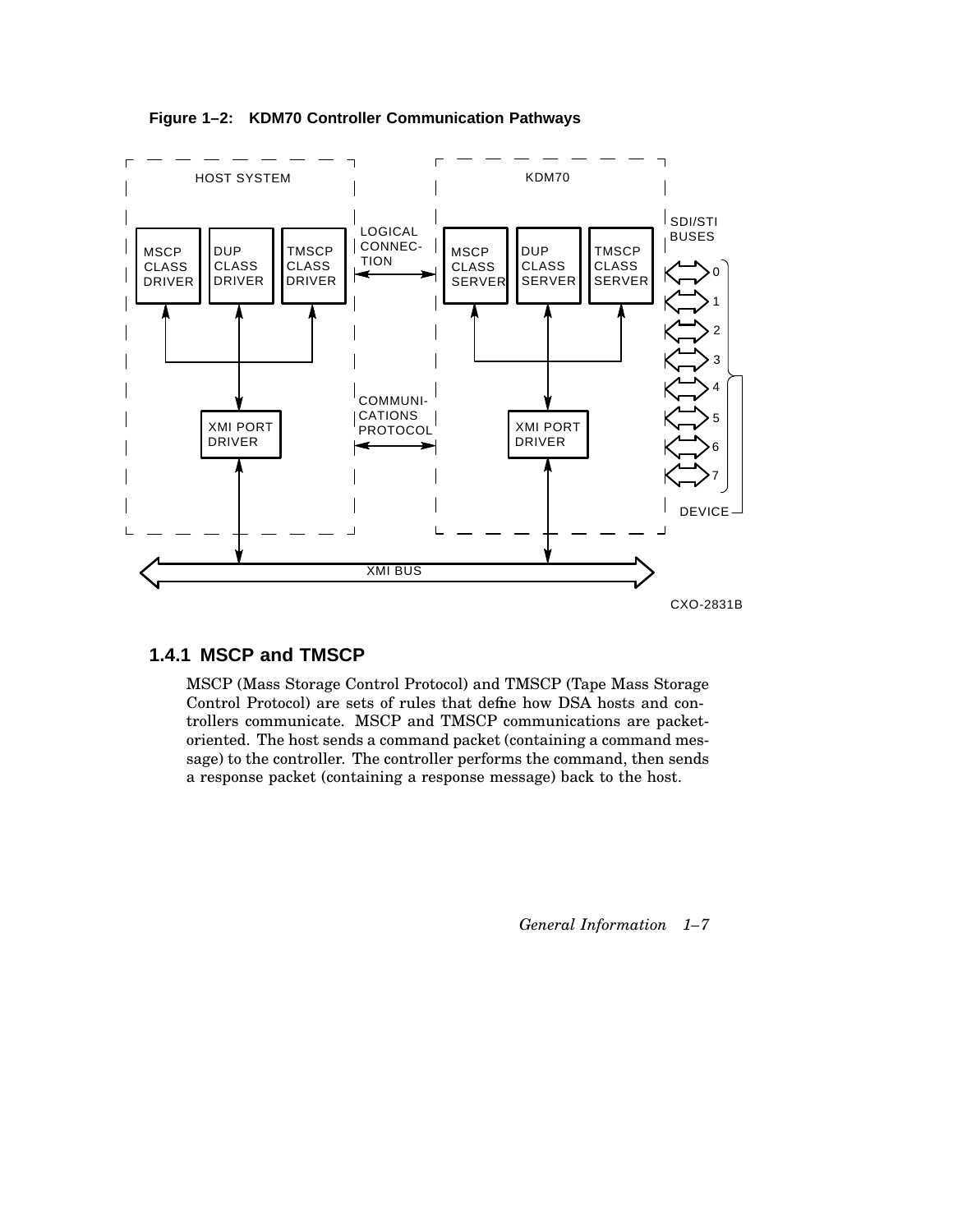**Figure 1–2: KDM70 Controller Communication Pathways**

HOST SYSTEM

MSCP CLASS DRIVER | DUP CLASS DRIVER | TMSCP CLASS DRIVER

XMI PORT DRIVER

LOGICAL CONNECTION

COMMUNICATIONS PROTOCOL

KDM70

MSCP CLASS SERVER | DUP CLASS SERVER | TMSCP CLASS SERVER

XMI PORT DRIVER

SDI/STI BUSES

0 1 2 3 4 5 6 7

DEVICE

XMI BUS

CXO-2831B

### 1.4.1 MSCP and TMSCP

MSCP (Mass Storage Control Protocol) and TMSCP (Tape Mass Storage Control Protocol) are sets of rules that define how DSA hosts and controllers communicate. MSCP and TMSCP communications are packet-oriented. The host sends a command packet (containing a command message) to the controller. The controller performs the command, then sends a response packet (containing a response message) back to the host.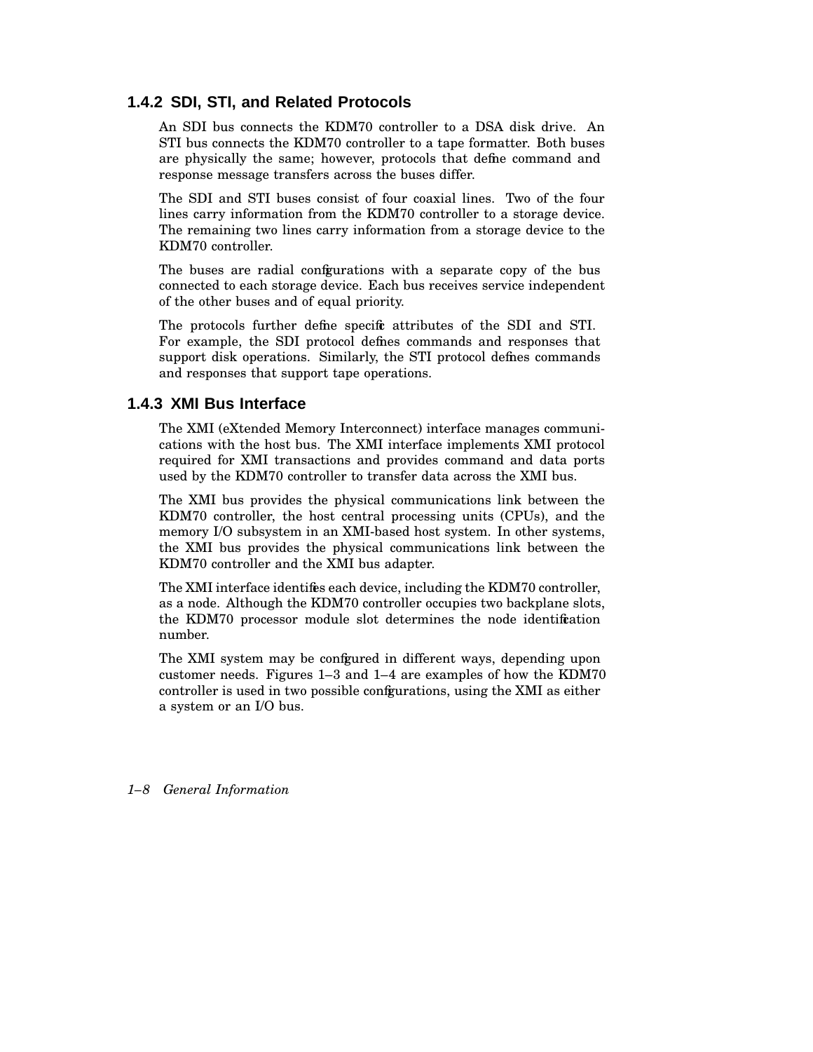### 1.4.2 SDI, STI, and Related Protocols

An SDI bus connects the KDM70 controller to a DSA disk drive. An STI bus connects the KDM70 controller to a tape formatter. Both buses are physically the same; however, protocols that define command and response message transfers across the buses differ.

The SDI and STI buses consist of four coaxial lines. Two of the four lines carry information from the KDM70 controller to a storage device. The remaining two lines carry information from a storage device to the KDM70 controller.

The buses are radial configurations with a separate copy of the bus connected to each storage device. Each bus receives service independent of the other buses and of equal priority.

The protocols further define specific attributes of the SDI and STI. For example, the SDI protocol defines commands and responses that support disk operations. Similarly, the STI protocol defines commands and responses that support tape operations.

### 1.4.3 XMI Bus Interface

The XMI (eXtended Memory Interconnect) interface manages communications with the host bus. The XMI interface implements XMI protocol required for XMI transactions and provides command and data ports used by the KDM70 controller to transfer data across the XMI bus.

The XMI bus provides the physical communications link between the KDM70 controller, the host central processing units (CPUs), and the memory I/O subsystem in an XMI-based host system. In other systems, the XMI bus provides the physical communications link between the KDM70 controller and the XMI bus adapter.

The XMI interface identifies each device, including the KDM70 controller, as a node. Although the KDM70 controller occupies two backplane slots, the KDM70 processor module slot determines the node identification number.

The XMI system may be configured in different ways, depending upon customer needs. Figures 1–3 and 1–4 are examples of how the KDM70 controller is used in two possible configurations, using the XMI as either a system or an I/O bus.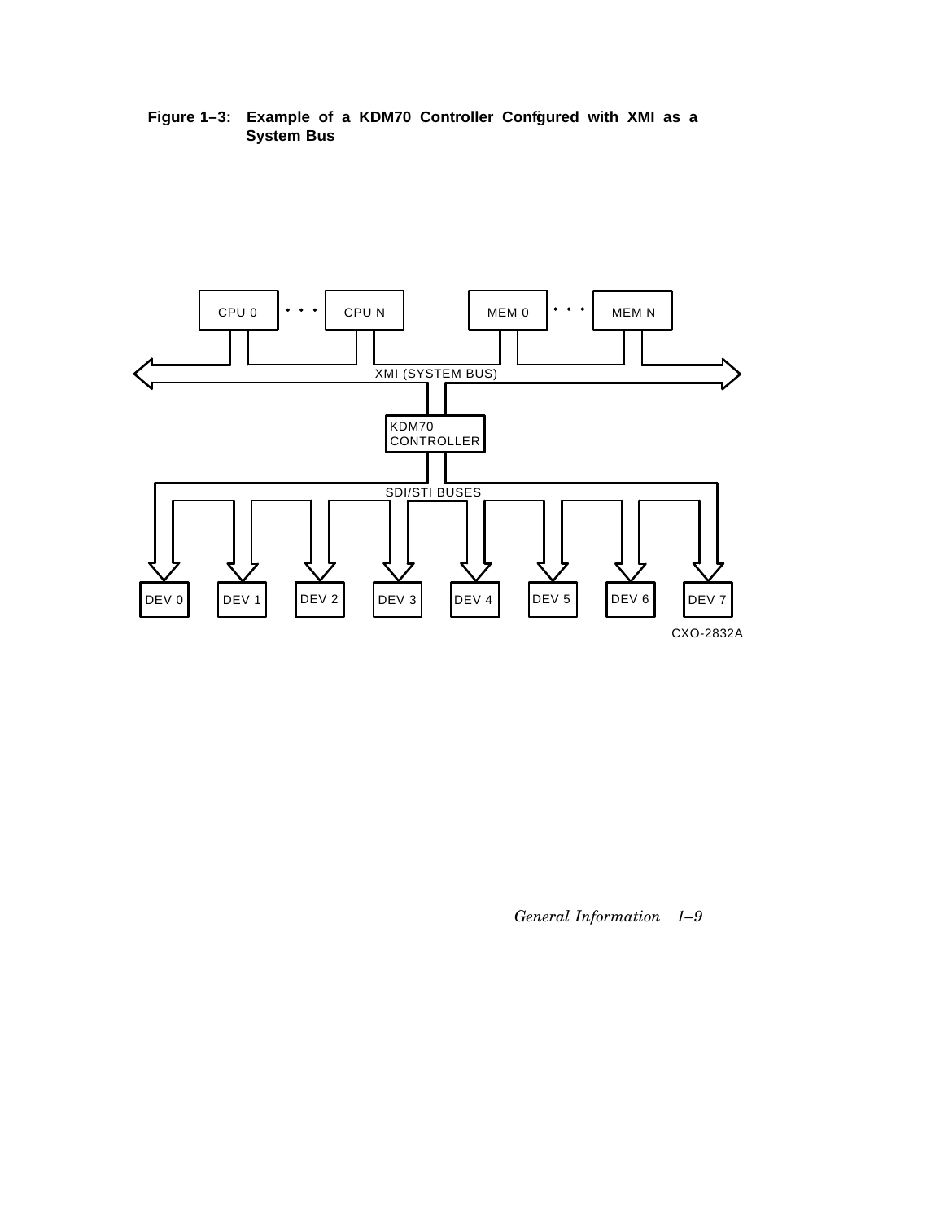**Figure 1–3: Example of a KDM70 Controller Configured with XMI as a System Bus**

CPU 0 • • • CPU N    MEM 0 • • • MEM N

XMI (SYSTEM BUS)

KDM70 CONTROLLER

SDI/STI BUSES

DEV 0  DEV 1  DEV 2  DEV 3  DEV 4  DEV 5  DEV 6  DEV 7

CXO-2832A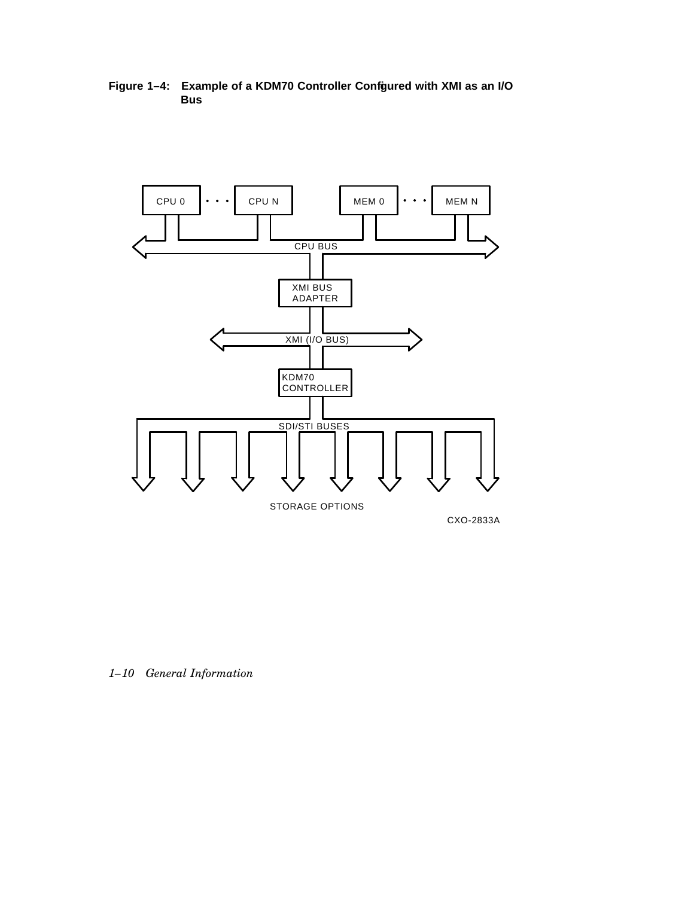**Figure 1–4: Example of a KDM70 Controller Configured with XMI as an I/O Bus**

CPU 0 • • • CPU N    MEM 0 • • • MEM N

CPU BUS

XMI BUS ADAPTER

XMI (I/O BUS)

KDM70 CONTROLLER

SDI/STI BUSES

STORAGE OPTIONS

CXO-2833A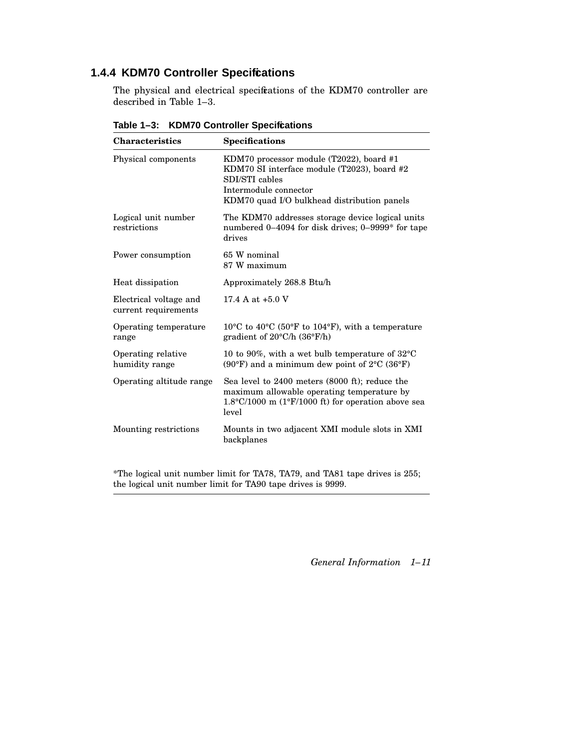### 1.4.4 KDM70 Controller Specifications

The physical and electrical specifications of the KDM70 controller are described in Table 1–3.

**Table 1–3: KDM70 Controller Specifications**

| Characteristics | Specifications |
|---|---|
| Physical components | KDM70 processor module (T2022), board #1<br>KDM70 SI interface module (T2023), board #2<br>SDI/STI cables<br>Intermodule connector<br>KDM70 quad I/O bulkhead distribution panels |
| Logical unit number restrictions | The KDM70 addresses storage device logical units numbered 0–4094 for disk drives; 0–9999* for tape drives |
| Power consumption | 65 W nominal<br>87 W maximum |
| Heat dissipation | Approximately 268.8 Btu/h |
| Electrical voltage and current requirements | 17.4 A at +5.0 V |
| Operating temperature range | 10°C to 40°C (50°F to 104°F), with a temperature gradient of 20°C/h (36°F/h) |
| Operating relative humidity range | 10 to 90%, with a wet bulb temperature of 32°C (90°F) and a minimum dew point of 2°C (36°F) |
| Operating altitude range | Sea level to 2400 meters (8000 ft); reduce the maximum allowable operating temperature by 1.8°C/1000 m (1°F/1000 ft) for operation above sea level |
| Mounting restrictions | Mounts in two adjacent XMI module slots in XMI backplanes |

*The logical unit number limit for TA78, TA79, and TA81 tape drives is 255; the logical unit number limit for TA90 tape drives is 9999.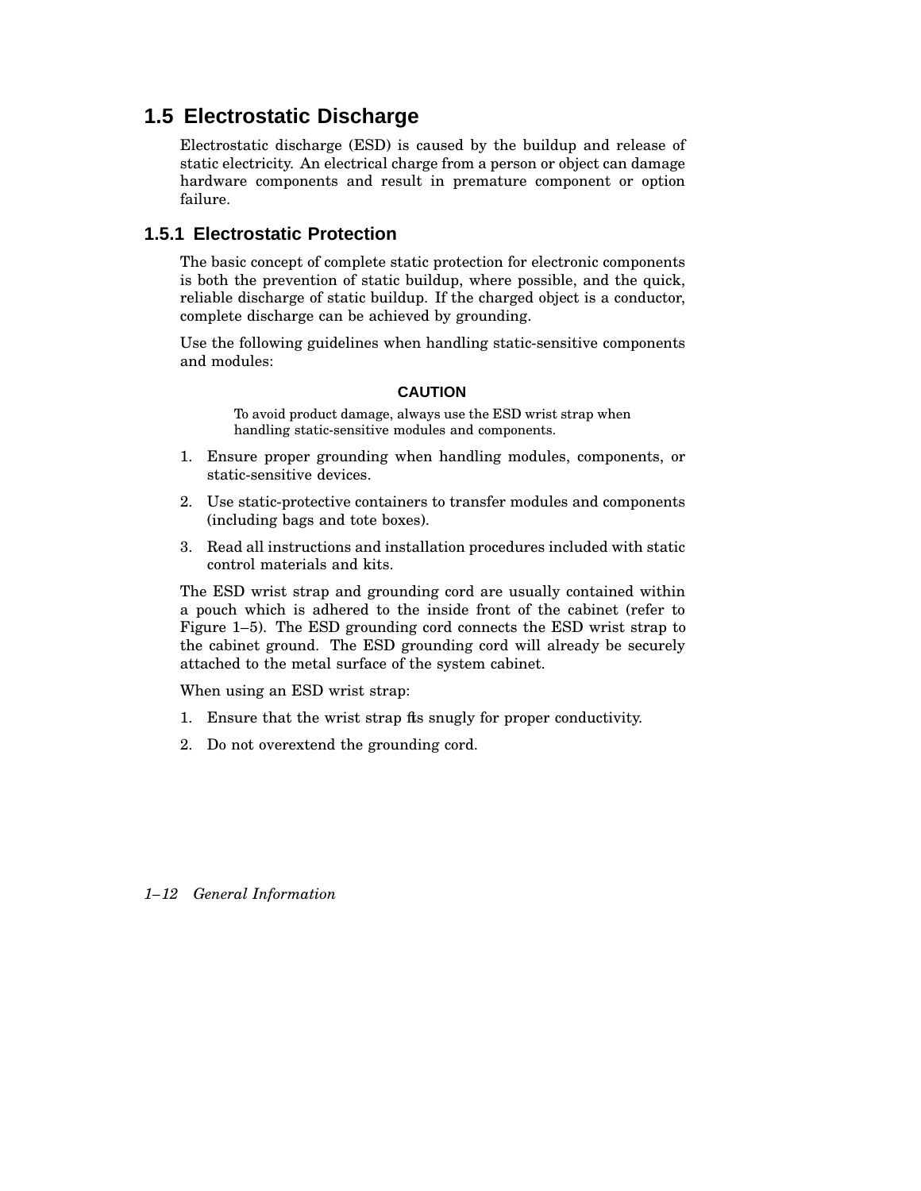## 1.5 Electrostatic Discharge

Electrostatic discharge (ESD) is caused by the buildup and release of static electricity. An electrical charge from a person or object can damage hardware components and result in premature component or option failure.

### 1.5.1 Electrostatic Protection

The basic concept of complete static protection for electronic components is both the prevention of static buildup, where possible, and the quick, reliable discharge of static buildup. If the charged object is a conductor, complete discharge can be achieved by grounding.

Use the following guidelines when handling static-sensitive components and modules:

**CAUTION**

To avoid product damage, always use the ESD wrist strap when handling static-sensitive modules and components.

1. Ensure proper grounding when handling modules, components, or static-sensitive devices.
2. Use static-protective containers to transfer modules and components (including bags and tote boxes).
3. Read all instructions and installation procedures included with static control materials and kits.

The ESD wrist strap and grounding cord are usually contained within a pouch which is adhered to the inside front of the cabinet (refer to Figure 1–5). The ESD grounding cord connects the ESD wrist strap to the cabinet ground. The ESD grounding cord will already be securely attached to the metal surface of the system cabinet.

When using an ESD wrist strap:

1. Ensure that the wrist strap fits snugly for proper conductivity.
2. Do not overextend the grounding cord.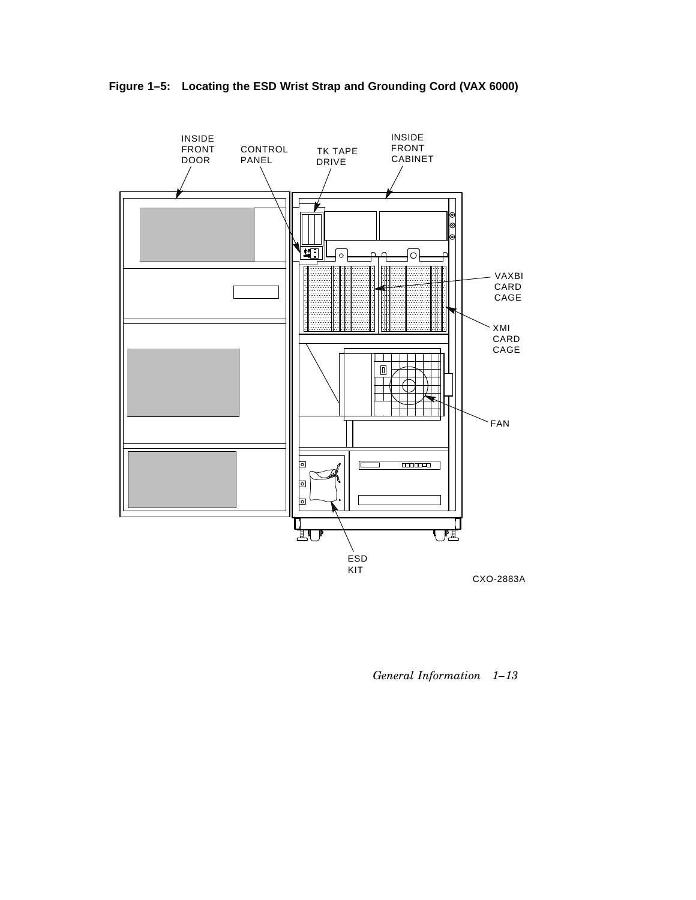**Figure 1–5: Locating the ESD Wrist Strap and Grounding Cord (VAX 6000)**

INSIDE FRONT DOOR

CONTROL PANEL

TK TAPE DRIVE

INSIDE FRONT CABINET

VAXBI CARD CAGE

XMI CARD CAGE

FAN

ESD KIT

CXO-2883A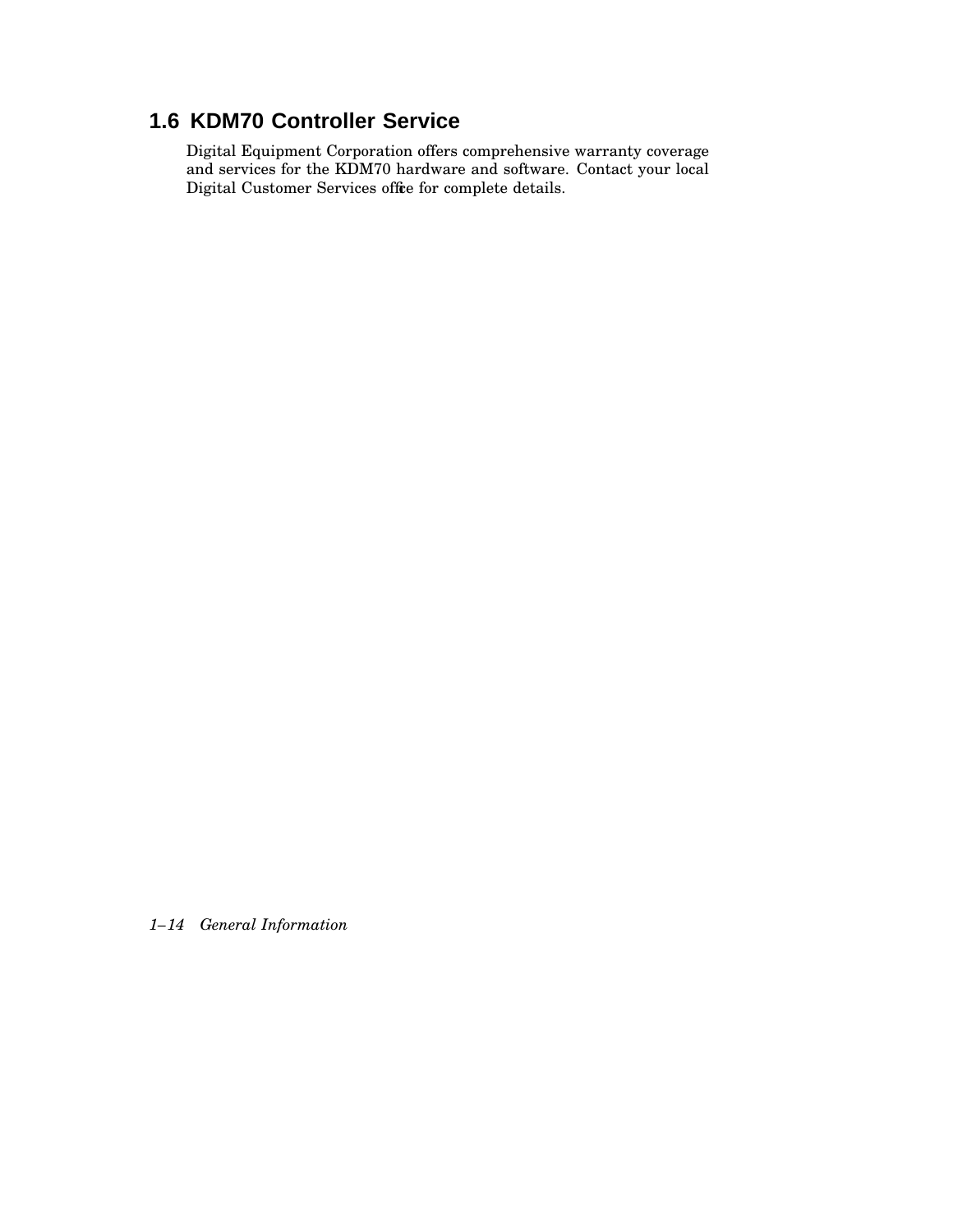## 1.6 KDM70 Controller Service

Digital Equipment Corporation offers comprehensive warranty coverage and services for the KDM70 hardware and software. Contact your local Digital Customer Services office for complete details.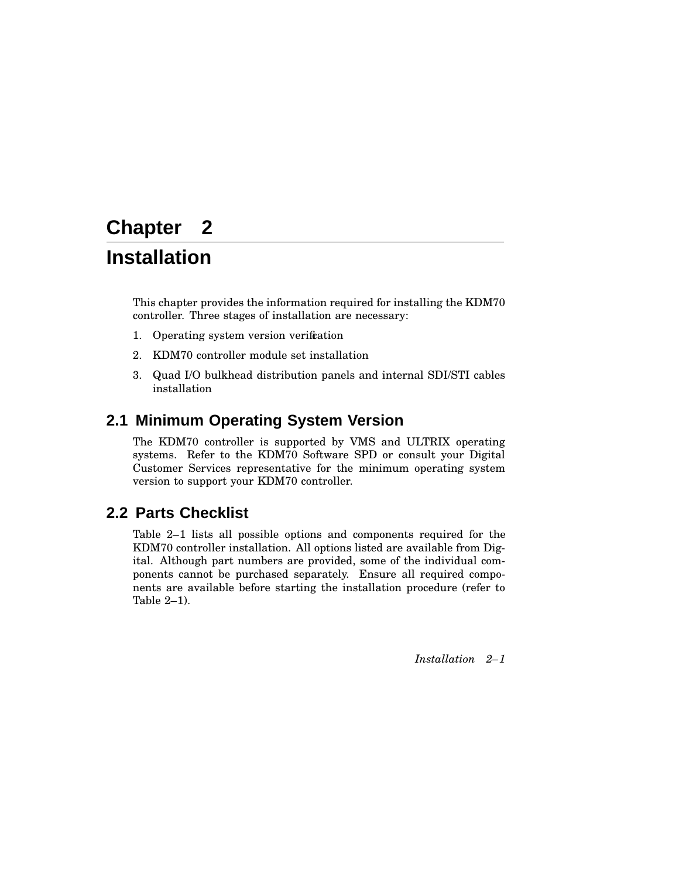# Chapter 2

# Installation

This chapter provides the information required for installing the KDM70 controller. Three stages of installation are necessary:

1. Operating system version verification
2. KDM70 controller module set installation
3. Quad I/O bulkhead distribution panels and internal SDI/STI cables installation

## 2.1 Minimum Operating System Version

The KDM70 controller is supported by VMS and ULTRIX operating systems. Refer to the KDM70 Software SPD or consult your Digital Customer Services representative for the minimum operating system version to support your KDM70 controller.

## 2.2 Parts Checklist

Table 2–1 lists all possible options and components required for the KDM70 controller installation. All options listed are available from Digital. Although part numbers are provided, some of the individual components cannot be purchased separately. Ensure all required components are available before starting the installation procedure (refer to Table 2–1).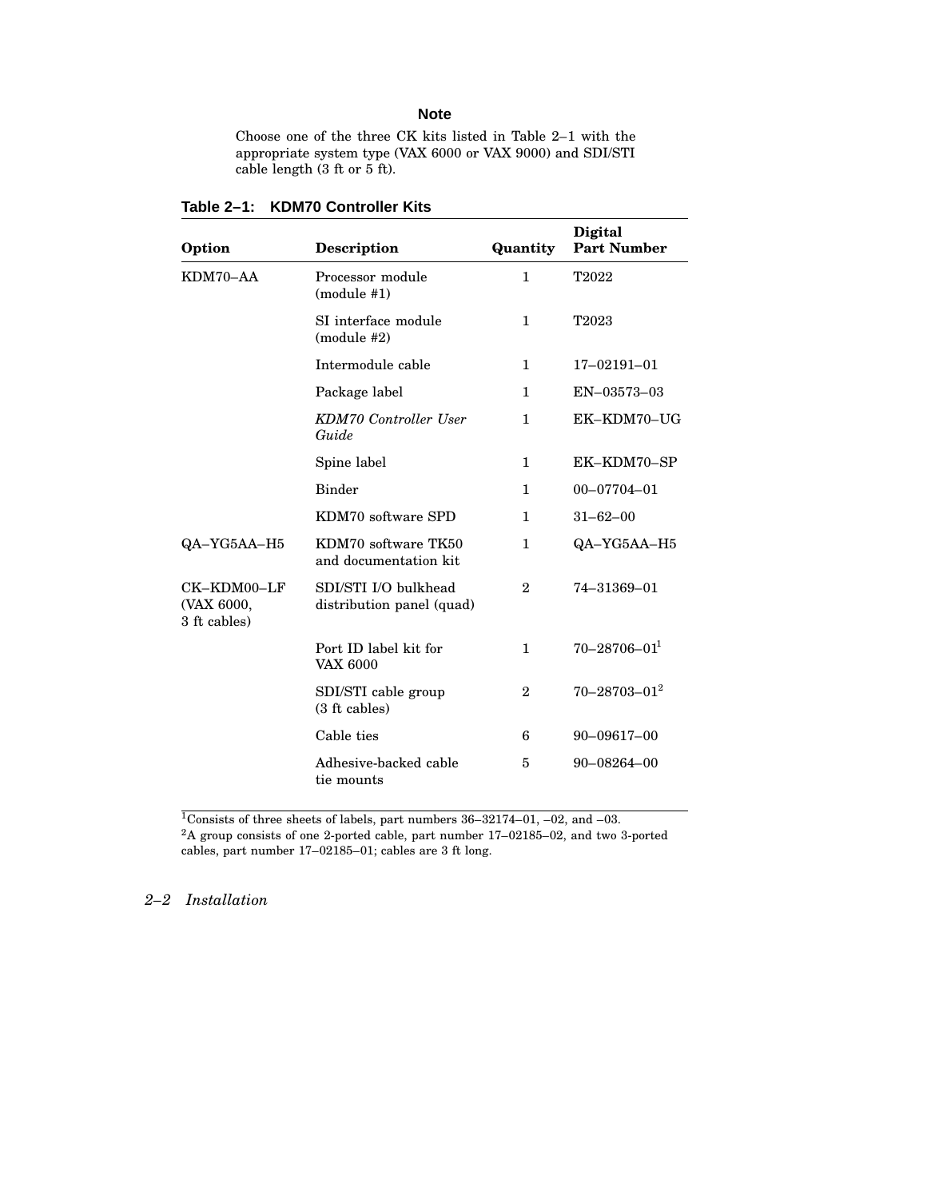**Note**

Choose one of the three CK kits listed in Table 2–1 with the appropriate system type (VAX 6000 or VAX 9000) and SDI/STI cable length (3 ft or 5 ft).

**Table 2–1: KDM70 Controller Kits**

| Option | Description | Quantity | Digital Part Number |
|---|---|---|---|
| KDM70–AA | Processor module (module #1) | 1 | T2022 |
| | SI interface module (module #2) | 1 | T2023 |
| | Intermodule cable | 1 | 17–02191–01 |
| | Package label | 1 | EN–03573–03 |
| | *KDM70 Controller User Guide* | 1 | EK–KDM70–UG |
| | Spine label | 1 | EK–KDM70–SP |
| | Binder | 1 | 00–07704–01 |
| | KDM70 software SPD | 1 | 31–62–00 |
| QA–YG5AA–H5 | KDM70 software TK50 and documentation kit | 1 | QA–YG5AA–H5 |
| CK–KDM00–LF (VAX 6000, 3 ft cables) | SDI/STI I/O bulkhead distribution panel (quad) | 2 | 74–31369–01 |
| | Port ID label kit for VAX 6000 | 1 | 70–28706–01[1] |
| | SDI/STI cable group (3 ft cables) | 2 | 70–28703–01[2] |
| | Cable ties | 6 | 90–09617–00 |
| | Adhesive-backed cable tie mounts | 5 | 90–08264–00 |

[1]Consists of three sheets of labels, part numbers 36–32174–01, –02, and –03.

[2]A group consists of one 2-ported cable, part number 17–02185–02, and two 3-ported cables, part number 17–02185–01; cables are 3 ft long.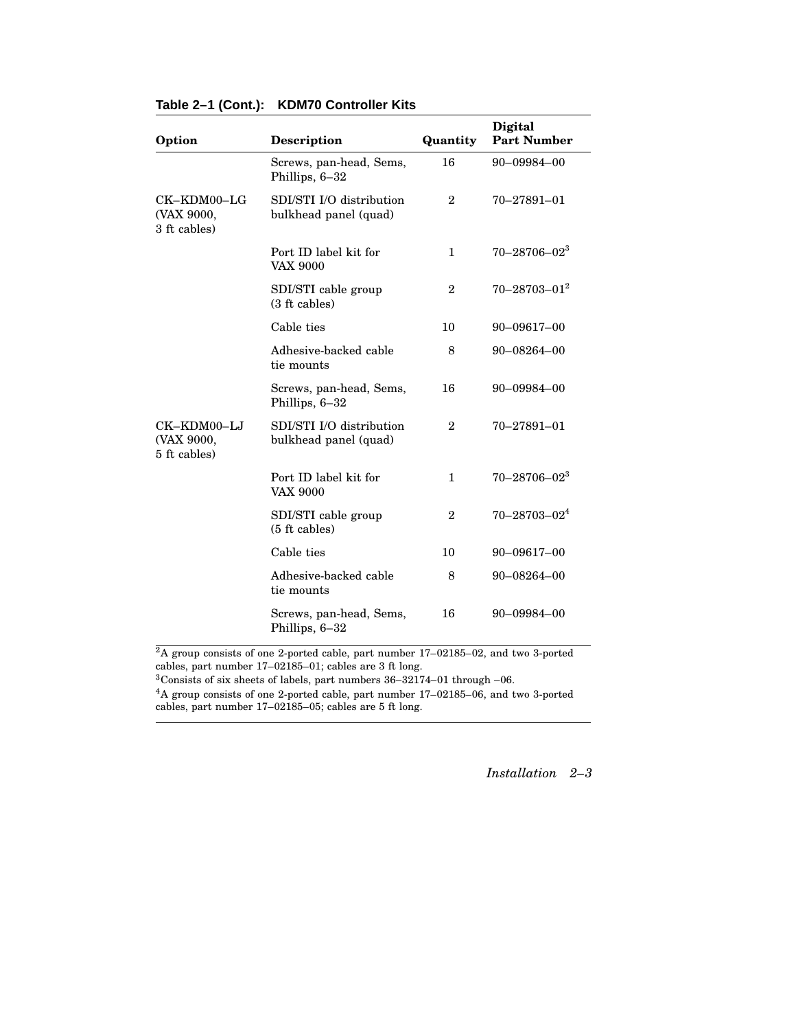**Table 2–1 (Cont.): KDM70 Controller Kits**

| Option | Description | Quantity | Digital Part Number |
|---|---|---|---|
| | Screws, pan-head, Sems, Phillips, 6–32 | 16 | 90–09984–00 |
| CK–KDM00–LG (VAX 9000, 3 ft cables) | SDI/STI I/O distribution bulkhead panel (quad) | 2 | 70–27891–01 |
| | Port ID label kit for VAX 9000 | 1 | 70–28706–02[3] |
| | SDI/STI cable group (3 ft cables) | 2 | 70–28703–01[2] |
| | Cable ties | 10 | 90–09617–00 |
| | Adhesive-backed cable tie mounts | 8 | 90–08264–00 |
| | Screws, pan-head, Sems, Phillips, 6–32 | 16 | 90–09984–00 |
| CK–KDM00–LJ (VAX 9000, 5 ft cables) | SDI/STI I/O distribution bulkhead panel (quad) | 2 | 70–27891–01 |
| | Port ID label kit for VAX 9000 | 1 | 70–28706–02[3] |
| | SDI/STI cable group (5 ft cables) | 2 | 70–28703–02[4] |
| | Cable ties | 10 | 90–09617–00 |
| | Adhesive-backed cable tie mounts | 8 | 90–08264–00 |
| | Screws, pan-head, Sems, Phillips, 6–32 | 16 | 90–09984–00 |

[2]A group consists of one 2-ported cable, part number 17–02185–02, and two 3-ported cables, part number 17–02185–01; cables are 3 ft long.

[3]Consists of six sheets of labels, part numbers 36–32174–01 through –06.

[4]A group consists of one 2-ported cable, part number 17–02185–06, and two 3-ported cables, part number 17–02185–05; cables are 5 ft long.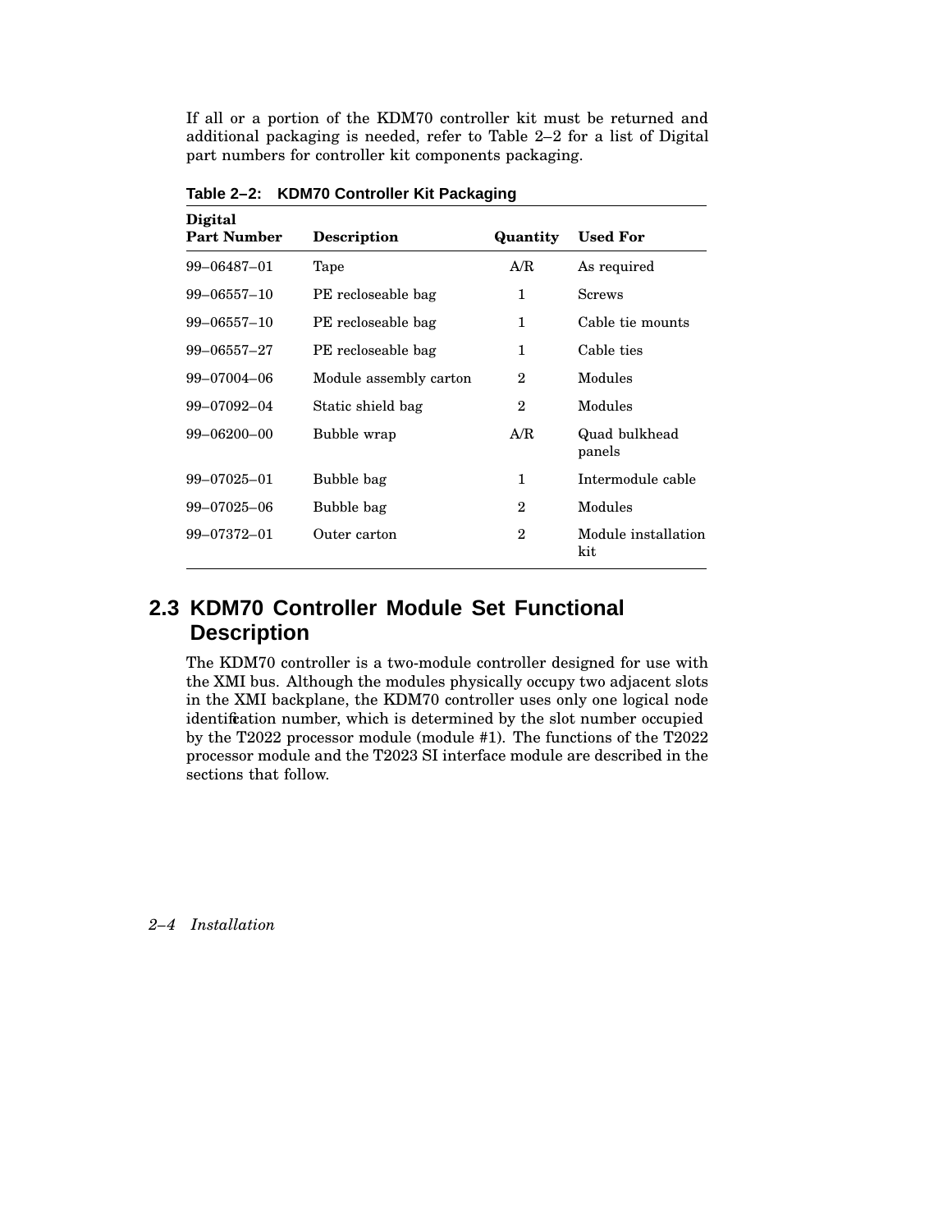If all or a portion of the KDM70 controller kit must be returned and additional packaging is needed, refer to Table 2–2 for a list of Digital part numbers for controller kit components packaging.

**Table 2–2: KDM70 Controller Kit Packaging**

| Digital Part Number | Description | Quantity | Used For |
|---|---|---|---|
| 99–06487–01 | Tape | A/R | As required |
| 99–06557–10 | PE recloseable bag | 1 | Screws |
| 99–06557–10 | PE recloseable bag | 1 | Cable tie mounts |
| 99–06557–27 | PE recloseable bag | 1 | Cable ties |
| 99–07004–06 | Module assembly carton | 2 | Modules |
| 99–07092–04 | Static shield bag | 2 | Modules |
| 99–06200–00 | Bubble wrap | A/R | Quad bulkhead panels |
| 99–07025–01 | Bubble bag | 1 | Intermodule cable |
| 99–07025–06 | Bubble bag | 2 | Modules |
| 99–07372–01 | Outer carton | 2 | Module installation kit |

## 2.3 KDM70 Controller Module Set Functional Description

The KDM70 controller is a two-module controller designed for use with the XMI bus. Although the modules physically occupy two adjacent slots in the XMI backplane, the KDM70 controller uses only one logical node identification number, which is determined by the slot number occupied by the T2022 processor module (module #1). The functions of the T2022 processor module and the T2023 SI interface module are described in the sections that follow.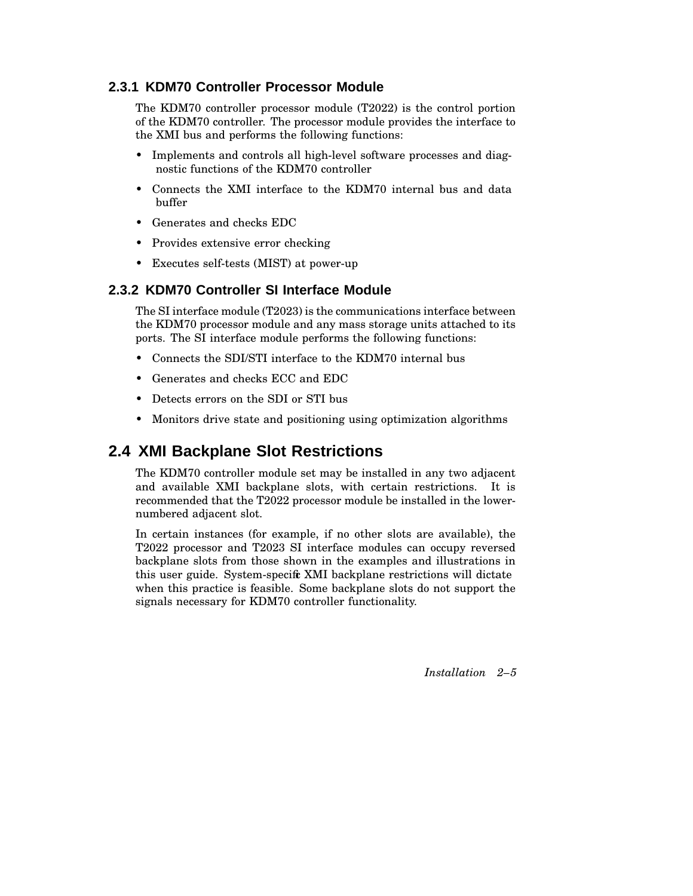### 2.3.1 KDM70 Controller Processor Module

The KDM70 controller processor module (T2022) is the control portion of the KDM70 controller. The processor module provides the interface to the XMI bus and performs the following functions:

- Implements and controls all high-level software processes and diagnostic functions of the KDM70 controller
- Connects the XMI interface to the KDM70 internal bus and data buffer
- Generates and checks EDC
- Provides extensive error checking
- Executes self-tests (MIST) at power-up

### 2.3.2 KDM70 Controller SI Interface Module

The SI interface module (T2023) is the communications interface between the KDM70 processor module and any mass storage units attached to its ports. The SI interface module performs the following functions:

- Connects the SDI/STI interface to the KDM70 internal bus
- Generates and checks ECC and EDC
- Detects errors on the SDI or STI bus
- Monitors drive state and positioning using optimization algorithms

## 2.4 XMI Backplane Slot Restrictions

The KDM70 controller module set may be installed in any two adjacent and available XMI backplane slots, with certain restrictions. It is recommended that the T2022 processor module be installed in the lower-numbered adjacent slot.

In certain instances (for example, if no other slots are available), the T2022 processor and T2023 SI interface modules can occupy reversed backplane slots from those shown in the examples and illustrations in this user guide. System-specific XMI backplane restrictions will dictate when this practice is feasible. Some backplane slots do not support the signals necessary for KDM70 controller functionality.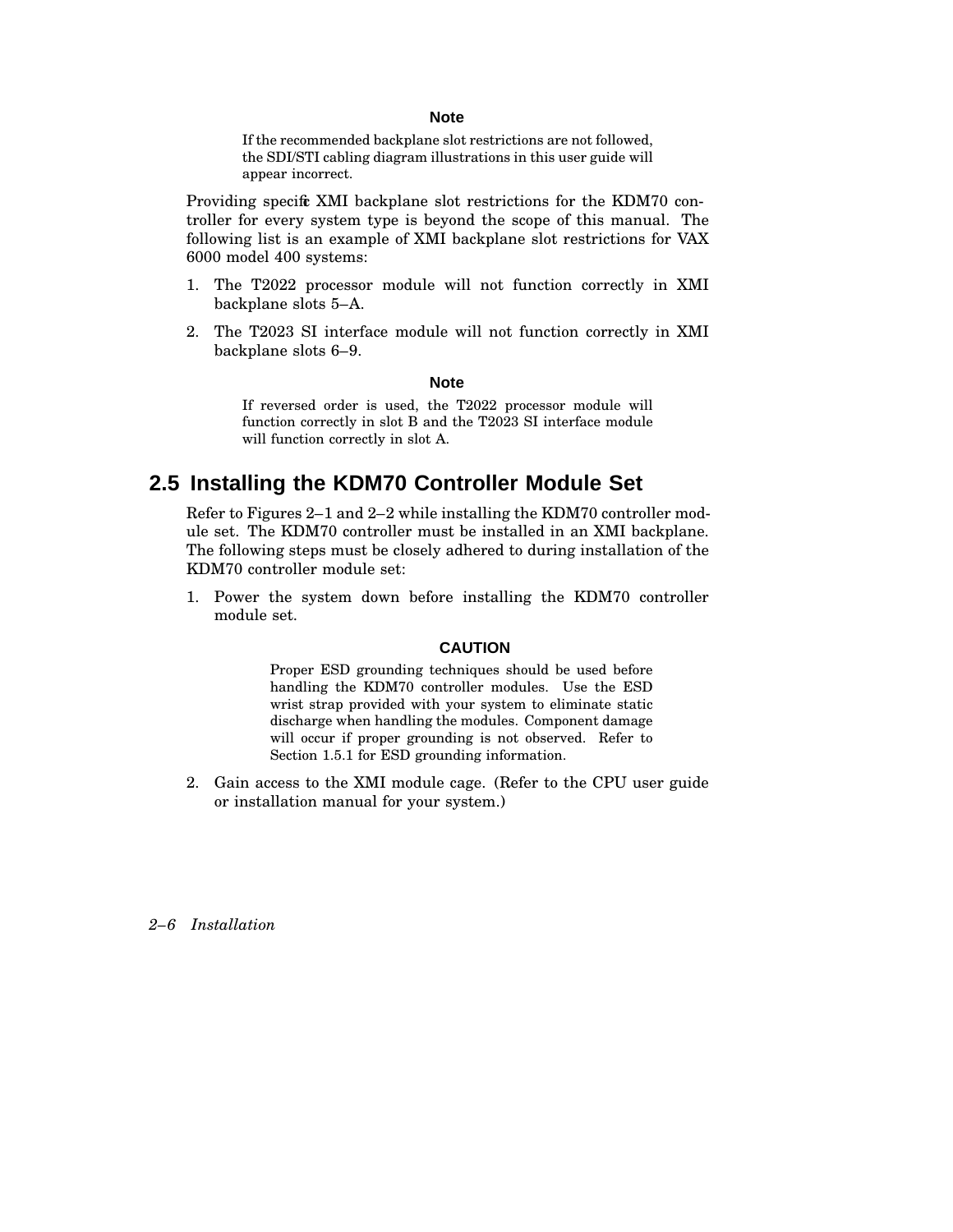**Note**

> If the recommended backplane slot restrictions are not followed, the SDI/STI cabling diagram illustrations in this user guide will appear incorrect.

Providing specific XMI backplane slot restrictions for the KDM70 controller for every system type is beyond the scope of this manual. The following list is an example of XMI backplane slot restrictions for VAX 6000 model 400 systems:

1. The T2022 processor module will not function correctly in XMI backplane slots 5–A.
2. The T2023 SI interface module will not function correctly in XMI backplane slots 6–9.

**Note**

> If reversed order is used, the T2022 processor module will function correctly in slot B and the T2023 SI interface module will function correctly in slot A.

## 2.5 Installing the KDM70 Controller Module Set

Refer to Figures 2–1 and 2–2 while installing the KDM70 controller module set. The KDM70 controller must be installed in an XMI backplane. The following steps must be closely adhered to during installation of the KDM70 controller module set:

1. Power the system down before installing the KDM70 controller module set.

   **CAUTION**

   > Proper ESD grounding techniques should be used before handling the KDM70 controller modules. Use the ESD wrist strap provided with your system to eliminate static discharge when handling the modules. Component damage will occur if proper grounding is not observed. Refer to Section 1.5.1 for ESD grounding information.

2. Gain access to the XMI module cage. (Refer to the CPU user guide or installation manual for your system.)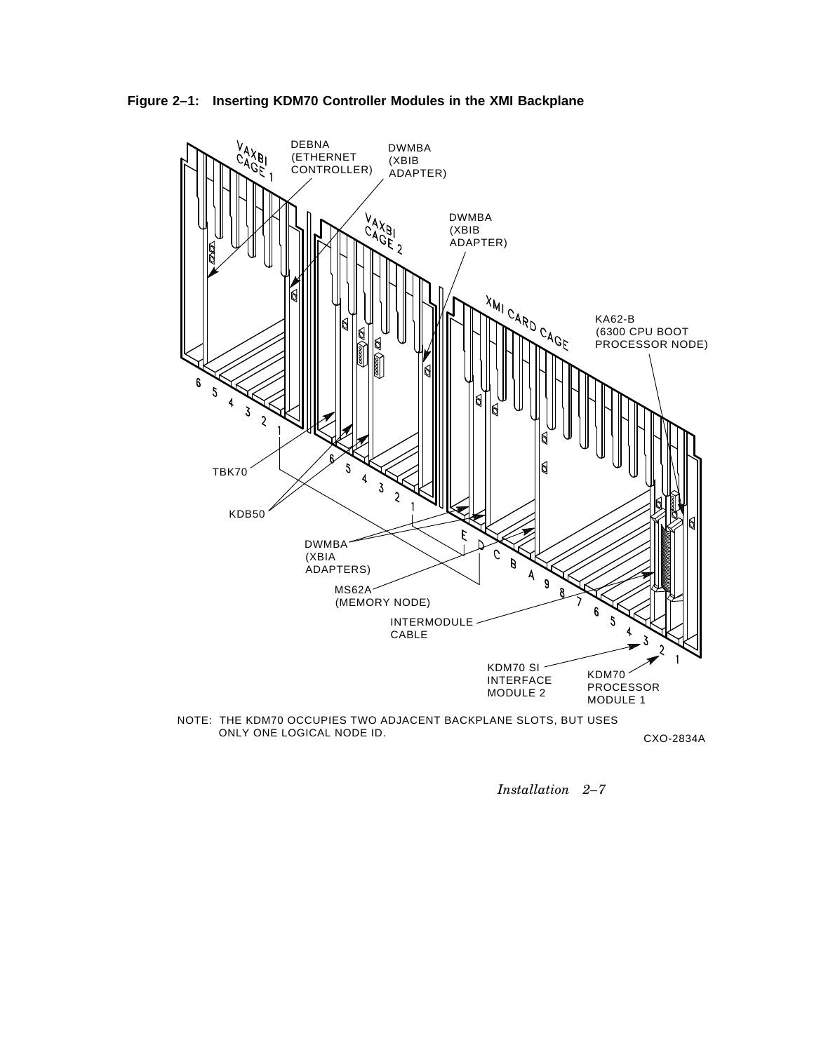**Figure 2–1: Inserting KDM70 Controller Modules in the XMI Backplane**

VAXBI CAGE 1

DEBNA (ETHERNET CONTROLLER)

DWMBA (XBIB ADAPTER)

VAXBI CAGE 2

DWMBA (XBIB ADAPTER)

XMI CARD CAGE

KA62-B (6300 CPU BOOT PROCESSOR NODE)

TBK70

KDB50

DWMBA (XBIA ADAPTERS)

MS62A (MEMORY NODE)

INTERMODULE CABLE

KDM70 SI INTERFACE MODULE 2

KDM70 PROCESSOR MODULE 1

NOTE: THE KDM70 OCCUPIES TWO ADJACENT BACKPLANE SLOTS, BUT USES ONLY ONE LOGICAL NODE ID.

CXO-2834A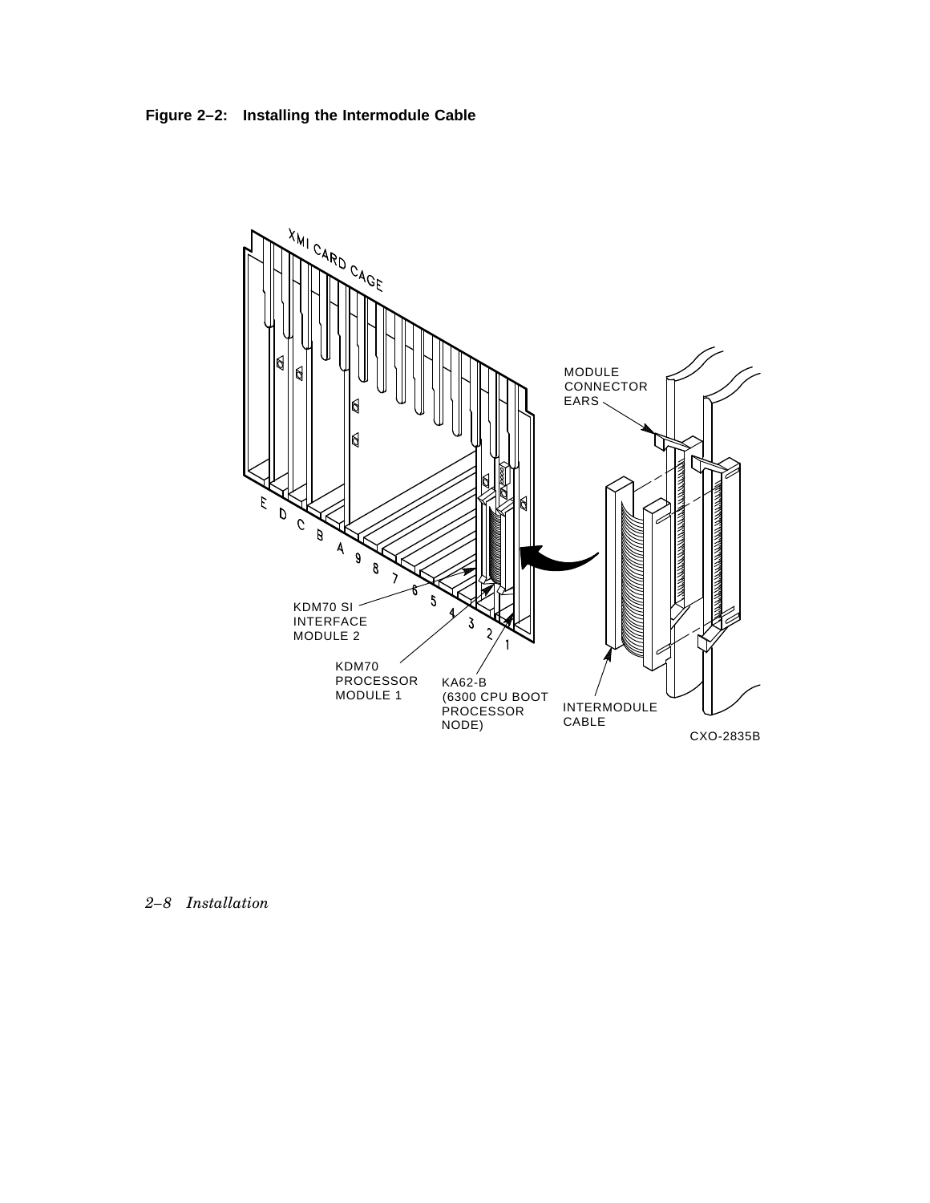**Figure 2–2: Installing the Intermodule Cable**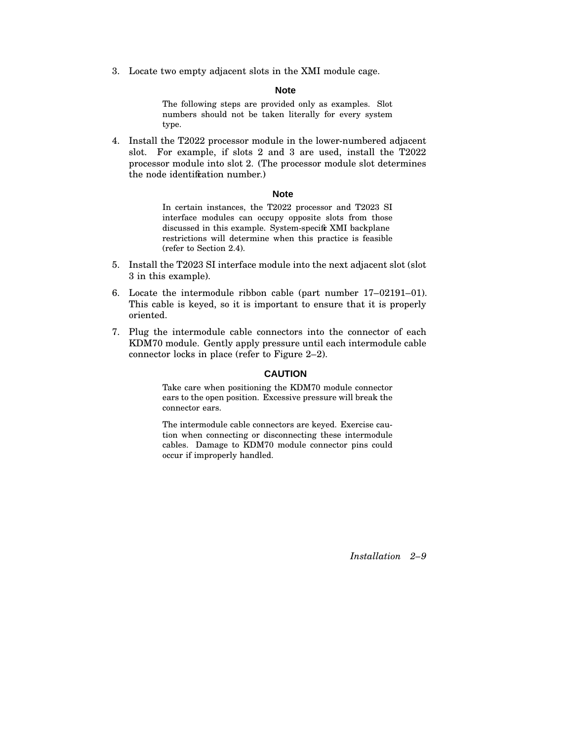3. Locate two empty adjacent slots in the XMI module cage.

**Note**

> The following steps are provided only as examples. Slot numbers should not be taken literally for every system type.

4. Install the T2022 processor module in the lower-numbered adjacent slot. For example, if slots 2 and 3 are used, install the T2022 processor module into slot 2. (The processor module slot determines the node identification number.)

**Note**

> In certain instances, the T2022 processor and T2023 SI interface modules can occupy opposite slots from those discussed in this example. System-specific XMI backplane restrictions will determine when this practice is feasible (refer to Section 2.4).

5. Install the T2023 SI interface module into the next adjacent slot (slot 3 in this example).
6. Locate the intermodule ribbon cable (part number 17–02191–01). This cable is keyed, so it is important to ensure that it is properly oriented.
7. Plug the intermodule cable connectors into the connector of each KDM70 module. Gently apply pressure until each intermodule cable connector locks in place (refer to Figure 2–2).

**CAUTION**

> Take care when positioning the KDM70 module connector ears to the open position. Excessive pressure will break the connector ears.
>
> The intermodule cable connectors are keyed. Exercise caution when connecting or disconnecting these intermodule cables. Damage to KDM70 module connector pins could occur if improperly handled.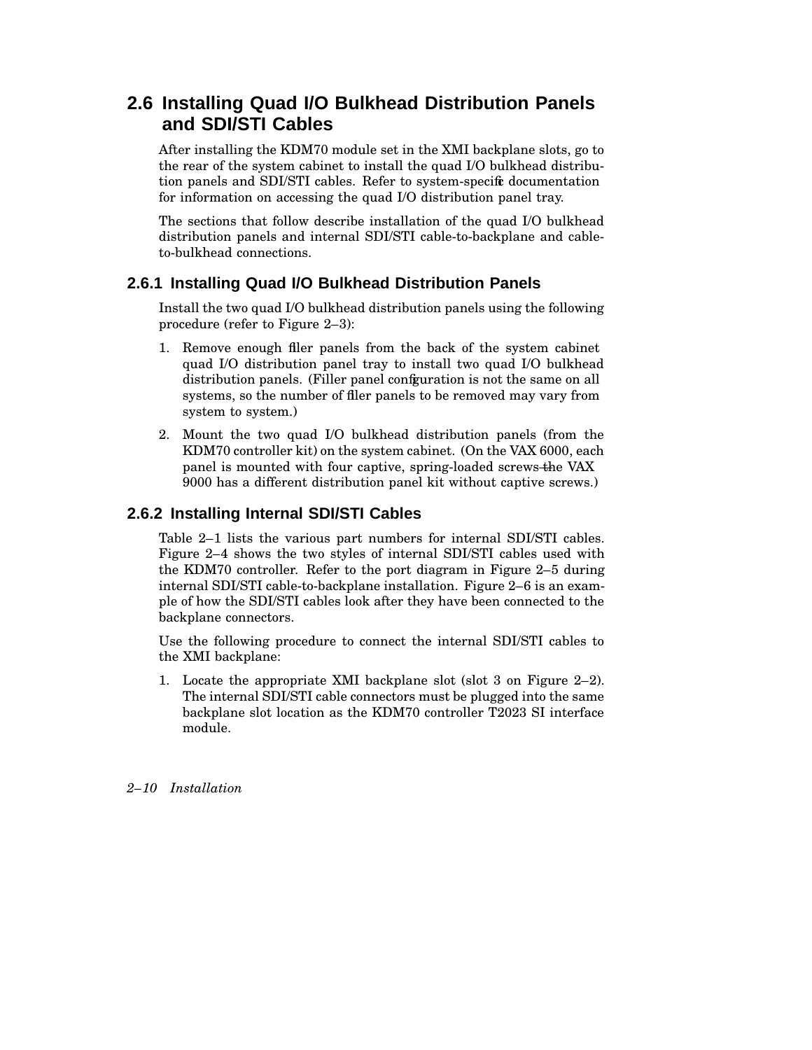## 2.6 Installing Quad I/O Bulkhead Distribution Panels and SDI/STI Cables

After installing the KDM70 module set in the XMI backplane slots, go to the rear of the system cabinet to install the quad I/O bulkhead distribution panels and SDI/STI cables. Refer to system-specific documentation for information on accessing the quad I/O distribution panel tray.

The sections that follow describe installation of the quad I/O bulkhead distribution panels and internal SDI/STI cable-to-backplane and cable-to-bulkhead connections.

### 2.6.1 Installing Quad I/O Bulkhead Distribution Panels

Install the two quad I/O bulkhead distribution panels using the following procedure (refer to Figure 2–3):

1. Remove enough filler panels from the back of the system cabinet quad I/O distribution panel tray to install two quad I/O bulkhead distribution panels. (Filler panel configuration is not the same on all systems, so the number of filler panels to be removed may vary from system to system.)
2. Mount the two quad I/O bulkhead distribution panels (from the KDM70 controller kit) on the system cabinet. (On the VAX 6000, each panel is mounted with four captive, spring-loaded screws—the VAX 9000 has a different distribution panel kit without captive screws.)

### 2.6.2 Installing Internal SDI/STI Cables

Table 2–1 lists the various part numbers for internal SDI/STI cables. Figure 2–4 shows the two styles of internal SDI/STI cables used with the KDM70 controller. Refer to the port diagram in Figure 2–5 during internal SDI/STI cable-to-backplane installation. Figure 2–6 is an example of how the SDI/STI cables look after they have been connected to the backplane connectors.

Use the following procedure to connect the internal SDI/STI cables to the XMI backplane:

1. Locate the appropriate XMI backplane slot (slot 3 on Figure 2–2). The internal SDI/STI cable connectors must be plugged into the same backplane slot location as the KDM70 controller T2023 SI interface module.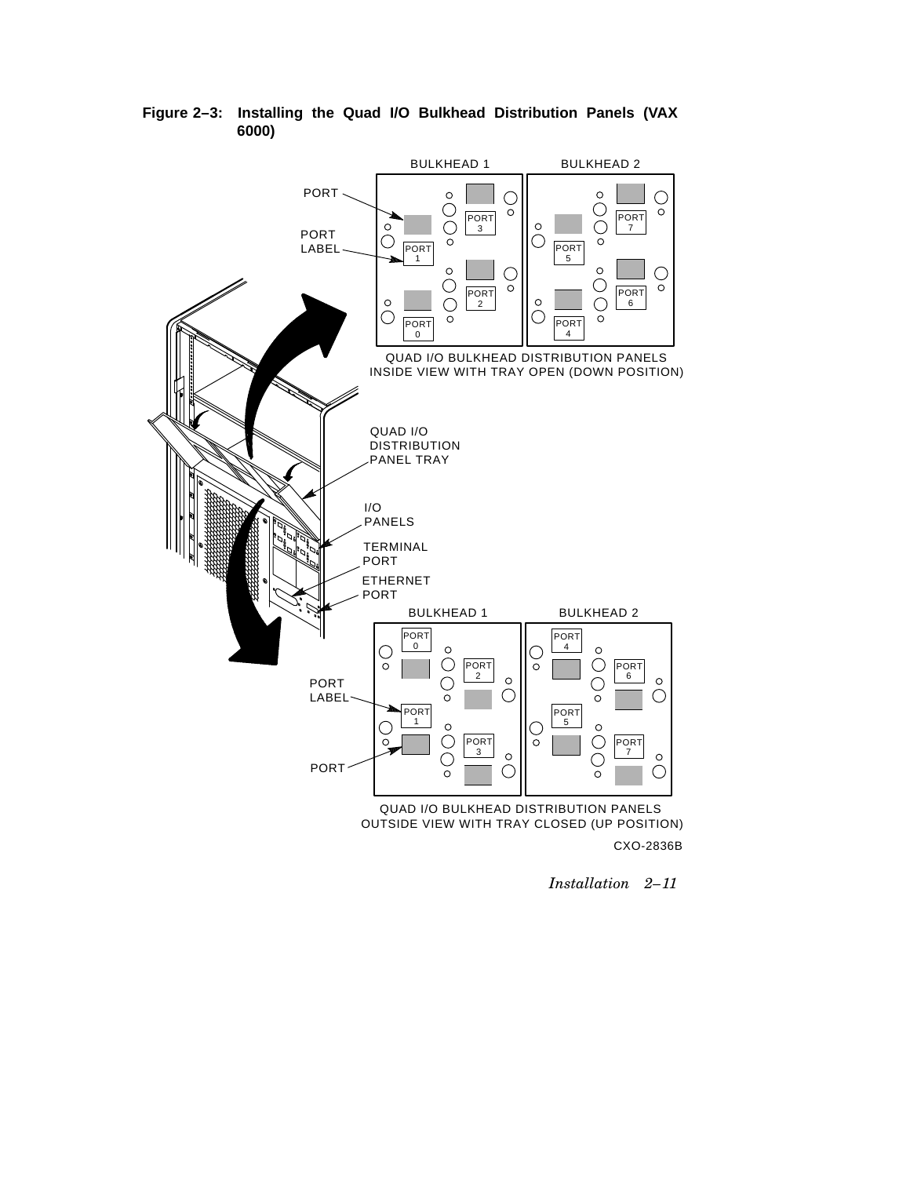**Figure 2–3: Installing the Quad I/O Bulkhead Distribution Panels (VAX 6000)**

BULKHEAD 1 BULKHEAD 2

PORT

PORT LABEL

PORT 3 PORT 7

PORT 1 PORT 5

PORT 2 PORT 6

PORT 0 PORT 4

QUAD I/O BULKHEAD DISTRIBUTION PANELS INSIDE VIEW WITH TRAY OPEN (DOWN POSITION)

QUAD I/O DISTRIBUTION PANEL TRAY

I/O PANELS

TERMINAL PORT

ETHERNET PORT

BULKHEAD 1 BULKHEAD 2

PORT 0 PORT 4

PORT 2 PORT 6

PORT LABEL

PORT 1 PORT 5

PORT 3 PORT 7

PORT

QUAD I/O BULKHEAD DISTRIBUTION PANELS OUTSIDE VIEW WITH TRAY CLOSED (UP POSITION)

CXO-2836B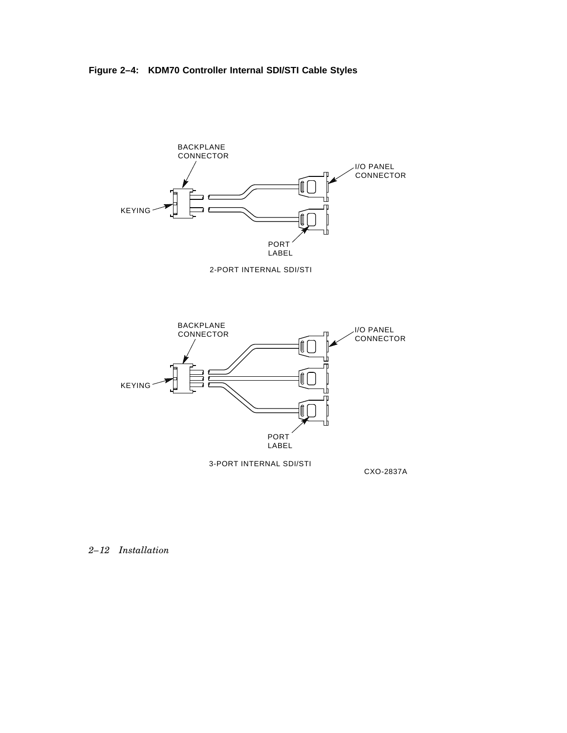**Figure 2–4: KDM70 Controller Internal SDI/STI Cable Styles**

BACKPLANE CONNECTOR

I/O PANEL CONNECTOR

KEYING

PORT LABEL

2-PORT INTERNAL SDI/STI

BACKPLANE CONNECTOR

I/O PANEL CONNECTOR

KEYING

PORT LABEL

3-PORT INTERNAL SDI/STI

CXO-2837A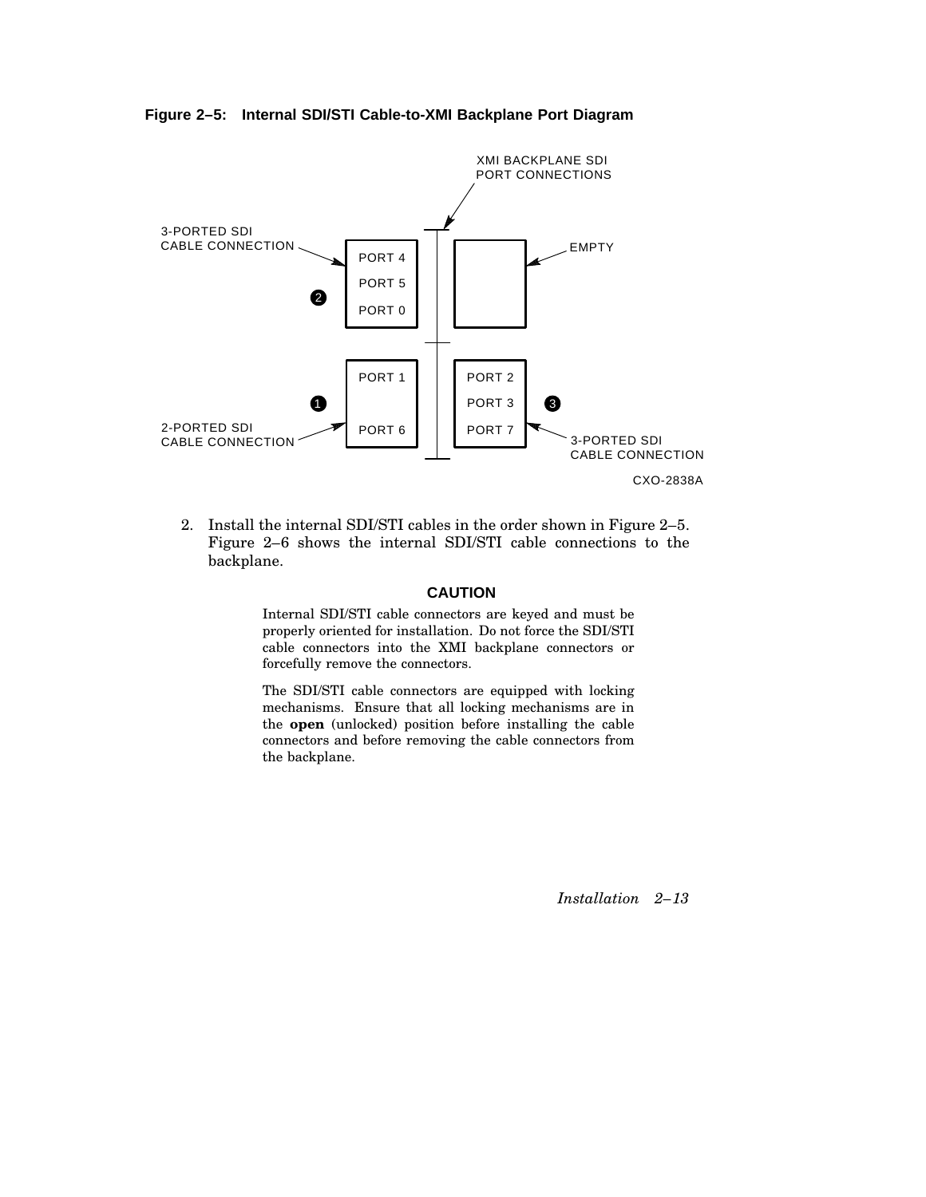**Figure 2–5: Internal SDI/STI Cable-to-XMI Backplane Port Diagram**

XMI BACKPLANE SDI PORT CONNECTIONS

3-PORTED SDI CABLE CONNECTION — ❷ PORT 4, PORT 5, PORT 0

EMPTY

2-PORTED SDI CABLE CONNECTION — ❶ PORT 1, PORT 6

3-PORTED SDI CABLE CONNECTION — ❸ PORT 2, PORT 3, PORT 7

CXO-2838A

2. Install the internal SDI/STI cables in the order shown in Figure 2–5. Figure 2–6 shows the internal SDI/STI cable connections to the backplane.

**CAUTION**

Internal SDI/STI cable connectors are keyed and must be properly oriented for installation. Do not force the SDI/STI cable connectors into the XMI backplane connectors or forcefully remove the connectors.

The SDI/STI cable connectors are equipped with locking mechanisms. Ensure that all locking mechanisms are in the **open** (unlocked) position before installing the cable connectors and before removing the cable connectors from the backplane.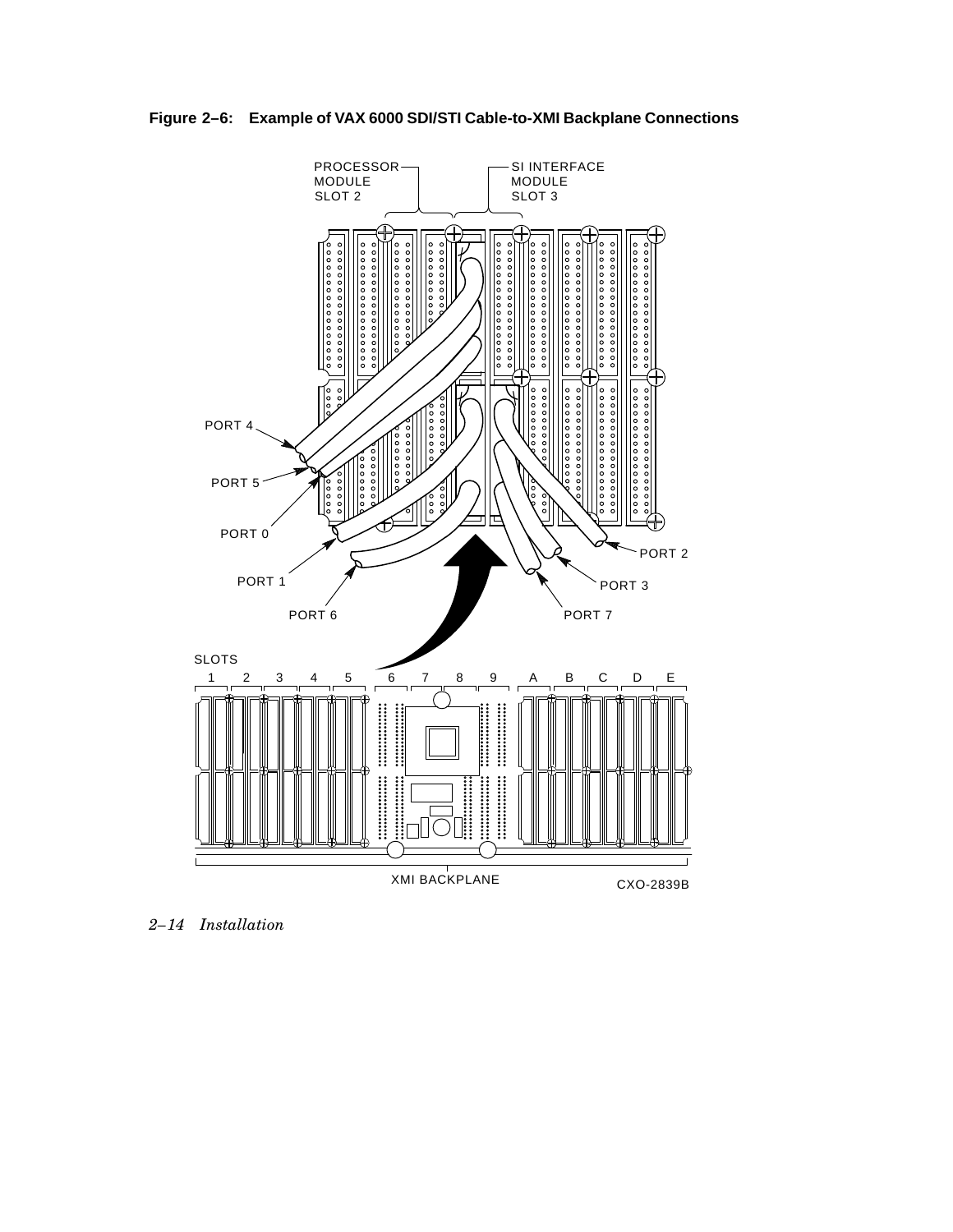**Figure 2–6: Example of VAX 6000 SDI/STI Cable-to-XMI Backplane Connections**

PROCESSOR MODULE SLOT 2

SI INTERFACE MODULE SLOT 3

PORT 4

PORT 5

PORT 0

PORT 1

PORT 6

PORT 2

PORT 3

PORT 7

SLOTS

1 2 3 4 5 6 7 8 9 A B C D E

XMI BACKPLANE

CXO-2839B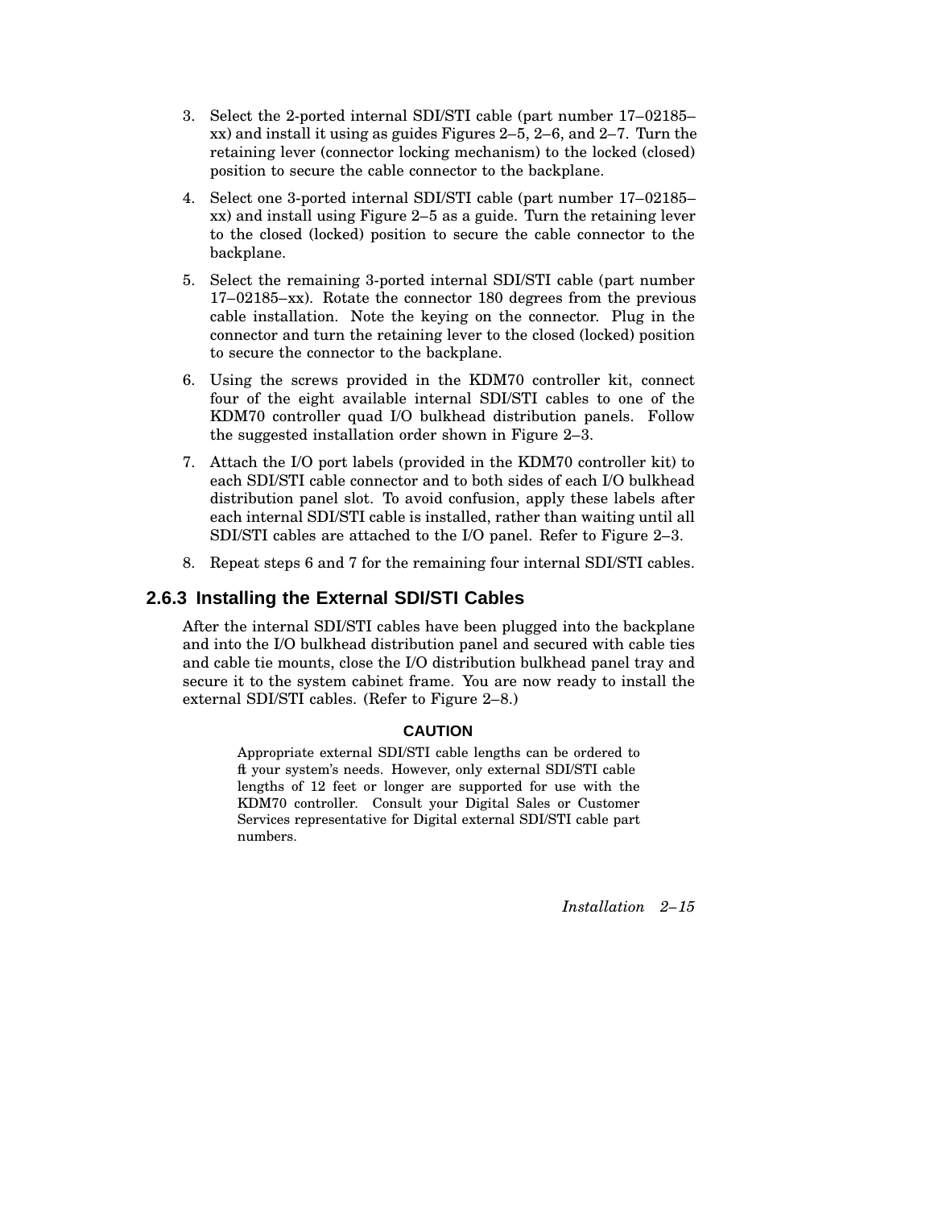3. Select the 2-ported internal SDI/STI cable (part number 17–02185–xx) and install it using as guides Figures 2–5, 2–6, and 2–7. Turn the retaining lever (connector locking mechanism) to the locked (closed) position to secure the cable connector to the backplane.
4. Select one 3-ported internal SDI/STI cable (part number 17–02185–xx) and install using Figure 2–5 as a guide. Turn the retaining lever to the closed (locked) position to secure the cable connector to the backplane.
5. Select the remaining 3-ported internal SDI/STI cable (part number 17–02185–xx). Rotate the connector 180 degrees from the previous cable installation. Note the keying on the connector. Plug in the connector and turn the retaining lever to the closed (locked) position to secure the connector to the backplane.
6. Using the screws provided in the KDM70 controller kit, connect four of the eight available internal SDI/STI cables to one of the KDM70 controller quad I/O bulkhead distribution panels. Follow the suggested installation order shown in Figure 2–3.
7. Attach the I/O port labels (provided in the KDM70 controller kit) to each SDI/STI cable connector and to both sides of each I/O bulkhead distribution panel slot. To avoid confusion, apply these labels after each internal SDI/STI cable is installed, rather than waiting until all SDI/STI cables are attached to the I/O panel. Refer to Figure 2–3.
8. Repeat steps 6 and 7 for the remaining four internal SDI/STI cables.

### 2.6.3 Installing the External SDI/STI Cables

After the internal SDI/STI cables have been plugged into the backplane and into the I/O bulkhead distribution panel and secured with cable ties and cable tie mounts, close the I/O distribution bulkhead panel tray and secure it to the system cabinet frame. You are now ready to install the external SDI/STI cables. (Refer to Figure 2–8.)

**CAUTION**

Appropriate external SDI/STI cable lengths can be ordered to fit your system's needs. However, only external SDI/STI cable lengths of 12 feet or longer are supported for use with the KDM70 controller. Consult your Digital Sales or Customer Services representative for Digital external SDI/STI cable part numbers.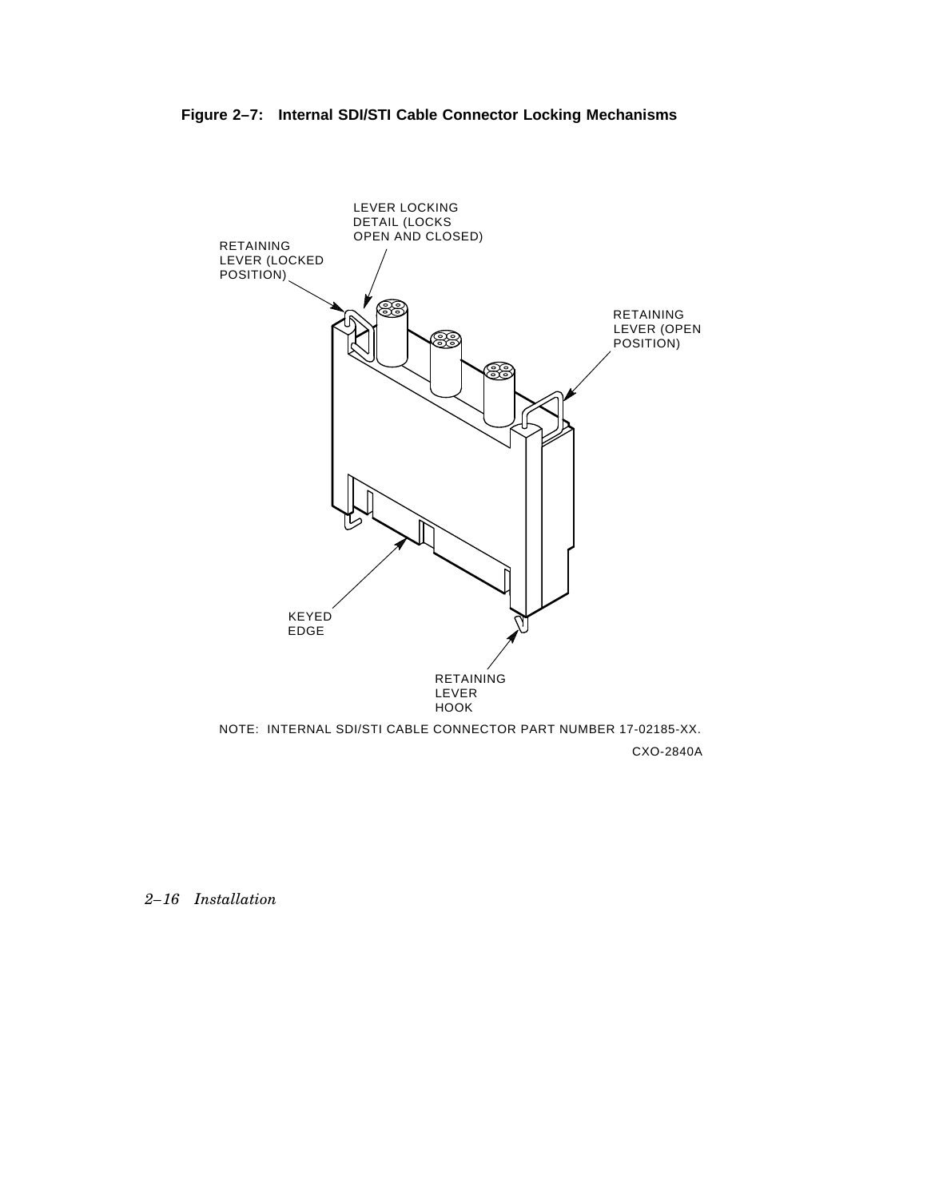**Figure 2–7: Internal SDI/STI Cable Connector Locking Mechanisms**

LEVER LOCKING DETAIL (LOCKS OPEN AND CLOSED)

RETAINING LEVER (LOCKED POSITION)

RETAINING LEVER (OPEN POSITION)

KEYED EDGE

RETAINING LEVER HOOK

NOTE: INTERNAL SDI/STI CABLE CONNECTOR PART NUMBER 17-02185-XX.

CXO-2840A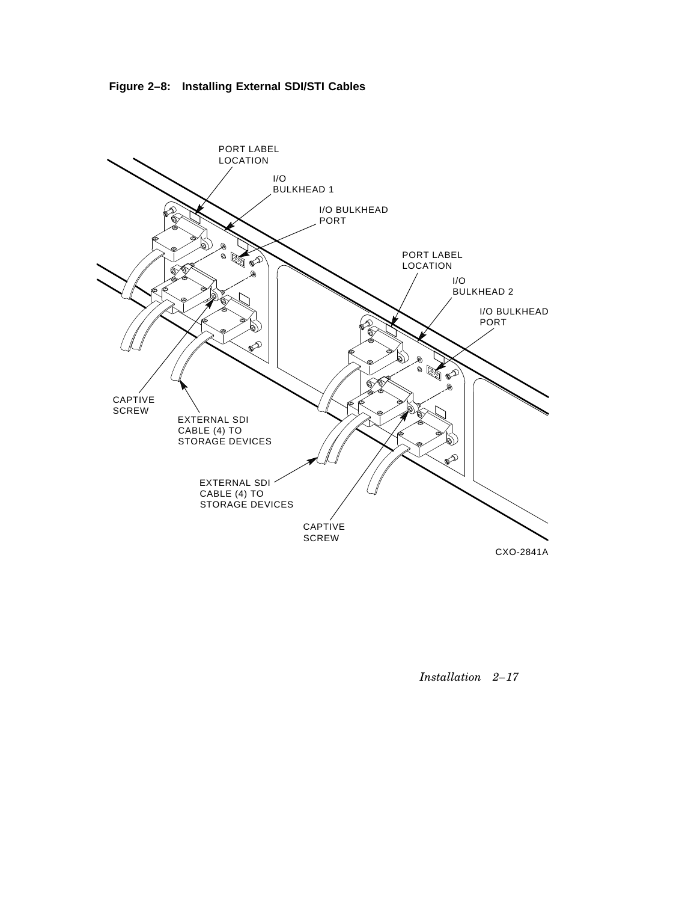**Figure 2–8: Installing External SDI/STI Cables**

PORT LABEL LOCATION

I/O BULKHEAD 1

I/O BULKHEAD PORT

PORT LABEL LOCATION

I/O BULKHEAD 2

I/O BULKHEAD PORT

CAPTIVE SCREW

EXTERNAL SDI CABLE (4) TO STORAGE DEVICES

EXTERNAL SDI CABLE (4) TO STORAGE DEVICES

CAPTIVE SCREW

CXO-2841A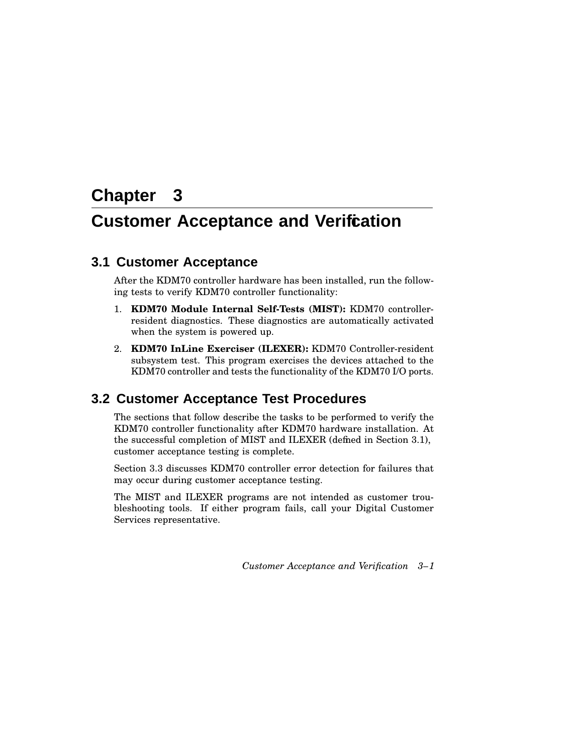# Chapter 3

# Customer Acceptance and Verification

## 3.1 Customer Acceptance

After the KDM70 controller hardware has been installed, run the following tests to verify KDM70 controller functionality:

1. **KDM70 Module Internal Self-Tests (MIST):** KDM70 controller-resident diagnostics. These diagnostics are automatically activated when the system is powered up.
2. **KDM70 InLine Exerciser (ILEXER):** KDM70 Controller-resident subsystem test. This program exercises the devices attached to the KDM70 controller and tests the functionality of the KDM70 I/O ports.

## 3.2 Customer Acceptance Test Procedures

The sections that follow describe the tasks to be performed to verify the KDM70 controller functionality after KDM70 hardware installation. At the successful completion of MIST and ILEXER (defined in Section 3.1), customer acceptance testing is complete.

Section 3.3 discusses KDM70 controller error detection for failures that may occur during customer acceptance testing.

The MIST and ILEXER programs are not intended as customer troubleshooting tools. If either program fails, call your Digital Customer Services representative.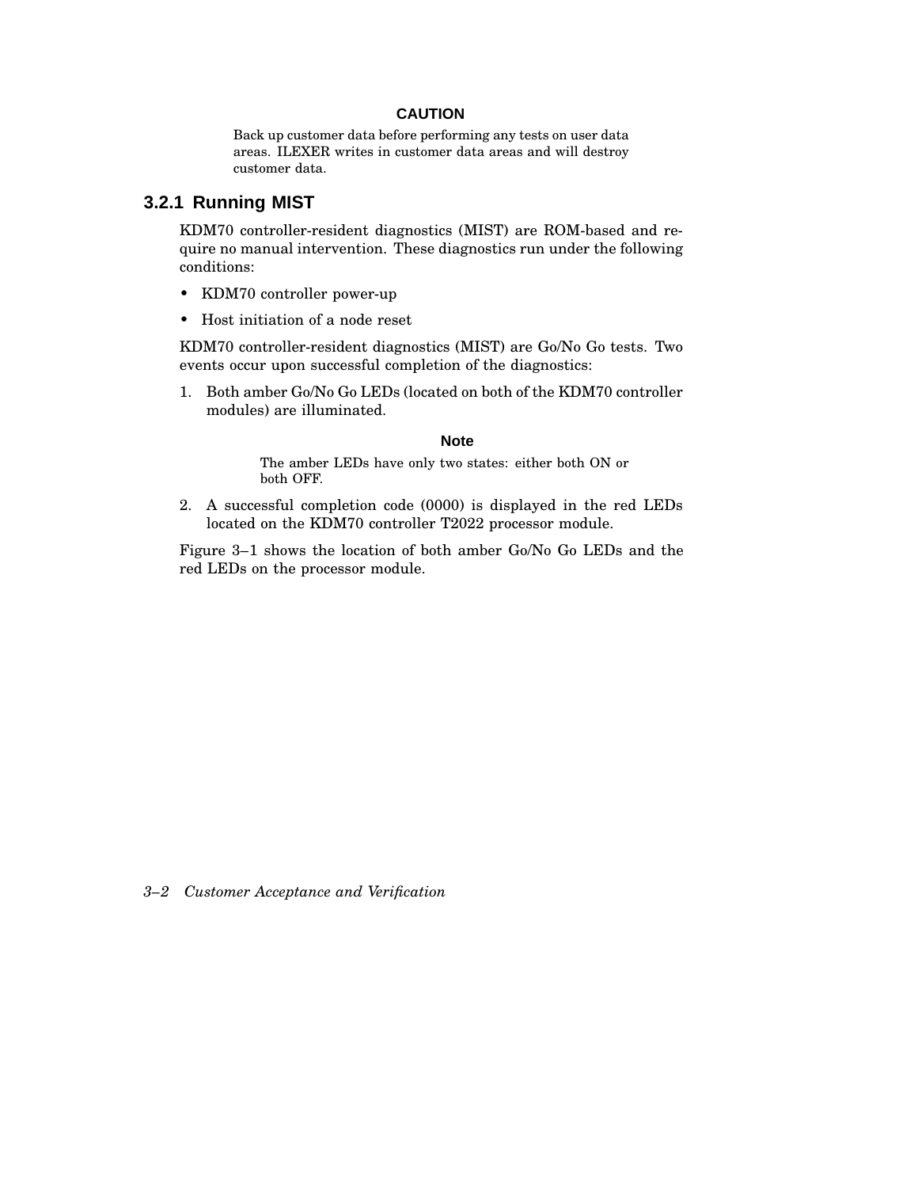**CAUTION**

Back up customer data before performing any tests on user data areas. ILEXER writes in customer data areas and will destroy customer data.

### 3.2.1 Running MIST

KDM70 controller-resident diagnostics (MIST) are ROM-based and require no manual intervention. These diagnostics run under the following conditions:

- KDM70 controller power-up
- Host initiation of a node reset

KDM70 controller-resident diagnostics (MIST) are Go/No Go tests. Two events occur upon successful completion of the diagnostics:

1. Both amber Go/No Go LEDs (located on both of the KDM70 controller modules) are illuminated.

   **Note**

   The amber LEDs have only two states: either both ON or both OFF.

2. A successful completion code (0000) is displayed in the red LEDs located on the KDM70 controller T2022 processor module.

Figure 3–1 shows the location of both amber Go/No Go LEDs and the red LEDs on the processor module.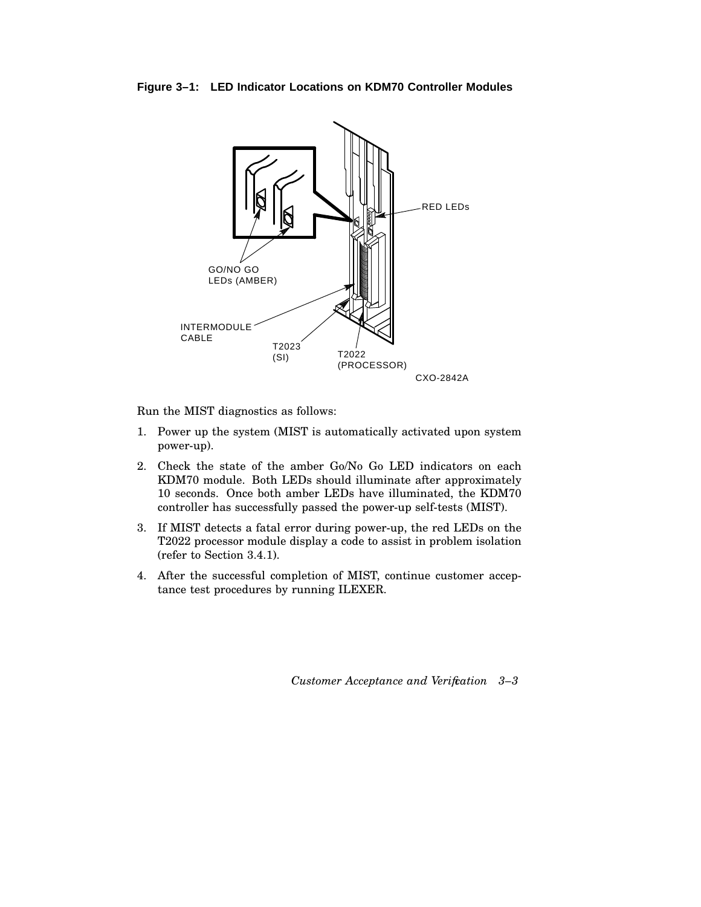**Figure 3–1: LED Indicator Locations on KDM70 Controller Modules**

Run the MIST diagnostics as follows:

1. Power up the system (MIST is automatically activated upon system power-up).
2. Check the state of the amber Go/No Go LED indicators on each KDM70 module. Both LEDs should illuminate after approximately 10 seconds. Once both amber LEDs have illuminated, the KDM70 controller has successfully passed the power-up self-tests (MIST).
3. If MIST detects a fatal error during power-up, the red LEDs on the T2022 processor module display a code to assist in problem isolation (refer to Section 3.4.1).
4. After the successful completion of MIST, continue customer acceptance test procedures by running ILEXER.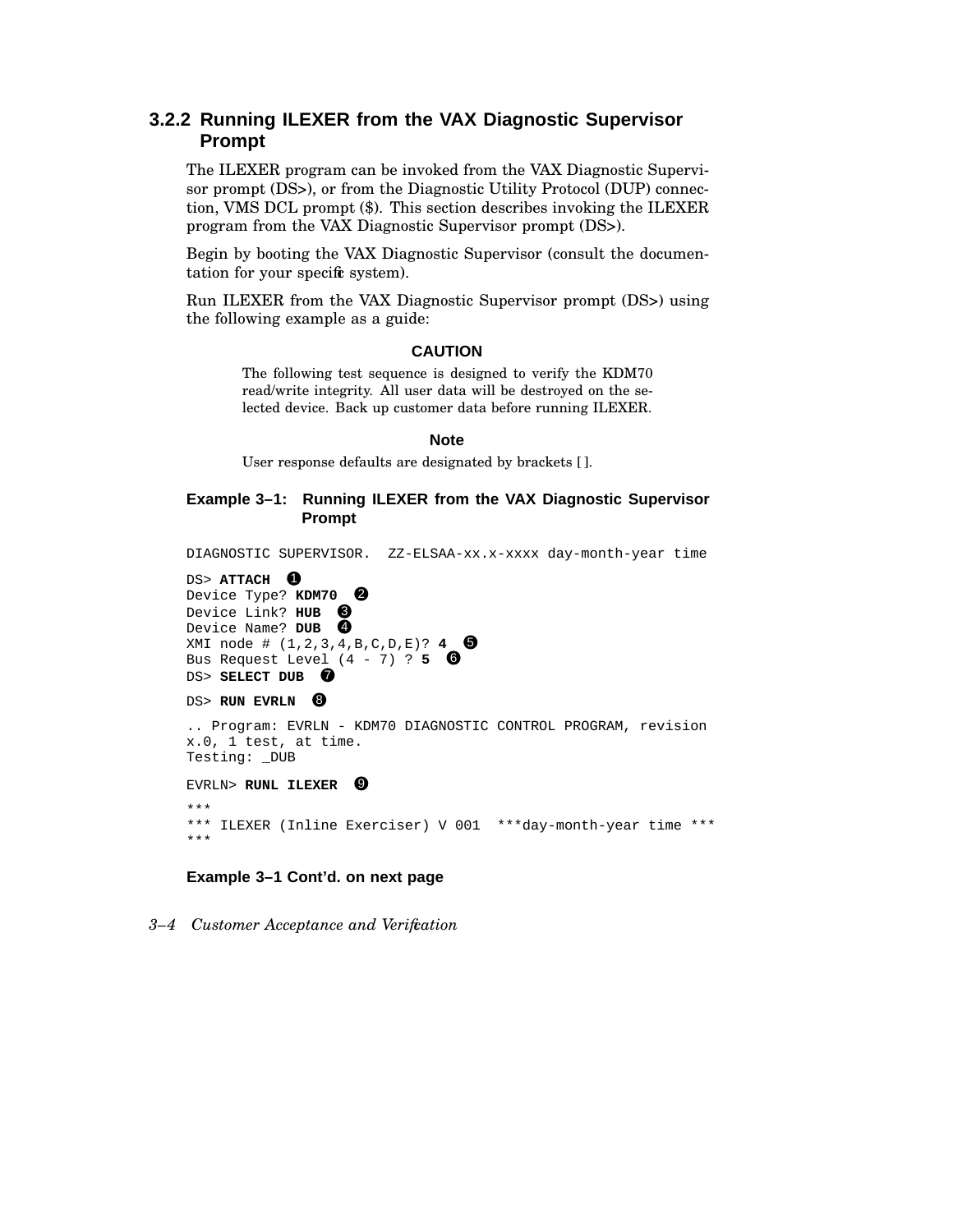### 3.2.2 Running ILEXER from the VAX Diagnostic Supervisor Prompt

The ILEXER program can be invoked from the VAX Diagnostic Supervisor prompt (DS>), or from the Diagnostic Utility Protocol (DUP) connection, VMS DCL prompt ($). This section describes invoking the ILEXER program from the VAX Diagnostic Supervisor prompt (DS>).

Begin by booting the VAX Diagnostic Supervisor (consult the documentation for your specific system).

Run ILEXER from the VAX Diagnostic Supervisor prompt (DS>) using the following example as a guide:

**CAUTION**

The following test sequence is designed to verify the KDM70 read/write integrity. All user data will be destroyed on the selected device. Back up customer data before running ILEXER.

**Note**

User response defaults are designated by brackets [ ].

**Example 3–1: Running ILEXER from the VAX Diagnostic Supervisor Prompt**

```
DIAGNOSTIC SUPERVISOR.  ZZ-ELSAA-xx.x-xxxx day-month-year time

DS> ATTACH  ❶
Device Type? KDM70  ❷
Device Link? HUB  ❸
Device Name? DUB  ❹
XMI node # (1,2,3,4,B,C,D,E)? 4  ❺
Bus Request Level (4 - 7) ? 5  ❻
DS> SELECT DUB  ❼

DS> RUN EVRLN  ❽

.. Program: EVRLN - KDM70 DIAGNOSTIC CONTROL PROGRAM, revision
x.0, 1 test, at time.
Testing: _DUB

EVRLN> RUNL ILEXER  ❾

***
*** ILEXER (Inline Exerciser) V 001  ***day-month-year time ***
***
```

**Example 3–1 Cont'd. on next page**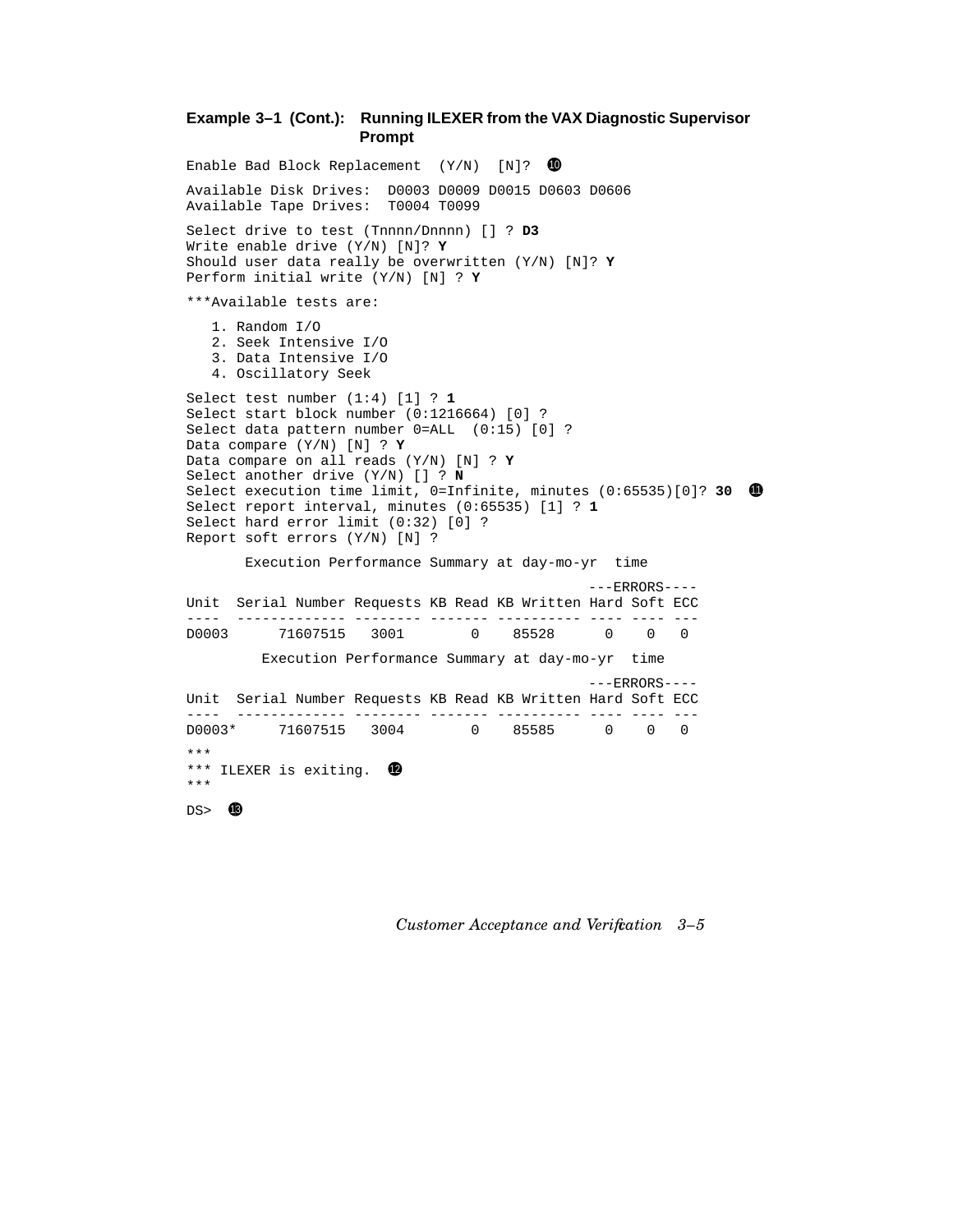**Example 3–1 (Cont.): Running ILEXER from the VAX Diagnostic Supervisor Prompt**

```
Enable Bad Block Replacement  (Y/N)  [N]?  ⑩

Available Disk Drives:  D0003 D0009 D0015 D0603 D0606
Available Tape Drives:  T0004 T0099

Select drive to test (Tnnnn/Dnnnn) [] ? D3
Write enable drive (Y/N) [N]? Y
Should user data really be overwritten (Y/N) [N]? Y
Perform initial write (Y/N) [N] ? Y

***Available tests are:

   1. Random I/O
   2. Seek Intensive I/O
   3. Data Intensive I/O
   4. Oscillatory Seek

Select test number (1:4) [1] ? 1
Select start block number (0:1216664) [0] ?
Select data pattern number 0=ALL  (0:15) [0] ?
Data compare (Y/N) [N] ? Y
Data compare on all reads (Y/N) [N] ? Y
Select another drive (Y/N) [] ? N
Select execution time limit, 0=Infinite, minutes (0:65535)[0]? 30  ⑪
Select report interval, minutes (0:65535) [1] ? 1
Select hard error limit (0:32) [0] ?
Report soft errors (Y/N) [N] ?

       Execution Performance Summary at day-mo-yr  time

                                                ---ERRORS----
Unit  Serial Number Requests KB Read KB Written Hard Soft ECC
----  ------------- -------- ------- ---------- ---- ---- ---
D0003      71607515   3001       0    85528      0    0   0

         Execution Performance Summary at day-mo-yr  time

                                                ---ERRORS----
Unit  Serial Number Requests KB Read KB Written Hard Soft ECC
----  ------------- -------- ------- ---------- ---- ---- ---
D0003*     71607515   3004       0    85585      0    0   0

***
*** ILEXER is exiting.  ⑫
***

DS>  ⑬
```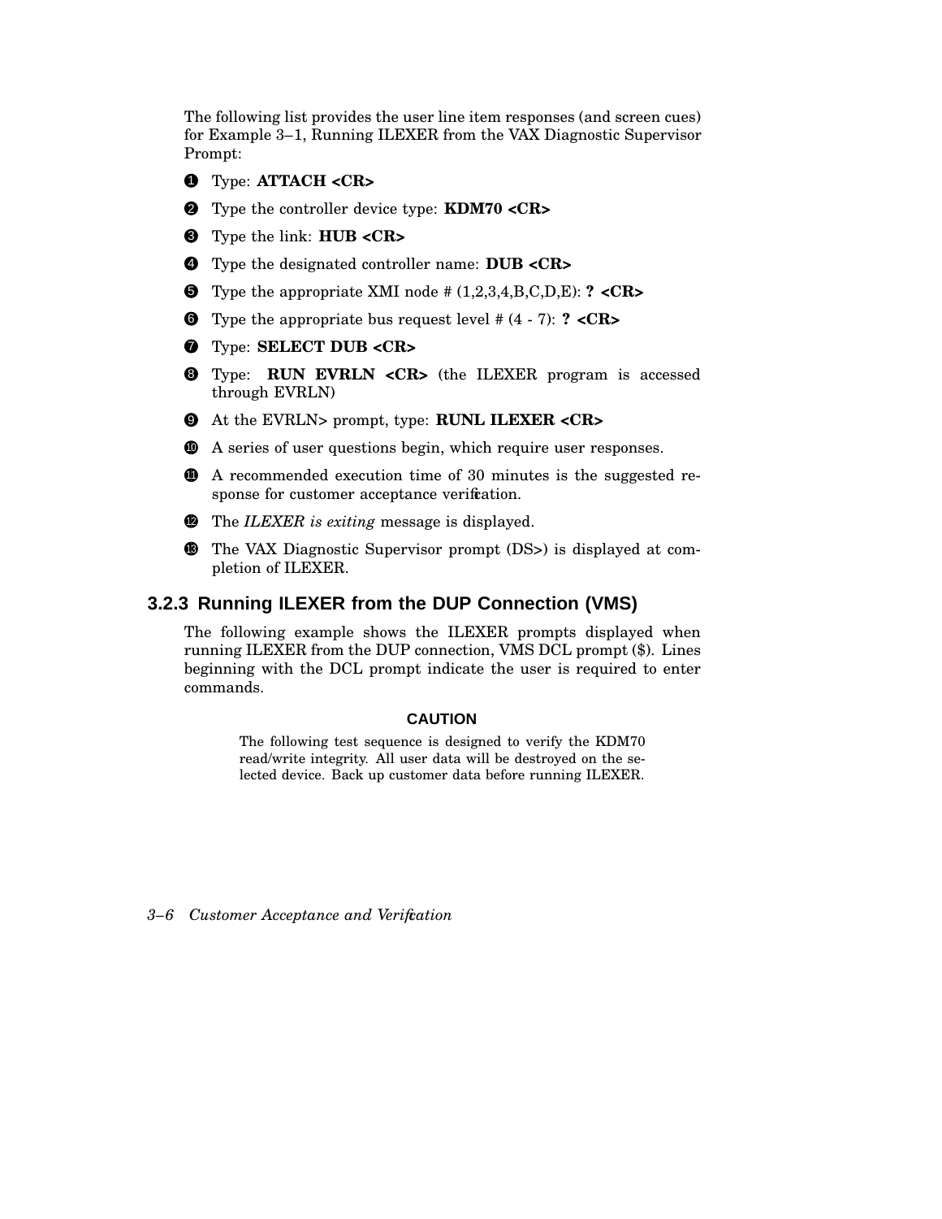The following list provides the user line item responses (and screen cues) for Example 3–1, Running ILEXER from the VAX Diagnostic Supervisor Prompt:

❶ Type: **ATTACH <CR>**

❷ Type the controller device type: **KDM70 <CR>**

❸ Type the link: **HUB <CR>**

❹ Type the designated controller name: **DUB <CR>**

❺ Type the appropriate XMI node # (1,2,3,4,B,C,D,E): **? <CR>**

❻ Type the appropriate bus request level # (4 - 7): **? <CR>**

❼ Type: **SELECT DUB <CR>**

❽ Type: **RUN EVRLN <CR>** (the ILEXER program is accessed through EVRLN)

❾ At the EVRLN> prompt, type: **RUNL ILEXER <CR>**

❿ A series of user questions begin, which require user responses.

⓫ A recommended execution time of 30 minutes is the suggested response for customer acceptance verification.

⓬ The *ILEXER is exiting* message is displayed.

⓭ The VAX Diagnostic Supervisor prompt (DS>) is displayed at completion of ILEXER.

### 3.2.3 Running ILEXER from the DUP Connection (VMS)

The following example shows the ILEXER prompts displayed when running ILEXER from the DUP connection, VMS DCL prompt ($). Lines beginning with the DCL prompt indicate the user is required to enter commands.

**CAUTION**

The following test sequence is designed to verify the KDM70 read/write integrity. All user data will be destroyed on the selected device. Back up customer data before running ILEXER.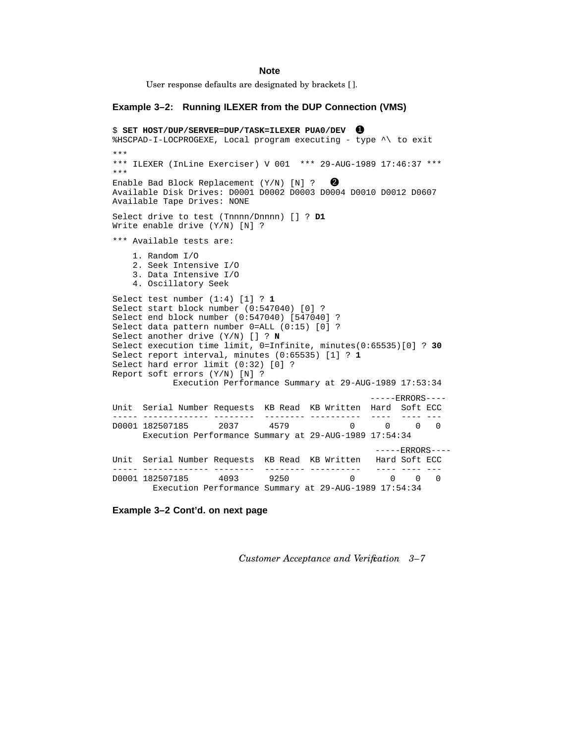**Note**

User response defaults are designated by brackets [ ].

**Example 3–2: Running ILEXER from the DUP Connection (VMS)**

```
$ SET HOST/DUP/SERVER=DUP/TASK=ILEXER PUA0/DEV  ❶
%HSCPAD-I-LOCPROGEXE, Local program executing - type ^\ to exit
***
*** ILEXER (InLine Exerciser) V 001  *** 29-AUG-1989 17:46:37 ***
***
Enable Bad Block Replacement (Y/N) [N] ?   ❷
Available Disk Drives: D0001 D0002 D0003 D0004 D0010 D0012 D0607
Available Tape Drives: NONE

Select drive to test (Tnnnn/Dnnnn) [] ? D1
Write enable drive (Y/N) [N] ?

*** Available tests are:

    1. Random I/O
    2. Seek Intensive I/O
    3. Data Intensive I/O
    4. Oscillatory Seek

Select test number (1:4) [1] ? 1
Select start block number (0:547040) [0] ?
Select end block number (0:547040) [547040] ?
Select data pattern number 0=ALL (0:15) [0] ?
Select another drive (Y/N) [] ? N
Select execution time limit, 0=Infinite, minutes(0:65535)[0] ? 30
Select report interval, minutes (0:65535) [1] ? 1
Select hard error limit (0:32) [0] ?
Report soft errors (Y/N) [N] ?
            Execution Performance Summary at 29-AUG-1989 17:53:34

                                                   -----ERRORS----
Unit  Serial Number Requests  KB Read  KB Written  Hard  Soft ECC
----- ------------- --------  -------- ----------  ----  ---- ---
D0001 182507185      2037      4579           0      0     0   0
      Execution Performance Summary at 29-AUG-1989 17:54:34

                                                    -----ERRORS----
Unit  Serial Number Requests  KB Read  KB Written   Hard Soft ECC
----- ------------- --------  -------- ----------   ---- ---- ---
D0001 182507185      4093      9250           0       0    0   0
        Execution Performance Summary at 29-AUG-1989 17:54:34
```

**Example 3–2 Cont'd. on next page**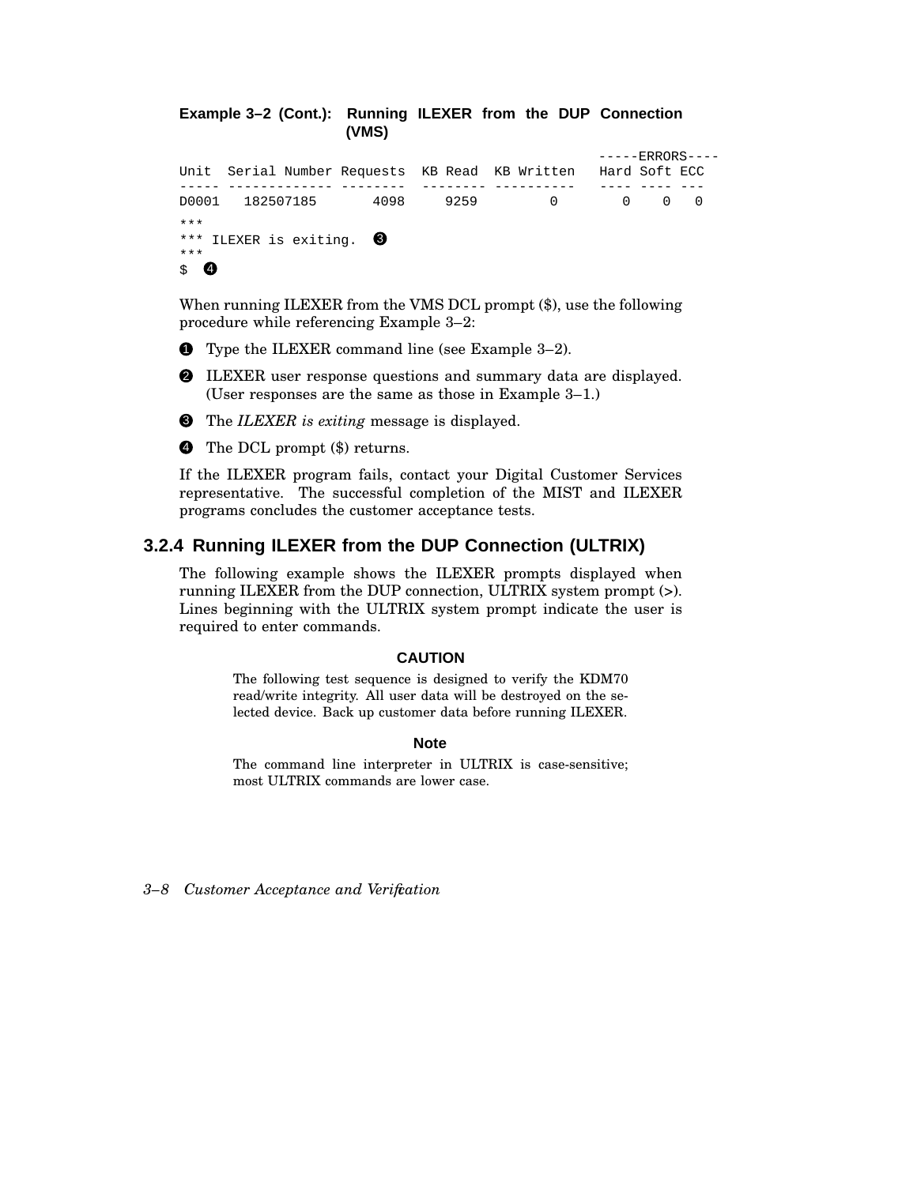**Example 3–2 (Cont.): Running ILEXER from the DUP Connection (VMS)**

```
                                                      -----ERRORS----
Unit  Serial Number Requests  KB Read  KB Written   Hard Soft ECC
----- ------------- --------  -------- ----------   ---- ---- ---
D0001   182507185       4098     9259        0         0    0   0

***
*** ILEXER is exiting.  ❸
***
$  ❹
```

When running ILEXER from the VMS DCL prompt ($), use the following procedure while referencing Example 3–2:

❶ Type the ILEXER command line (see Example 3–2).

❷ ILEXER user response questions and summary data are displayed. (User responses are the same as those in Example 3–1.)

❸ The *ILEXER is exiting* message is displayed.

❹ The DCL prompt ($) returns.

If the ILEXER program fails, contact your Digital Customer Services representative. The successful completion of the MIST and ILEXER programs concludes the customer acceptance tests.

### 3.2.4 Running ILEXER from the DUP Connection (ULTRIX)

The following example shows the ILEXER prompts displayed when running ILEXER from the DUP connection, ULTRIX system prompt (>). Lines beginning with the ULTRIX system prompt indicate the user is required to enter commands.

**CAUTION**

The following test sequence is designed to verify the KDM70 read/write integrity. All user data will be destroyed on the selected device. Back up customer data before running ILEXER.

**Note**

The command line interpreter in ULTRIX is case-sensitive; most ULTRIX commands are lower case.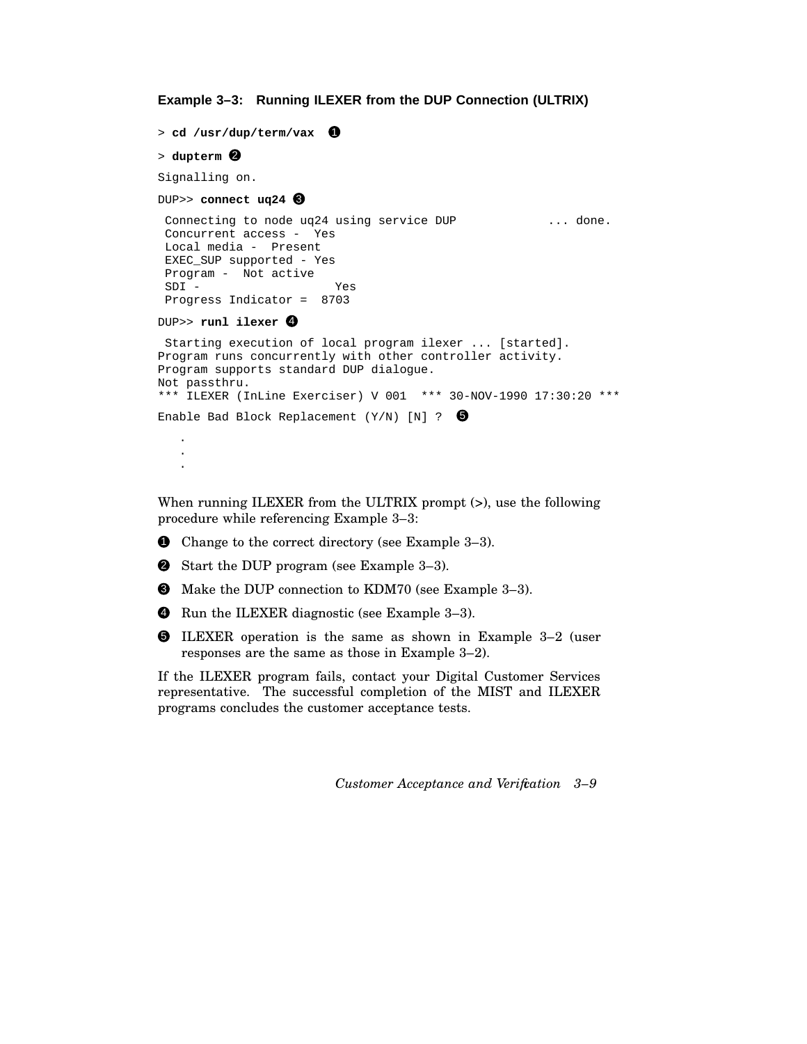**Example 3–3: Running ILEXER from the DUP Connection (ULTRIX)**

```
> cd /usr/dup/term/vax  ❶

> dupterm ❷

Signalling on.

DUP>> connect uq24 ❸

 Connecting to node uq24 using service DUP             ... done.
 Concurrent access -  Yes
 Local media -  Present
 EXEC_SUP supported - Yes
 Program -  Not active
 SDI -                  Yes
 Progress Indicator =  8703

DUP>> runl ilexer ❹

 Starting execution of local program ilexer ... [started].
Program runs concurrently with other controller activity.
Program supports standard DUP dialogue.
Not passthru.
*** ILEXER (InLine Exerciser) V 001  *** 30-NOV-1990 17:30:20 ***

Enable Bad Block Replacement (Y/N) [N] ?  ❺

   .
   .
   .
```

When running ILEXER from the ULTRIX prompt (>), use the following procedure while referencing Example 3–3:

❶ Change to the correct directory (see Example 3–3).

❷ Start the DUP program (see Example 3–3).

❸ Make the DUP connection to KDM70 (see Example 3–3).

❹ Run the ILEXER diagnostic (see Example 3–3).

❺ ILEXER operation is the same as shown in Example 3–2 (user responses are the same as those in Example 3–2).

If the ILEXER program fails, contact your Digital Customer Services representative. The successful completion of the MIST and ILEXER programs concludes the customer acceptance tests.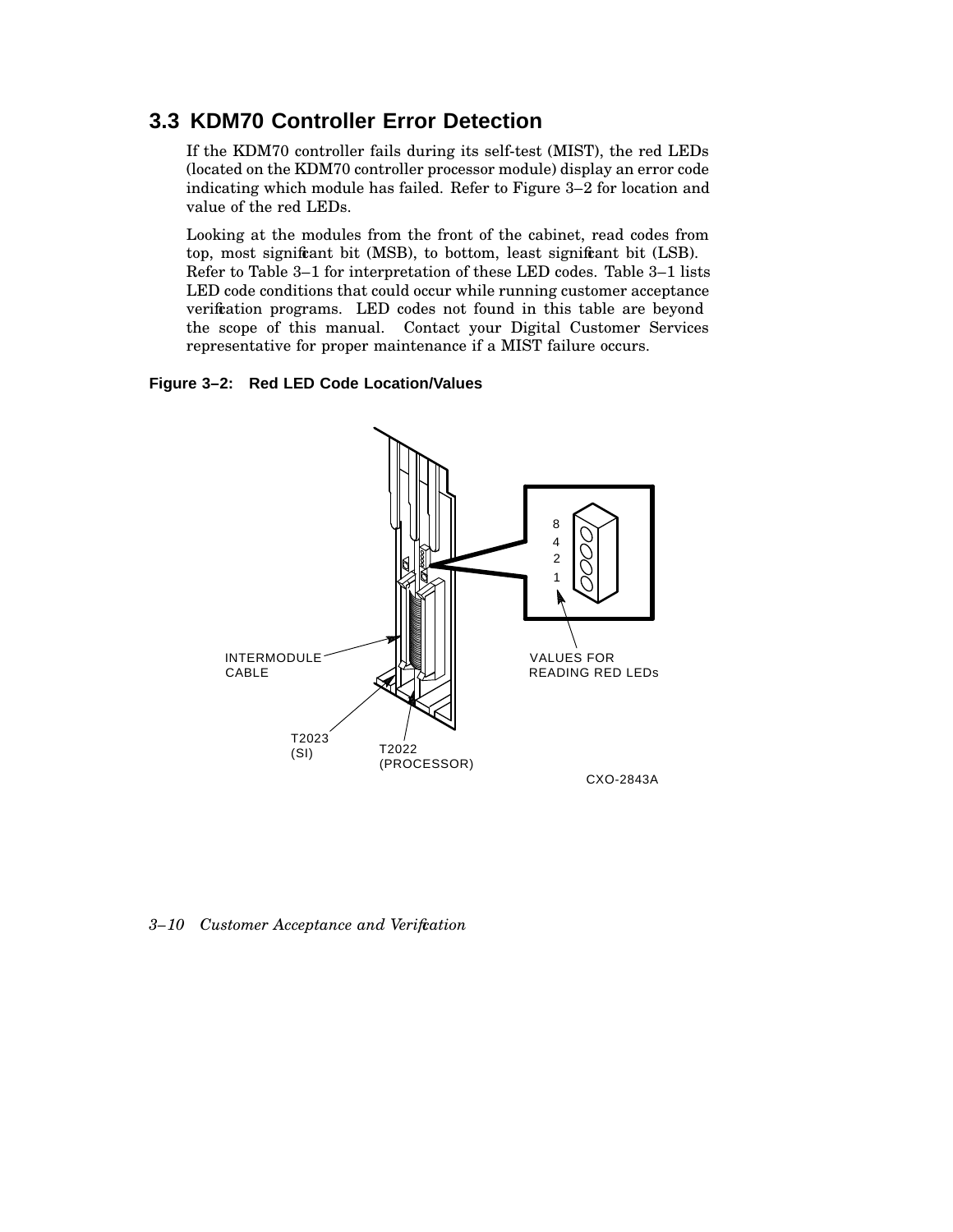## 3.3 KDM70 Controller Error Detection

If the KDM70 controller fails during its self-test (MIST), the red LEDs (located on the KDM70 controller processor module) display an error code indicating which module has failed. Refer to Figure 3–2 for location and value of the red LEDs.

Looking at the modules from the front of the cabinet, read codes from top, most significant bit (MSB), to bottom, least significant bit (LSB). Refer to Table 3–1 for interpretation of these LED codes. Table 3–1 lists LED code conditions that could occur while running customer acceptance verification programs. LED codes not found in this table are beyond the scope of this manual. Contact your Digital Customer Services representative for proper maintenance if a MIST failure occurs.

**Figure 3–2: Red LED Code Location/Values**

8
4
2
1

INTERMODULE CABLE

VALUES FOR READING RED LEDs

T2023 (SI)

T2022 (PROCESSOR)

CXO-2843A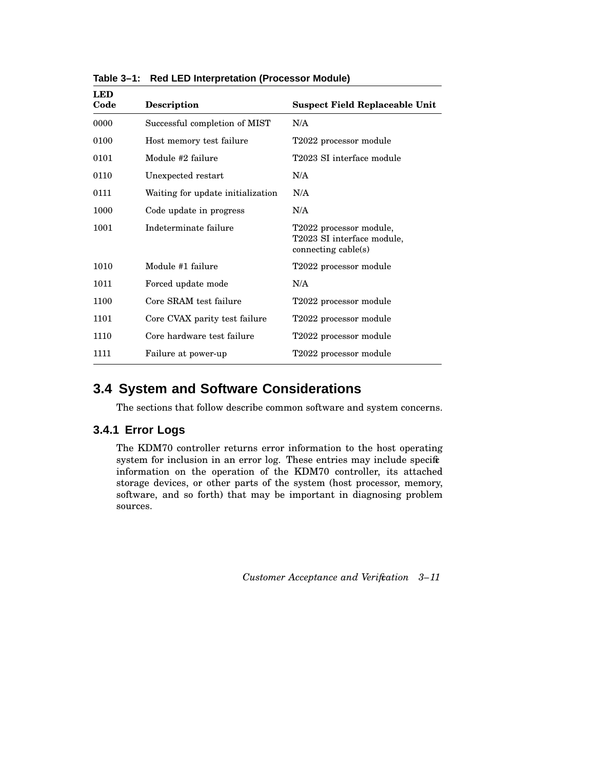**Table 3–1: Red LED Interpretation (Processor Module)**

| LED Code | Description | Suspect Field Replaceable Unit |
|---|---|---|
| 0000 | Successful completion of MIST | N/A |
| 0100 | Host memory test failure | T2022 processor module |
| 0101 | Module #2 failure | T2023 SI interface module |
| 0110 | Unexpected restart | N/A |
| 0111 | Waiting for update initialization | N/A |
| 1000 | Code update in progress | N/A |
| 1001 | Indeterminate failure | T2022 processor module, T2023 SI interface module, connecting cable(s) |
| 1010 | Module #1 failure | T2022 processor module |
| 1011 | Forced update mode | N/A |
| 1100 | Core SRAM test failure | T2022 processor module |
| 1101 | Core CVAX parity test failure | T2022 processor module |
| 1110 | Core hardware test failure | T2022 processor module |
| 1111 | Failure at power-up | T2022 processor module |

## 3.4 System and Software Considerations

The sections that follow describe common software and system concerns.

### 3.4.1 Error Logs

The KDM70 controller returns error information to the host operating system for inclusion in an error log. These entries may include specific information on the operation of the KDM70 controller, its attached storage devices, or other parts of the system (host processor, memory, software, and so forth) that may be important in diagnosing problem sources.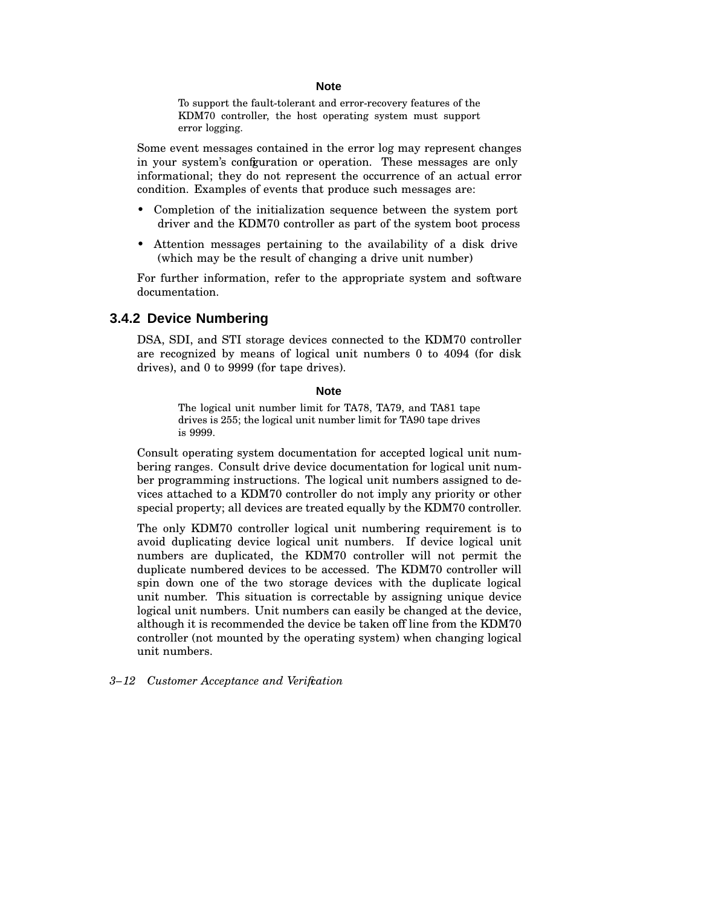**Note**

> To support the fault-tolerant and error-recovery features of the KDM70 controller, the host operating system must support error logging.

Some event messages contained in the error log may represent changes in your system's configuration or operation. These messages are only informational; they do not represent the occurrence of an actual error condition. Examples of events that produce such messages are:

- Completion of the initialization sequence between the system port driver and the KDM70 controller as part of the system boot process
- Attention messages pertaining to the availability of a disk drive (which may be the result of changing a drive unit number)

For further information, refer to the appropriate system and software documentation.

### 3.4.2 Device Numbering

DSA, SDI, and STI storage devices connected to the KDM70 controller are recognized by means of logical unit numbers 0 to 4094 (for disk drives), and 0 to 9999 (for tape drives).

**Note**

> The logical unit number limit for TA78, TA79, and TA81 tape drives is 255; the logical unit number limit for TA90 tape drives is 9999.

Consult operating system documentation for accepted logical unit numbering ranges. Consult drive device documentation for logical unit number programming instructions. The logical unit numbers assigned to devices attached to a KDM70 controller do not imply any priority or other special property; all devices are treated equally by the KDM70 controller.

The only KDM70 controller logical unit numbering requirement is to avoid duplicating device logical unit numbers. If device logical unit numbers are duplicated, the KDM70 controller will not permit the duplicate numbered devices to be accessed. The KDM70 controller will spin down one of the two storage devices with the duplicate logical unit number. This situation is correctable by assigning unique device logical unit numbers. Unit numbers can easily be changed at the device, although it is recommended the device be taken off line from the KDM70 controller (not mounted by the operating system) when changing logical unit numbers.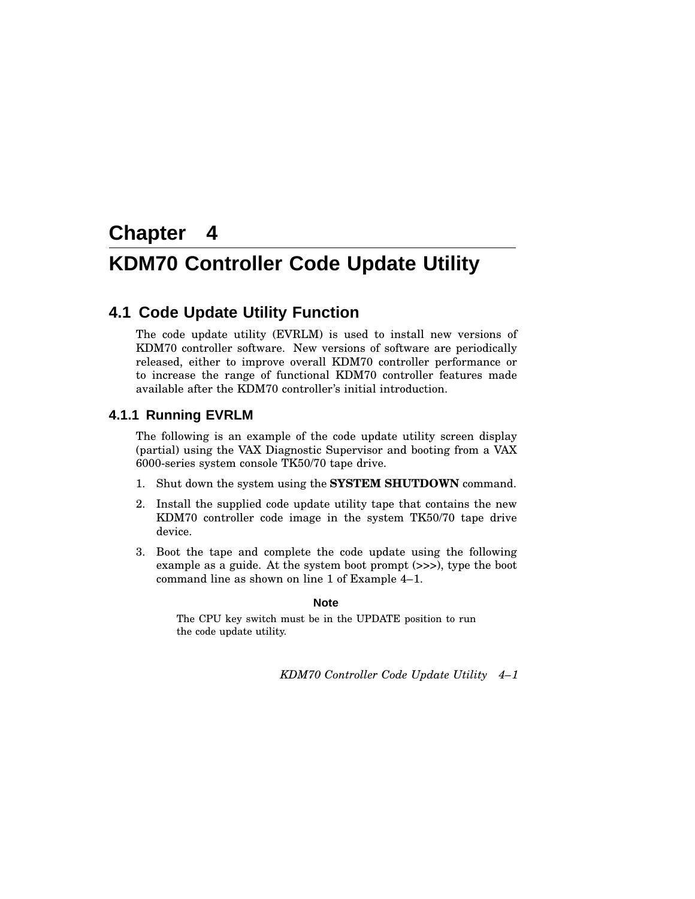# Chapter 4

# KDM70 Controller Code Update Utility

## 4.1 Code Update Utility Function

The code update utility (EVRLM) is used to install new versions of KDM70 controller software. New versions of software are periodically released, either to improve overall KDM70 controller performance or to increase the range of functional KDM70 controller features made available after the KDM70 controller's initial introduction.

### 4.1.1 Running EVRLM

The following is an example of the code update utility screen display (partial) using the VAX Diagnostic Supervisor and booting from a VAX 6000-series system console TK50/70 tape drive.

1. Shut down the system using the **SYSTEM SHUTDOWN** command.
2. Install the supplied code update utility tape that contains the new KDM70 controller code image in the system TK50/70 tape drive device.
3. Boot the tape and complete the code update using the following example as a guide. At the system boot prompt (>>>), type the boot command line as shown on line 1 of Example 4–1.

**Note**

The CPU key switch must be in the UPDATE position to run the code update utility.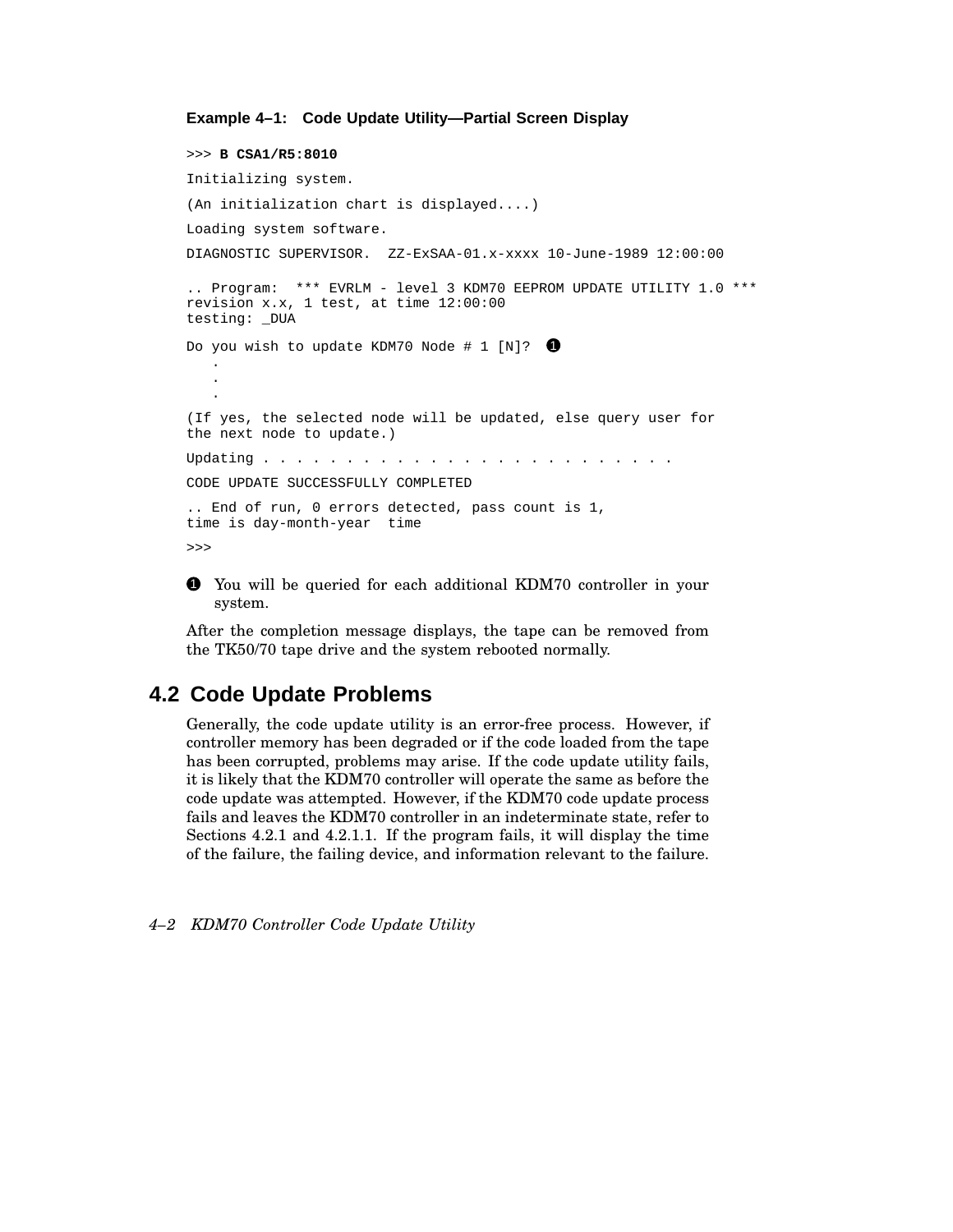**Example 4–1: Code Update Utility—Partial Screen Display**

```
>>> B CSA1/R5:8010

Initializing system.

(An initialization chart is displayed....)

Loading system software.

DIAGNOSTIC SUPERVISOR.  ZZ-ExSAA-01.x-xxxx 10-June-1989 12:00:00

.. Program:  *** EVRLM - level 3 KDM70 EEPROM UPDATE UTILITY 1.0 ***
revision x.x, 1 test, at time 12:00:00
testing: _DUA

Do you wish to update KDM70 Node # 1 [N]?  ❶
   .
   .
   .

(If yes, the selected node will be updated, else query user for
the next node to update.)

Updating . . . . . . . . . . . . . . . . . . . . . . . . .

CODE UPDATE SUCCESSFULLY COMPLETED

.. End of run, 0 errors detected, pass count is 1,
time is day-month-year  time

>>>
```

❶ You will be queried for each additional KDM70 controller in your system.

After the completion message displays, the tape can be removed from the TK50/70 tape drive and the system rebooted normally.

## 4.2 Code Update Problems

Generally, the code update utility is an error-free process. However, if controller memory has been degraded or if the code loaded from the tape has been corrupted, problems may arise. If the code update utility fails, it is likely that the KDM70 controller will operate the same as before the code update was attempted. However, if the KDM70 code update process fails and leaves the KDM70 controller in an indeterminate state, refer to Sections 4.2.1 and 4.2.1.1. If the program fails, it will display the time of the failure, the failing device, and information relevant to the failure.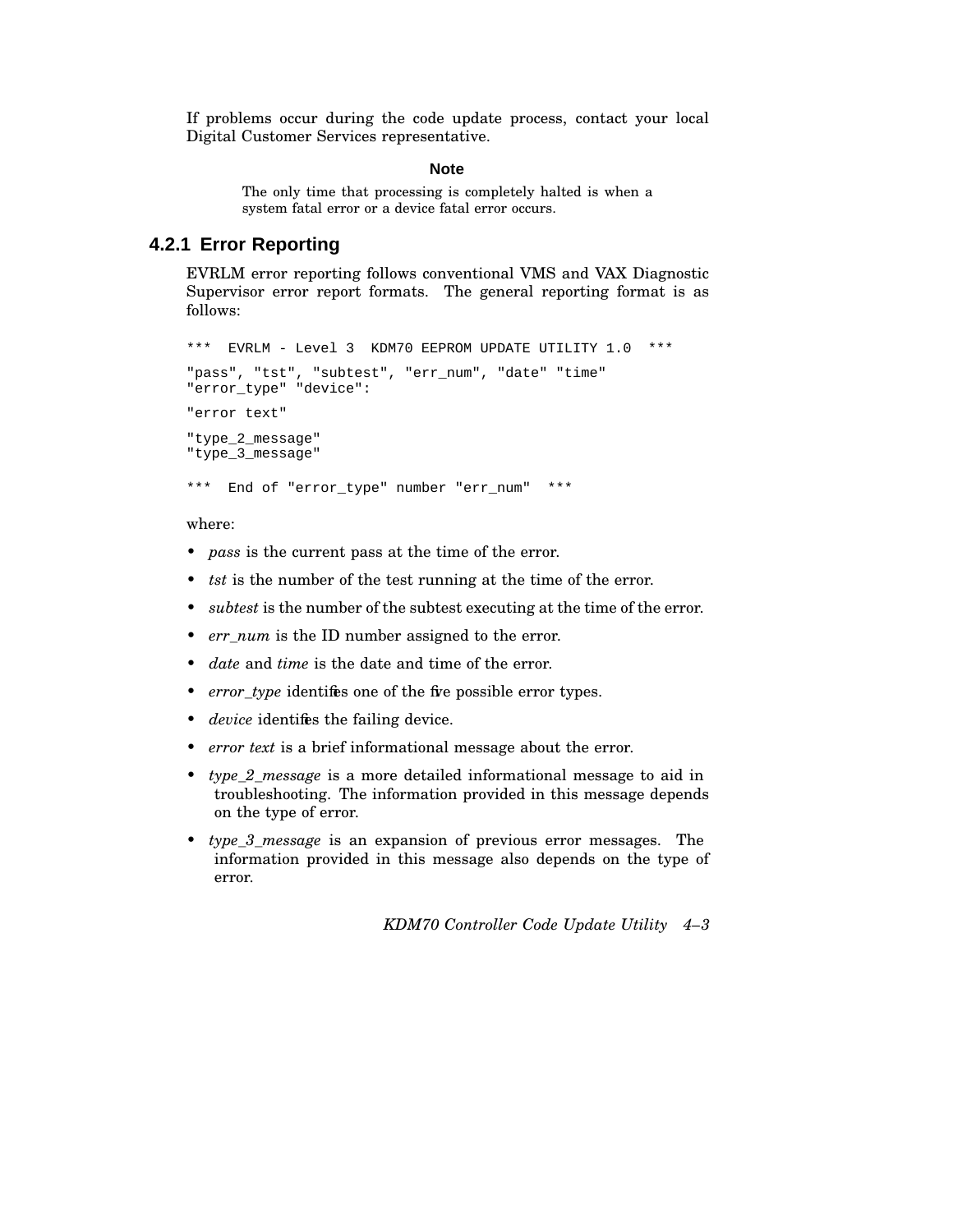If problems occur during the code update process, contact your local Digital Customer Services representative.

**Note**

The only time that processing is completely halted is when a system fatal error or a device fatal error occurs.

### 4.2.1 Error Reporting

EVRLM error reporting follows conventional VMS and VAX Diagnostic Supervisor error report formats. The general reporting format is as follows:

```
***  EVRLM - Level 3  KDM70 EEPROM UPDATE UTILITY 1.0  ***
"pass", "tst", "subtest", "err_num", "date" "time"
"error_type" "device":
"error text"
"type_2_message"
"type_3_message"

***  End of "error_type" number "err_num"  ***
```

where:

- *pass* is the current pass at the time of the error.
- *tst* is the number of the test running at the time of the error.
- *subtest* is the number of the subtest executing at the time of the error.
- *err_num* is the ID number assigned to the error.
- *date* and *time* is the date and time of the error.
- *error_type* identifies one of the five possible error types.
- *device* identifies the failing device.
- *error text* is a brief informational message about the error.
- *type_2_message* is a more detailed informational message to aid in troubleshooting. The information provided in this message depends on the type of error.
- *type_3_message* is an expansion of previous error messages. The information provided in this message also depends on the type of error.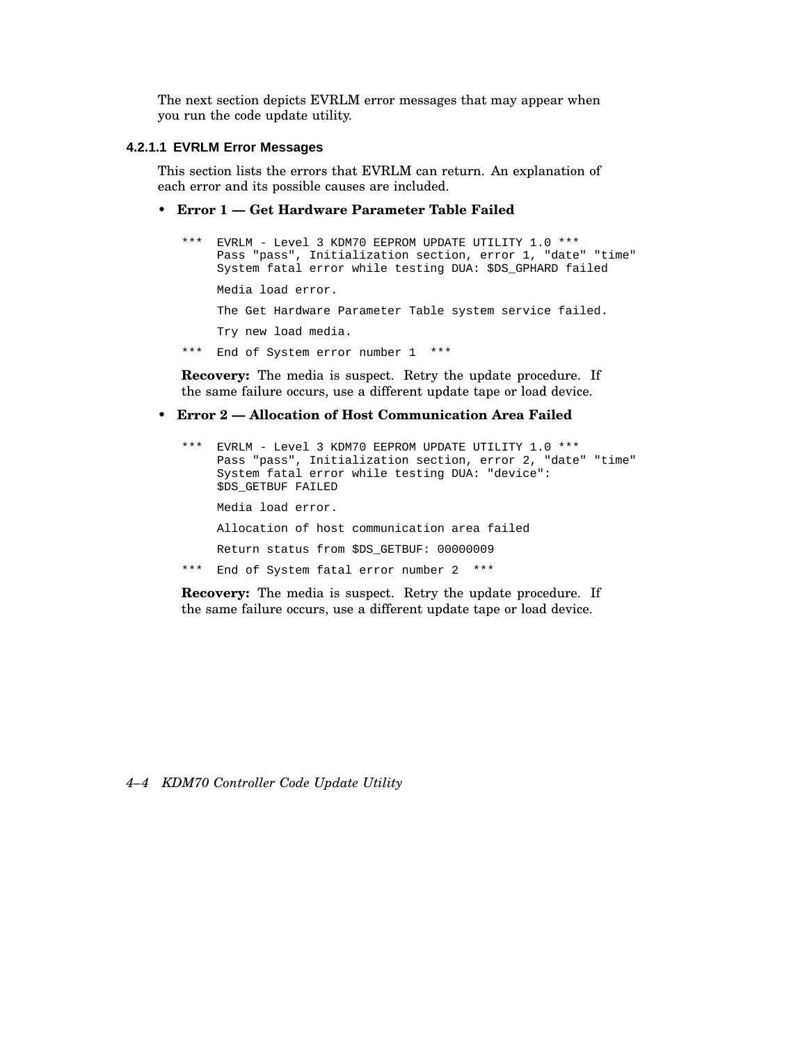The next section depicts EVRLM error messages that may appear when you run the code update utility.

#### 4.2.1.1 EVRLM Error Messages

This section lists the errors that EVRLM can return. An explanation of each error and its possible causes are included.

- **Error 1 — Get Hardware Parameter Table Failed**

```
***  EVRLM - Level 3 KDM70 EEPROM UPDATE UTILITY 1.0 ***
     Pass "pass", Initialization section, error 1, "date" "time"
     System fatal error while testing DUA: $DS_GPHARD failed

     Media load error.

     The Get Hardware Parameter Table system service failed.

     Try new load media.

***  End of System error number 1  ***
```

  **Recovery:** The media is suspect. Retry the update procedure. If the same failure occurs, use a different update tape or load device.

- **Error 2 — Allocation of Host Communication Area Failed**

```
***  EVRLM - Level 3 KDM70 EEPROM UPDATE UTILITY 1.0 ***
     Pass "pass", Initialization section, error 2, "date" "time"
     System fatal error while testing DUA: "device":
     $DS_GETBUF FAILED

     Media load error.

     Allocation of host communication area failed

     Return status from $DS_GETBUF: 00000009

***  End of System fatal error number 2  ***
```

  **Recovery:** The media is suspect. Retry the update procedure. If the same failure occurs, use a different update tape or load device.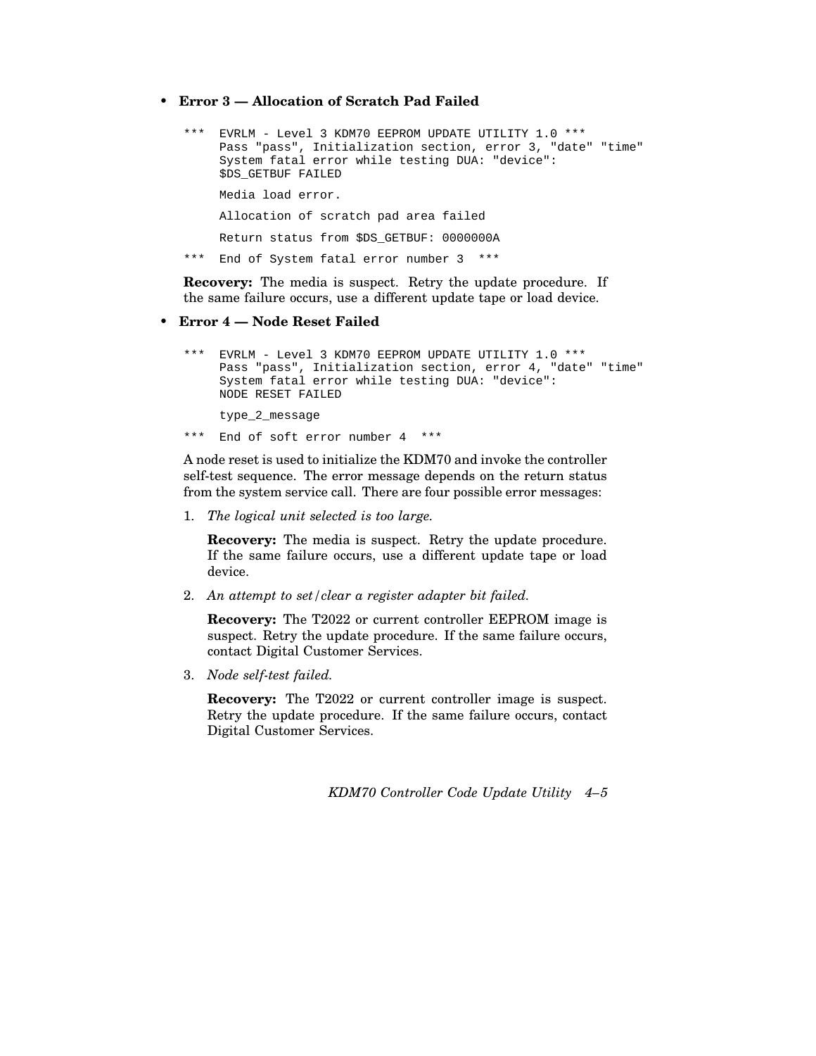- **Error 3 — Allocation of Scratch Pad Failed**

```
***  EVRLM - Level 3 KDM70 EEPROM UPDATE UTILITY 1.0 ***
     Pass "pass", Initialization section, error 3, "date" "time"
     System fatal error while testing DUA: "device":
     $DS_GETBUF FAILED

     Media load error.

     Allocation of scratch pad area failed

     Return status from $DS_GETBUF: 0000000A

***  End of System fatal error number 3  ***
```

**Recovery:** The media is suspect. Retry the update procedure. If the same failure occurs, use a different update tape or load device.

- **Error 4 — Node Reset Failed**

```
***  EVRLM - Level 3 KDM70 EEPROM UPDATE UTILITY 1.0 ***
     Pass "pass", Initialization section, error 4, "date" "time"
     System fatal error while testing DUA: "device":
     NODE RESET FAILED

     type_2_message

***  End of soft error number 4  ***
```

A node reset is used to initialize the KDM70 and invoke the controller self-test sequence. The error message depends on the return status from the system service call. There are four possible error messages:

1. *The logical unit selected is too large.*

   **Recovery:** The media is suspect. Retry the update procedure. If the same failure occurs, use a different update tape or load device.

2. *An attempt to set/clear a register adapter bit failed.*

   **Recovery:** The T2022 or current controller EEPROM image is suspect. Retry the update procedure. If the same failure occurs, contact Digital Customer Services.

3. *Node self-test failed.*

   **Recovery:** The T2022 or current controller image is suspect. Retry the update procedure. If the same failure occurs, contact Digital Customer Services.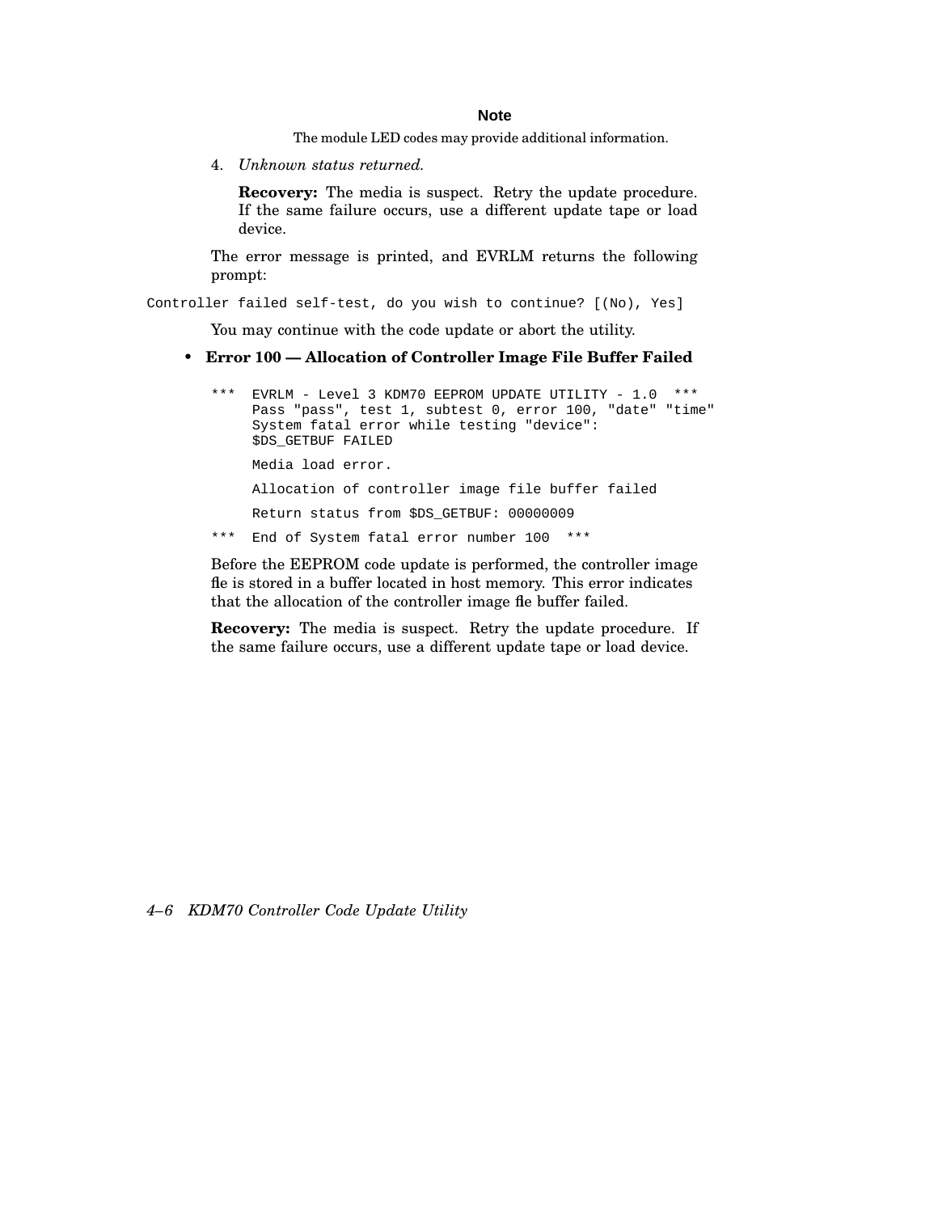**Note**

The module LED codes may provide additional information.

4. *Unknown status returned.*

   **Recovery:** The media is suspect. Retry the update procedure. If the same failure occurs, use a different update tape or load device.

The error message is printed, and EVRLM returns the following prompt:

```
Controller failed self-test, do you wish to continue? [(No), Yes]
```

You may continue with the code update or abort the utility.

- **Error 100 — Allocation of Controller Image File Buffer Failed**

```
***  EVRLM - Level 3 KDM70 EEPROM UPDATE UTILITY - 1.0  ***
     Pass "pass", test 1, subtest 0, error 100, "date" "time"
     System fatal error while testing "device":
     $DS_GETBUF FAILED

     Media load error.

     Allocation of controller image file buffer failed

     Return status from $DS_GETBUF: 00000009

***  End of System fatal error number 100  ***
```

Before the EEPROM code update is performed, the controller image file is stored in a buffer located in host memory. This error indicates that the allocation of the controller image file buffer failed.

**Recovery:** The media is suspect. Retry the update procedure. If the same failure occurs, use a different update tape or load device.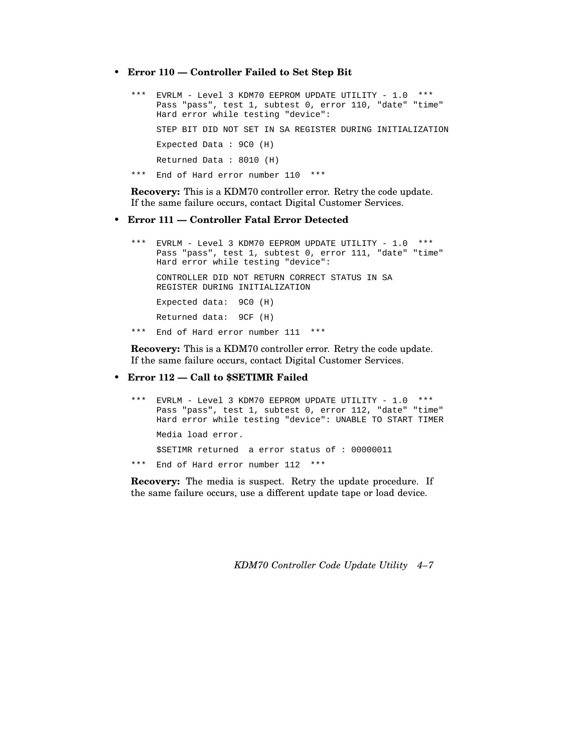- **Error 110 — Controller Failed to Set Step Bit**

```
***  EVRLM - Level 3 KDM70 EEPROM UPDATE UTILITY - 1.0  ***
     Pass "pass", test 1, subtest 0, error 110, "date" "time"
     Hard error while testing "device":

     STEP BIT DID NOT SET IN SA REGISTER DURING INITIALIZATION

     Expected Data : 9C0 (H)

     Returned Data : 8010 (H)

***  End of Hard error number 110  ***
```

**Recovery:** This is a KDM70 controller error. Retry the code update. If the same failure occurs, contact Digital Customer Services.

- **Error 111 — Controller Fatal Error Detected**

```
***  EVRLM - Level 3 KDM70 EEPROM UPDATE UTILITY - 1.0  ***
     Pass "pass", test 1, subtest 0, error 111, "date" "time"
     Hard error while testing "device":

     CONTROLLER DID NOT RETURN CORRECT STATUS IN SA
     REGISTER DURING INITIALIZATION

     Expected data:  9C0 (H)

     Returned data:  9CF (H)

***  End of Hard error number 111  ***
```

**Recovery:** This is a KDM70 controller error. Retry the code update. If the same failure occurs, contact Digital Customer Services.

- **Error 112 — Call to $SETIMR Failed**

```
***  EVRLM - Level 3 KDM70 EEPROM UPDATE UTILITY - 1.0  ***
     Pass "pass", test 1, subtest 0, error 112, "date" "time"
     Hard error while testing "device": UNABLE TO START TIMER

     Media load error.

     $SETIMR returned  a error status of : 00000011

***  End of Hard error number 112  ***
```

**Recovery:** The media is suspect. Retry the update procedure. If the same failure occurs, use a different update tape or load device.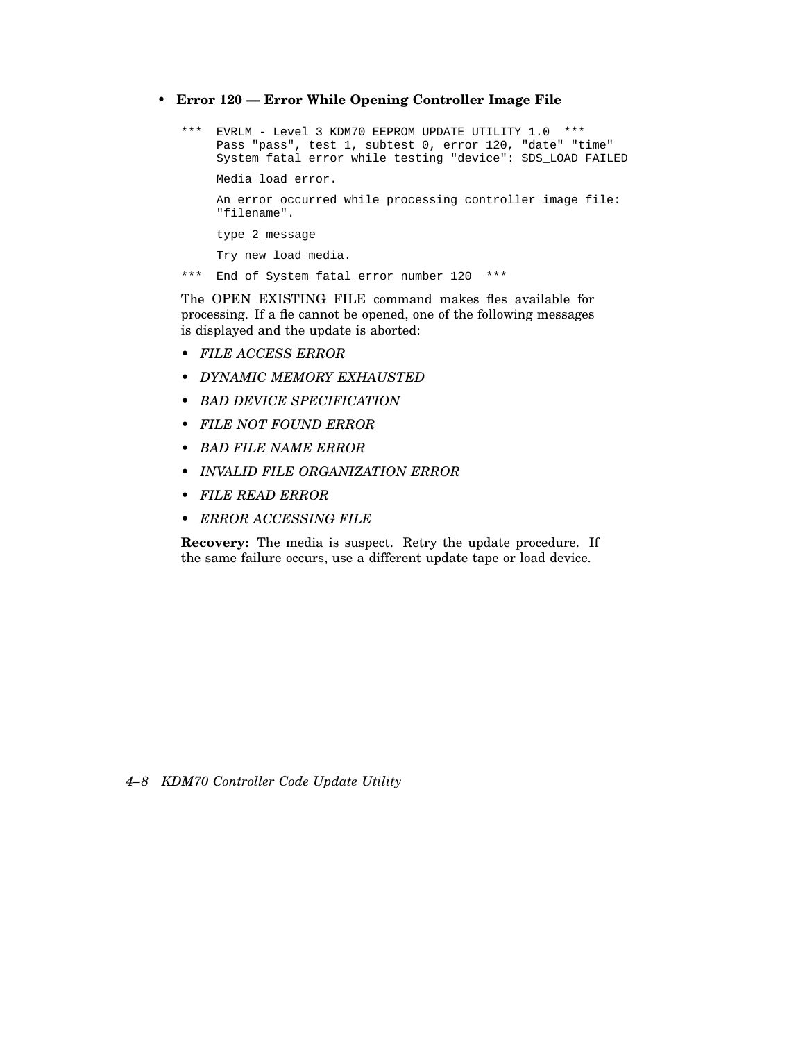- **Error 120 — Error While Opening Controller Image File**

```
***  EVRLM - Level 3 KDM70 EEPROM UPDATE UTILITY 1.0  ***
     Pass "pass", test 1, subtest 0, error 120, "date" "time"
     System fatal error while testing "device": $DS_LOAD FAILED

     Media load error.

     An error occurred while processing controller image file:
     "filename".

     type_2_message

     Try new load media.

***  End of System fatal error number 120  ***
```

The OPEN EXISTING FILE command makes fles available for processing. If a fle cannot be opened, one of the following messages is displayed and the update is aborted:

- *FILE ACCESS ERROR*
- *DYNAMIC MEMORY EXHAUSTED*
- *BAD DEVICE SPECIFICATION*
- *FILE NOT FOUND ERROR*
- *BAD FILE NAME ERROR*
- *INVALID FILE ORGANIZATION ERROR*
- *FILE READ ERROR*
- *ERROR ACCESSING FILE*

**Recovery:** The media is suspect. Retry the update procedure. If the same failure occurs, use a different update tape or load device.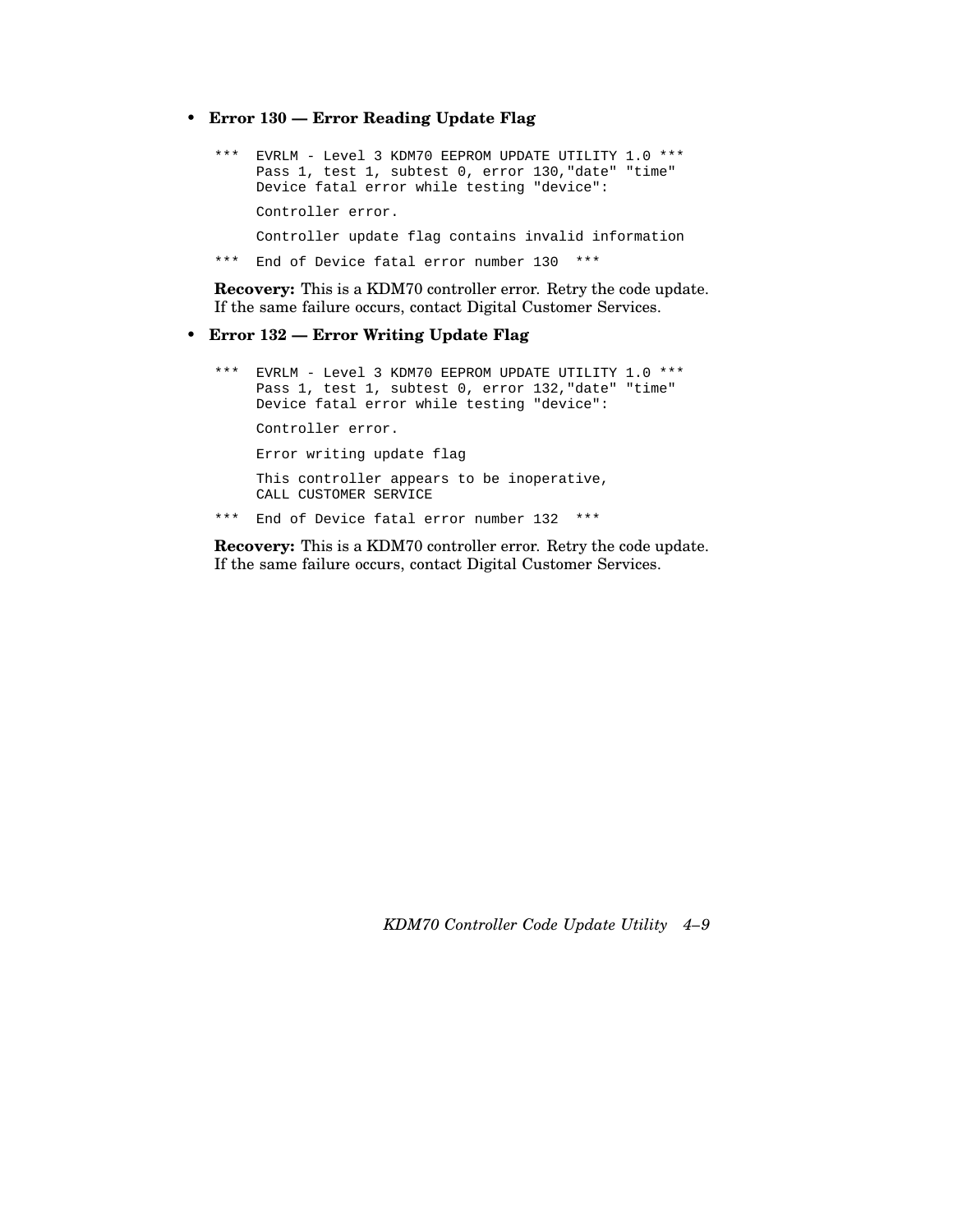- **Error 130 — Error Reading Update Flag**

```
***  EVRLM - Level 3 KDM70 EEPROM UPDATE UTILITY 1.0 ***
     Pass 1, test 1, subtest 0, error 130,"date" "time"
     Device fatal error while testing "device":

     Controller error.

     Controller update flag contains invalid information

***  End of Device fatal error number 130  ***
```

**Recovery:** This is a KDM70 controller error. Retry the code update. If the same failure occurs, contact Digital Customer Services.

- **Error 132 — Error Writing Update Flag**

```
***  EVRLM - Level 3 KDM70 EEPROM UPDATE UTILITY 1.0 ***
     Pass 1, test 1, subtest 0, error 132,"date" "time"
     Device fatal error while testing "device":

     Controller error.

     Error writing update flag

     This controller appears to be inoperative,
     CALL CUSTOMER SERVICE

***  End of Device fatal error number 132  ***
```

**Recovery:** This is a KDM70 controller error. Retry the code update. If the same failure occurs, contact Digital Customer Services.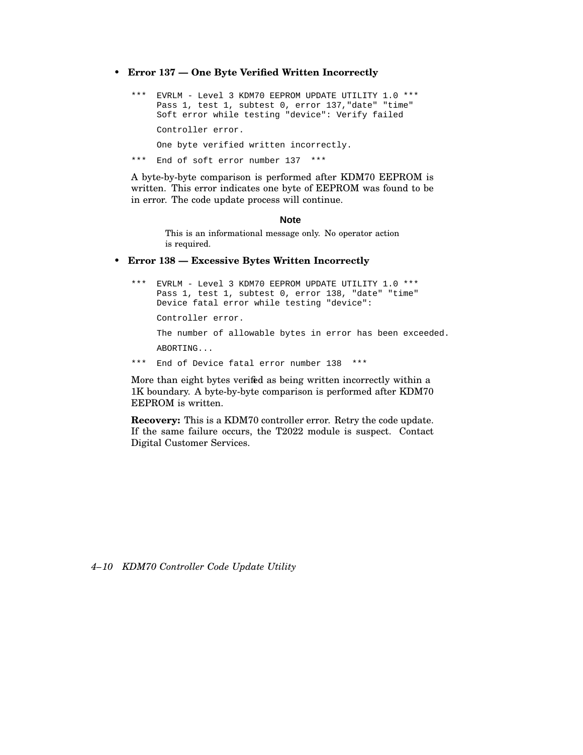- **Error 137 — One Byte Verified Written Incorrectly**

```
***  EVRLM - Level 3 KDM70 EEPROM UPDATE UTILITY 1.0 ***
     Pass 1, test 1, subtest 0, error 137,"date" "time"
     Soft error while testing "device": Verify failed

     Controller error.

     One byte verified written incorrectly.

***  End of soft error number 137  ***
```

A byte-by-byte comparison is performed after KDM70 EEPROM is written. This error indicates one byte of EEPROM was found to be in error. The code update process will continue.

**Note**

This is an informational message only. No operator action is required.

- **Error 138 — Excessive Bytes Written Incorrectly**

```
***  EVRLM - Level 3 KDM70 EEPROM UPDATE UTILITY 1.0 ***
     Pass 1, test 1, subtest 0, error 138, "date" "time"
     Device fatal error while testing "device":

     Controller error.

     The number of allowable bytes in error has been exceeded.

     ABORTING...

***  End of Device fatal error number 138  ***
```

More than eight bytes verified as being written incorrectly within a 1K boundary. A byte-by-byte comparison is performed after KDM70 EEPROM is written.

**Recovery:** This is a KDM70 controller error. Retry the code update. If the same failure occurs, the T2022 module is suspect. Contact Digital Customer Services.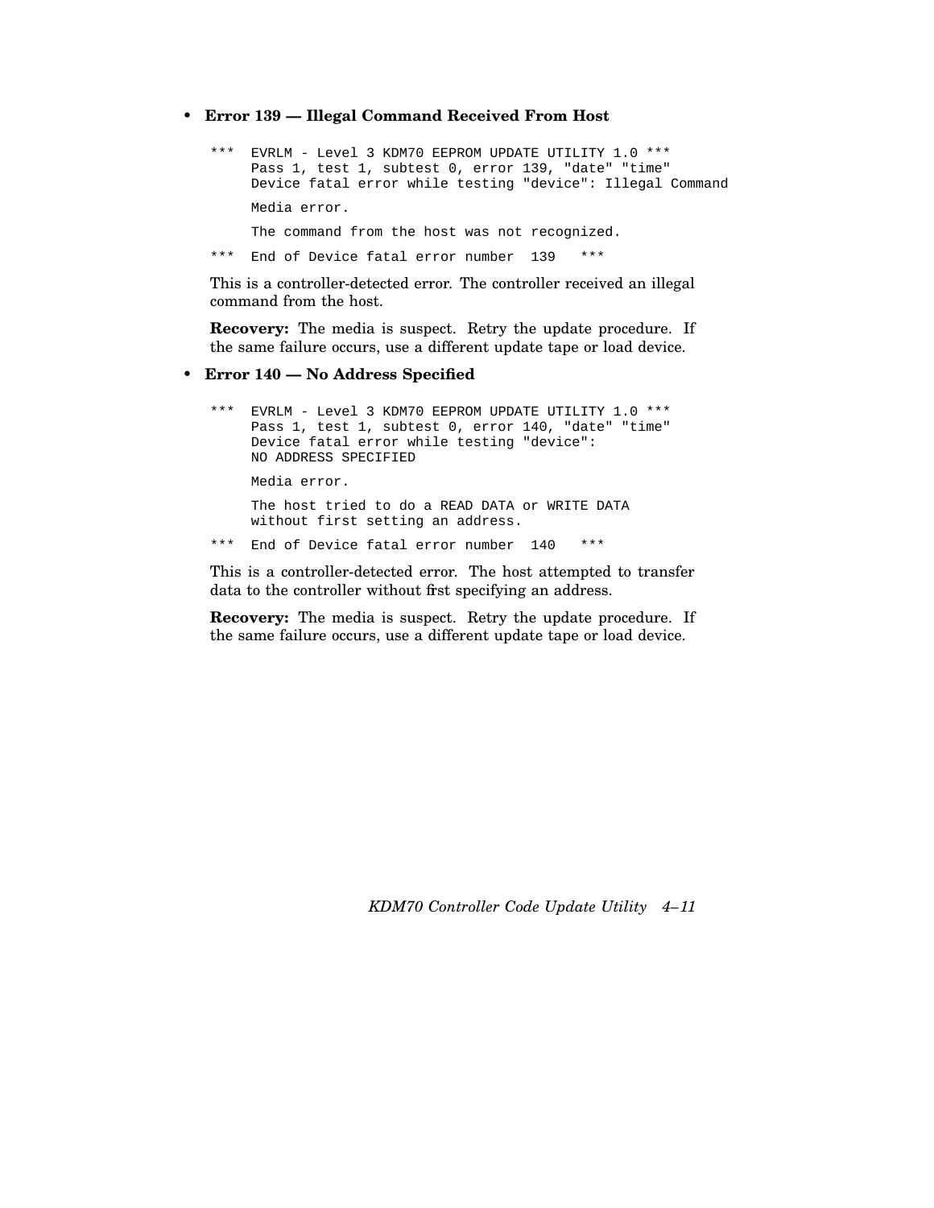- **Error 139 — Illegal Command Received From Host**

```
***  EVRLM - Level 3 KDM70 EEPROM UPDATE UTILITY 1.0 ***
     Pass 1, test 1, subtest 0, error 139, "date" "time"
     Device fatal error while testing "device": Illegal Command

     Media error.

     The command from the host was not recognized.

***  End of Device fatal error number  139   ***
```

This is a controller-detected error. The controller received an illegal command from the host.

**Recovery:** The media is suspect. Retry the update procedure. If the same failure occurs, use a different update tape or load device.

- **Error 140 — No Address Specified**

```
***  EVRLM - Level 3 KDM70 EEPROM UPDATE UTILITY 1.0 ***
     Pass 1, test 1, subtest 0, error 140, "date" "time"
     Device fatal error while testing "device":
     NO ADDRESS SPECIFIED

     Media error.

     The host tried to do a READ DATA or WRITE DATA
     without first setting an address.

***  End of Device fatal error number  140   ***
```

This is a controller-detected error. The host attempted to transfer data to the controller without first specifying an address.

**Recovery:** The media is suspect. Retry the update procedure. If the same failure occurs, use a different update tape or load device.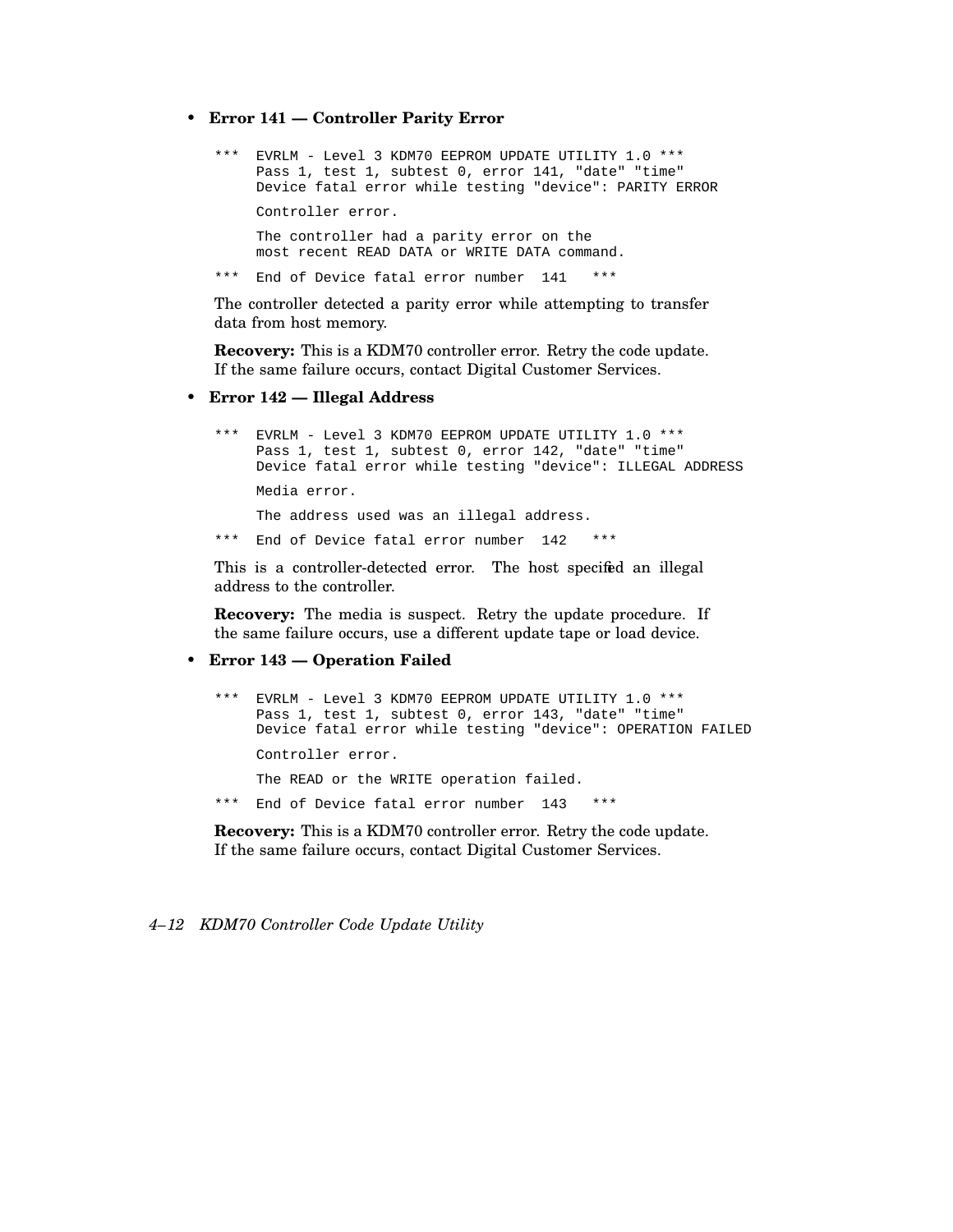- **Error 141 — Controller Parity Error**

```
***  EVRLM - Level 3 KDM70 EEPROM UPDATE UTILITY 1.0 ***
     Pass 1, test 1, subtest 0, error 141, "date" "time"
     Device fatal error while testing "device": PARITY ERROR

     Controller error.

     The controller had a parity error on the
     most recent READ DATA or WRITE DATA command.

***  End of Device fatal error number  141   ***
```

The controller detected a parity error while attempting to transfer data from host memory.

**Recovery:** This is a KDM70 controller error. Retry the code update. If the same failure occurs, contact Digital Customer Services.

- **Error 142 — Illegal Address**

```
***  EVRLM - Level 3 KDM70 EEPROM UPDATE UTILITY 1.0 ***
     Pass 1, test 1, subtest 0, error 142, "date" "time"
     Device fatal error while testing "device": ILLEGAL ADDRESS

     Media error.

     The address used was an illegal address.

***  End of Device fatal error number  142   ***
```

This is a controller-detected error. The host specified an illegal address to the controller.

**Recovery:** The media is suspect. Retry the update procedure. If the same failure occurs, use a different update tape or load device.

- **Error 143 — Operation Failed**

```
***  EVRLM - Level 3 KDM70 EEPROM UPDATE UTILITY 1.0 ***
     Pass 1, test 1, subtest 0, error 143, "date" "time"
     Device fatal error while testing "device": OPERATION FAILED

     Controller error.

     The READ or the WRITE operation failed.

***  End of Device fatal error number  143   ***
```

**Recovery:** This is a KDM70 controller error. Retry the code update. If the same failure occurs, contact Digital Customer Services.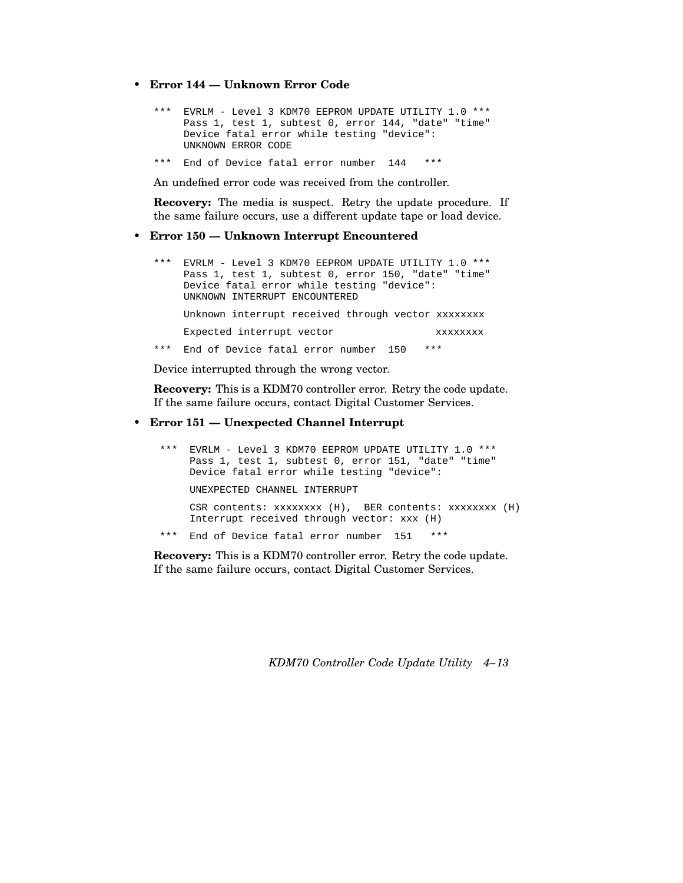- **Error 144 — Unknown Error Code**

```
***  EVRLM - Level 3 KDM70 EEPROM UPDATE UTILITY 1.0 ***
     Pass 1, test 1, subtest 0, error 144, "date" "time"
     Device fatal error while testing "device":
     UNKNOWN ERROR CODE

***  End of Device fatal error number  144   ***
```

An undefined error code was received from the controller.

**Recovery:** The media is suspect. Retry the update procedure. If the same failure occurs, use a different update tape or load device.

- **Error 150 — Unknown Interrupt Encountered**

```
***  EVRLM - Level 3 KDM70 EEPROM UPDATE UTILITY 1.0 ***
     Pass 1, test 1, subtest 0, error 150, "date" "time"
     Device fatal error while testing "device":
     UNKNOWN INTERRUPT ENCOUNTERED

     Unknown interrupt received through vector xxxxxxxx

     Expected interrupt vector                xxxxxxxx

***  End of Device fatal error number  150   ***
```

Device interrupted through the wrong vector.

**Recovery:** This is a KDM70 controller error. Retry the code update. If the same failure occurs, contact Digital Customer Services.

- **Error 151 — Unexpected Channel Interrupt**

```
***  EVRLM - Level 3 KDM70 EEPROM UPDATE UTILITY 1.0 ***
     Pass 1, test 1, subtest 0, error 151, "date" "time"
     Device fatal error while testing "device":

     UNEXPECTED CHANNEL INTERRUPT

     CSR contents: xxxxxxxx (H),  BER contents: xxxxxxxx (H)
     Interrupt received through vector: xxx (H)

***  End of Device fatal error number  151   ***
```

**Recovery:** This is a KDM70 controller error. Retry the code update. If the same failure occurs, contact Digital Customer Services.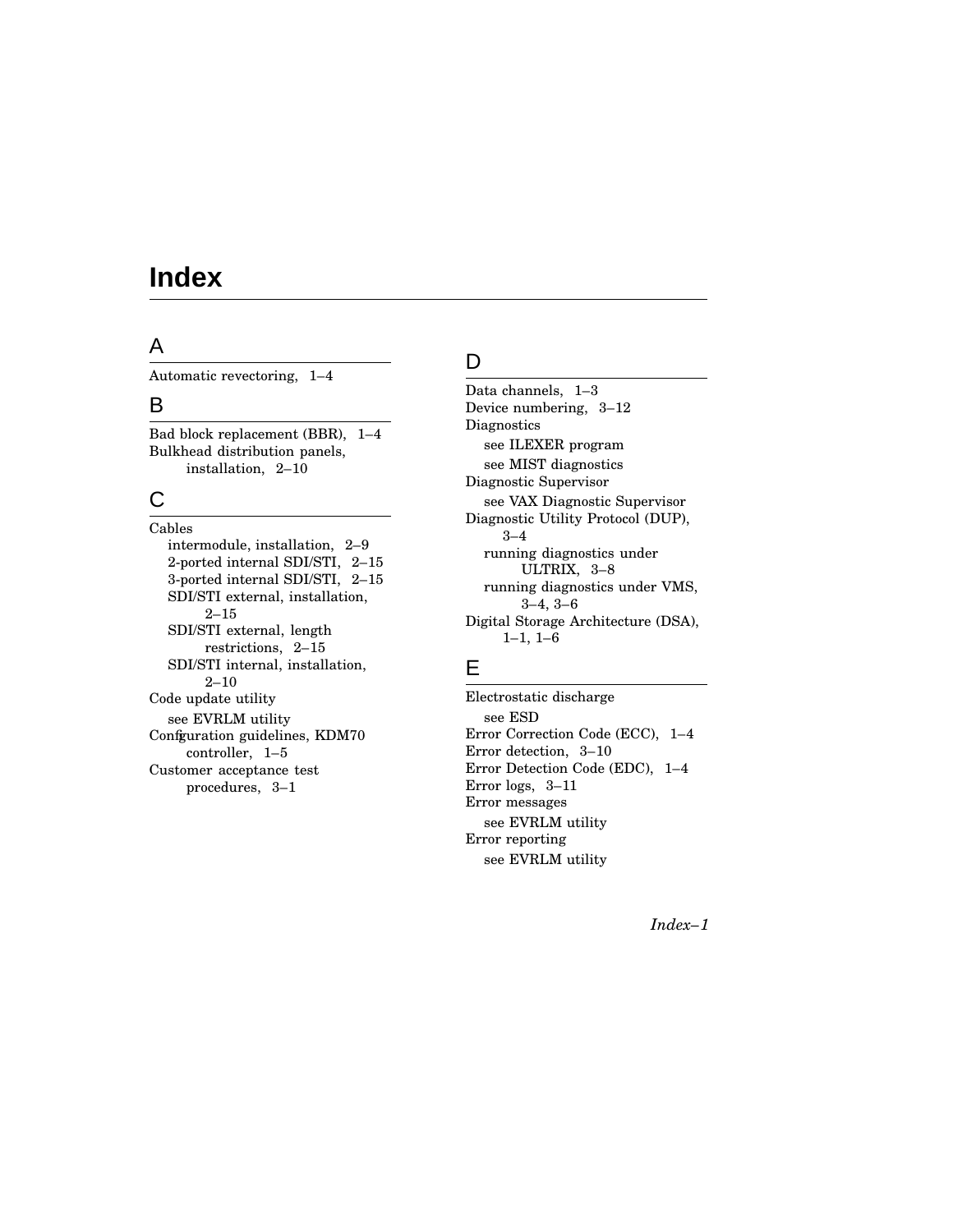# Index

## A

Automatic revectoring, 1–4

## B

Bad block replacement (BBR), 1–4
Bulkhead distribution panels, installation, 2–10

## C

Cables
- intermodule, installation, 2–9
- 2-ported internal SDI/STI, 2–15
- 3-ported internal SDI/STI, 2–15
- SDI/STI external, installation, 2–15
- SDI/STI external, length restrictions, 2–15
- SDI/STI internal, installation, 2–10

Code update utility
- see EVRLM utility

Configuration guidelines, KDM70 controller, 1–5
Customer acceptance test procedures, 3–1

## D

Data channels, 1–3
Device numbering, 3–12
Diagnostics
- see ILEXER program
- see MIST diagnostics

Diagnostic Supervisor
- see VAX Diagnostic Supervisor

Diagnostic Utility Protocol (DUP), 3–4
- running diagnostics under ULTRIX, 3–8
- running diagnostics under VMS, 3–4, 3–6

Digital Storage Architecture (DSA), 1–1, 1–6

## E

Electrostatic discharge
- see ESD

Error Correction Code (ECC), 1–4
Error detection, 3–10
Error Detection Code (EDC), 1–4
Error logs, 3–11
Error messages
- see EVRLM utility

Error reporting
- see EVRLM utility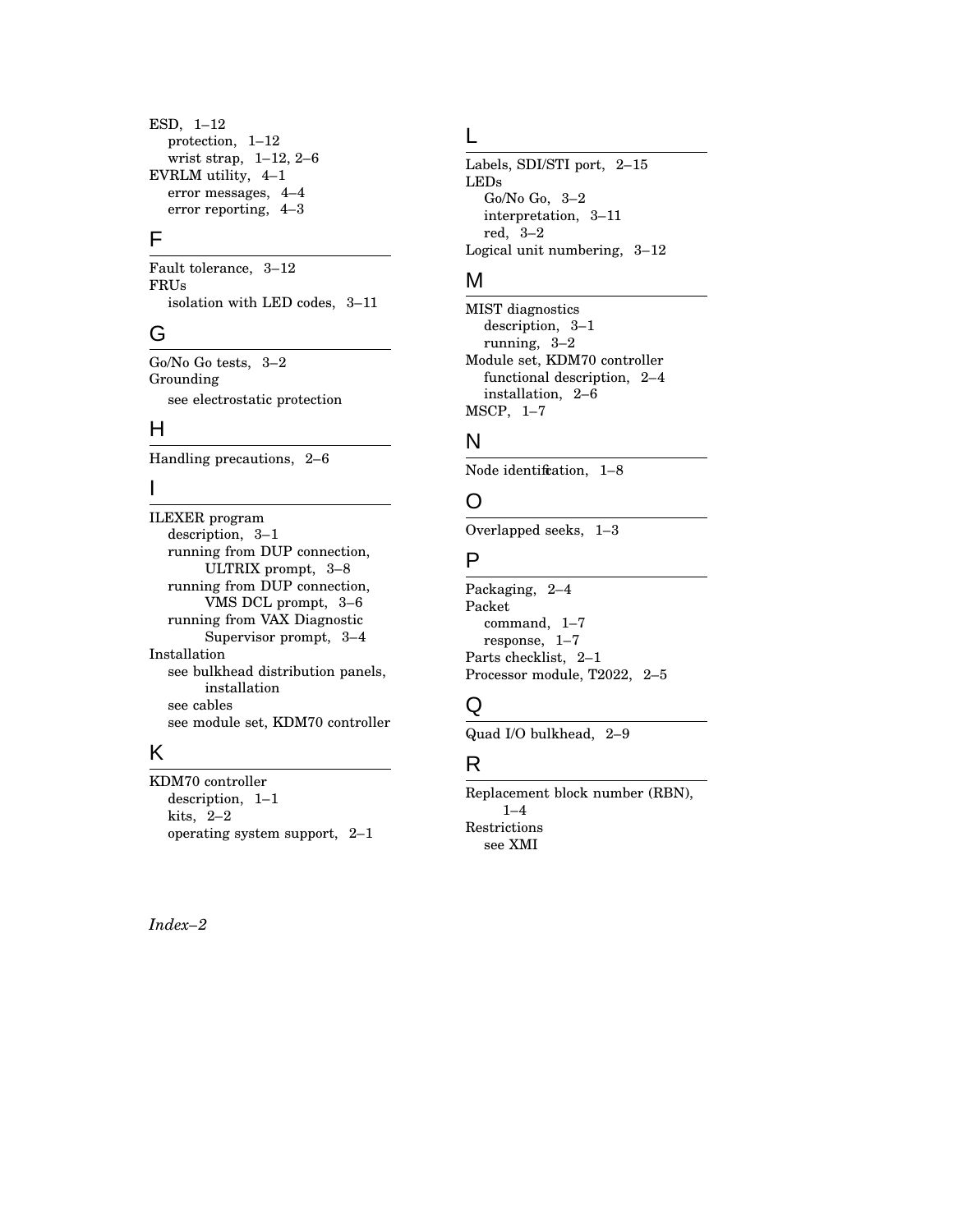ESD, 1–12
- protection, 1–12
- wrist strap, 1–12, 2–6

EVRLM utility, 4–1
- error messages, 4–4
- error reporting, 4–3

## F

Fault tolerance, 3–12
FRUs
- isolation with LED codes, 3–11

## G

Go/No Go tests, 3–2
Grounding
- see electrostatic protection

## H

Handling precautions, 2–6

## I

ILEXER program
- description, 3–1
- running from DUP connection, ULTRIX prompt, 3–8
- running from DUP connection, VMS DCL prompt, 3–6
- running from VAX Diagnostic Supervisor prompt, 3–4

Installation
- see bulkhead distribution panels, installation
- see cables
- see module set, KDM70 controller

## K

KDM70 controller
- description, 1–1
- kits, 2–2
- operating system support, 2–1

## L

Labels, SDI/STI port, 2–15
LEDs
- Go/No Go, 3–2
- interpretation, 3–11
- red, 3–2

Logical unit numbering, 3–12

## M

MIST diagnostics
- description, 3–1
- running, 3–2

Module set, KDM70 controller
- functional description, 2–4
- installation, 2–6

MSCP, 1–7

## N

Node identification, 1–8

## O

Overlapped seeks, 1–3

## P

Packaging, 2–4
Packet
- command, 1–7
- response, 1–7

Parts checklist, 2–1
Processor module, T2022, 2–5

## Q

Quad I/O bulkhead, 2–9

## R

Replacement block number (RBN), 1–4
Restrictions
- see XMI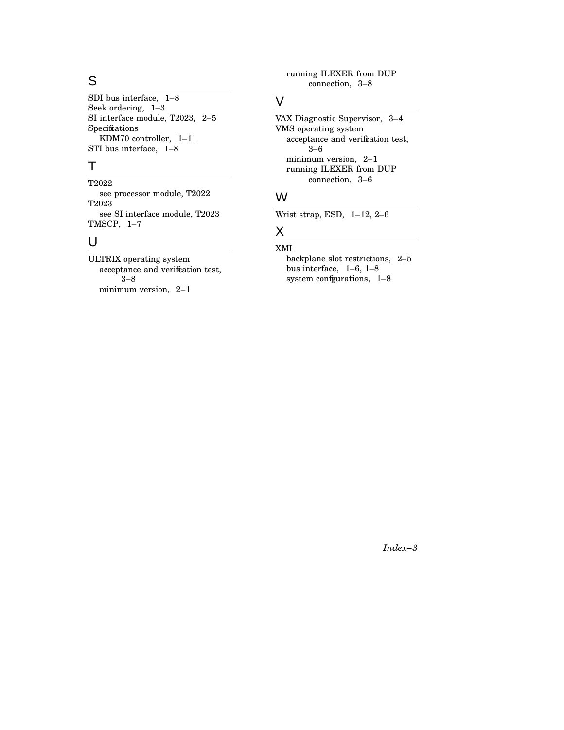## S

SDI bus interface, 1–8
Seek ordering, 1–3
SI interface module, T2023, 2–5
Specifications
  KDM70 controller, 1–11
STI bus interface, 1–8

## T

T2022
  see processor module, T2022
T2023
  see SI interface module, T2023
TMSCP, 1–7

## U

ULTRIX operating system
  acceptance and verification test, 3–8
  minimum version, 2–1
  running ILEXER from DUP connection, 3–8

## V

VAX Diagnostic Supervisor, 3–4
VMS operating system
  acceptance and verification test, 3–6
  minimum version, 2–1
  running ILEXER from DUP connection, 3–6

## W

Wrist strap, ESD, 1–12, 2–6

## X

XMI
  backplane slot restrictions, 2–5
  bus interface, 1–6, 1–8
  system configurations, 1–8